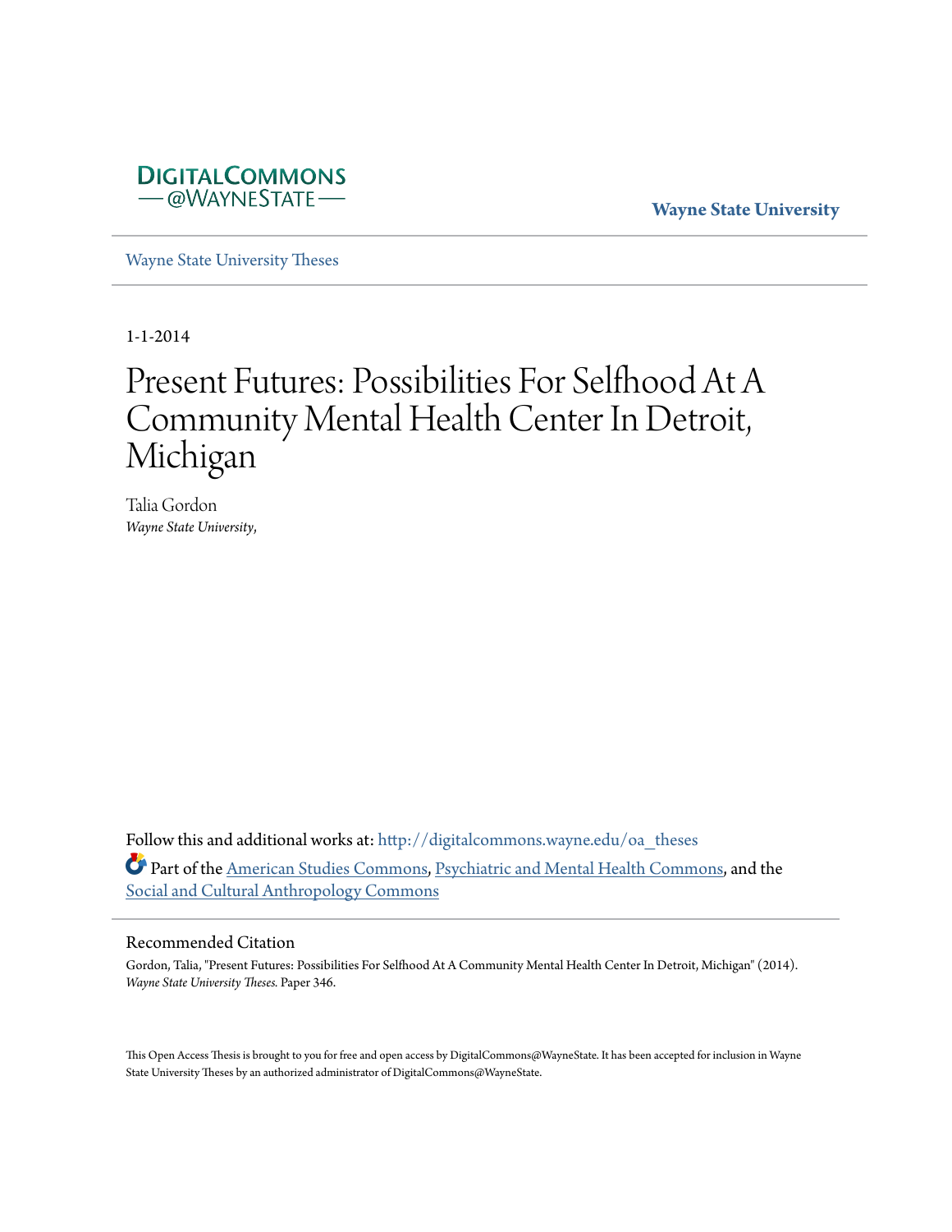DIGITALCOMMONS
— @WAYNESTATE —

**Wayne State University**

Wayne State University Theses

1-1-2014

# Present Futures: Possibilities For Selfhood At A Community Mental Health Center In Detroit, Michigan

Talia Gordon
*Wayne State University,*

Follow this and additional works at: http://digitalcommons.wayne.edu/oa_theses

Part of the American Studies Commons, Psychiatric and Mental Health Commons, and the Social and Cultural Anthropology Commons

## Recommended Citation

Gordon, Talia, "Present Futures: Possibilities For Selfhood At A Community Mental Health Center In Detroit, Michigan" (2014). *Wayne State University Theses.* Paper 346.

This Open Access Thesis is brought to you for free and open access by DigitalCommons@WayneState. It has been accepted for inclusion in Wayne State University Theses by an authorized administrator of DigitalCommons@WayneState.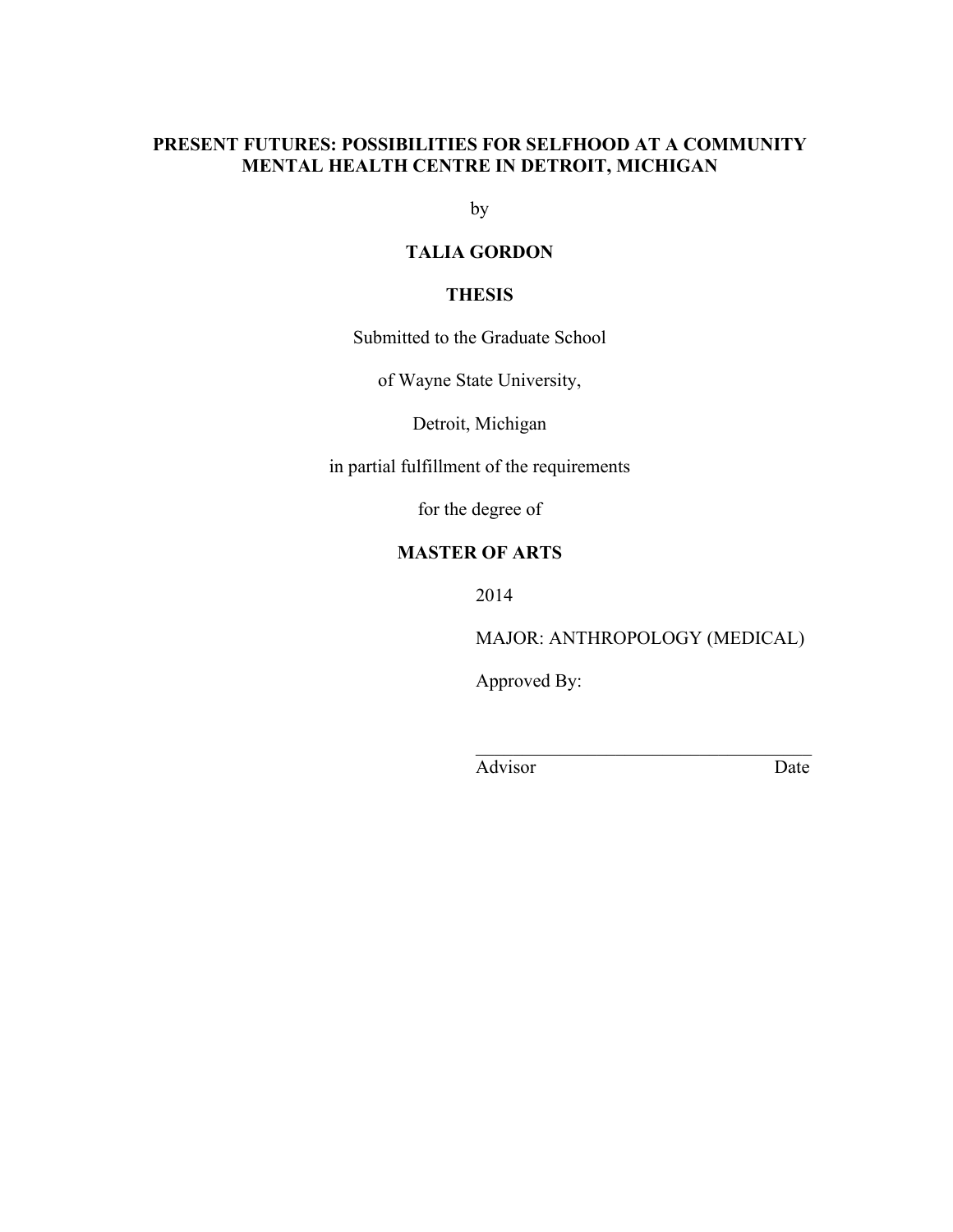**PRESENT FUTURES: POSSIBILITIES FOR SELFHOOD AT A COMMUNITY MENTAL HEALTH CENTRE IN DETROIT, MICHIGAN**

by

**TALIA GORDON**

**THESIS**

Submitted to the Graduate School

of Wayne State University,

Detroit, Michigan

in partial fulfillment of the requirements

for the degree of

**MASTER OF ARTS**

2014

MAJOR: ANTHROPOLOGY (MEDICAL)

Approved By:

\_\_\_\_\_\_\_\_\_\_\_\_\_\_\_\_\_\_\_\_\_\_\_\_\_\_\_\_\_\_\_\_\_\_\_\_

Advisor Date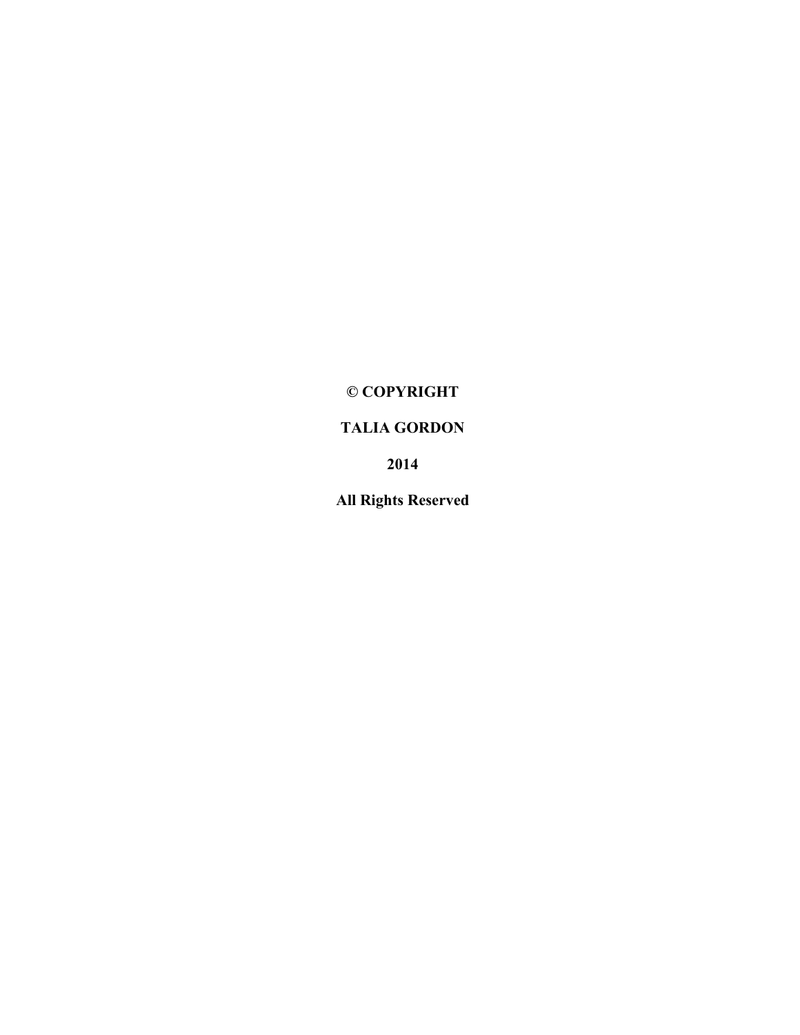**© COPYRIGHT**

**TALIA GORDON**

**2014**

**All Rights Reserved**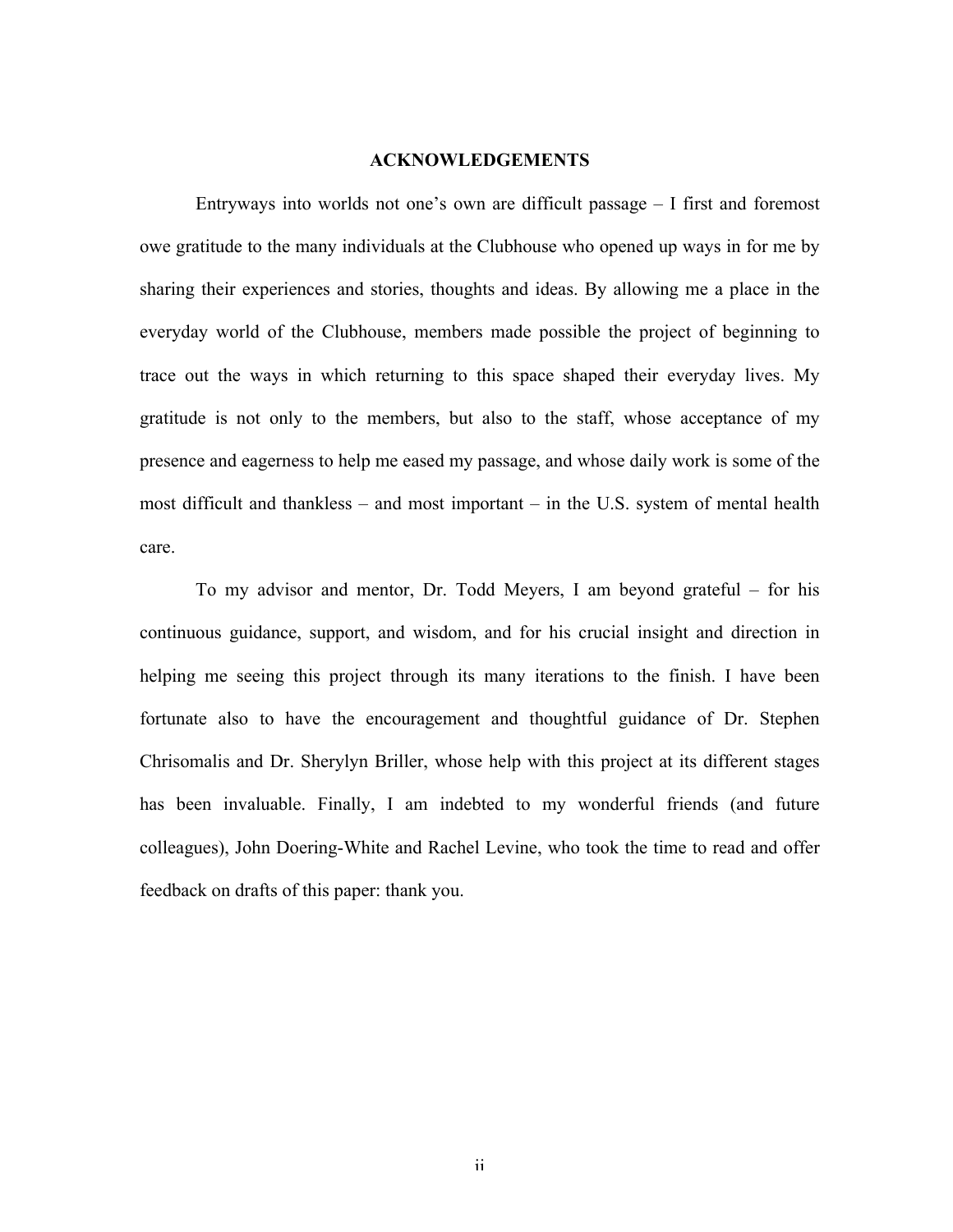## ACKNOWLEDGEMENTS

Entryways into worlds not one's own are difficult passage – I first and foremost owe gratitude to the many individuals at the Clubhouse who opened up ways in for me by sharing their experiences and stories, thoughts and ideas. By allowing me a place in the everyday world of the Clubhouse, members made possible the project of beginning to trace out the ways in which returning to this space shaped their everyday lives. My gratitude is not only to the members, but also to the staff, whose acceptance of my presence and eagerness to help me eased my passage, and whose daily work is some of the most difficult and thankless – and most important – in the U.S. system of mental health care.

To my advisor and mentor, Dr. Todd Meyers, I am beyond grateful – for his continuous guidance, support, and wisdom, and for his crucial insight and direction in helping me seeing this project through its many iterations to the finish. I have been fortunate also to have the encouragement and thoughtful guidance of Dr. Stephen Chrisomalis and Dr. Sherylyn Briller, whose help with this project at its different stages has been invaluable. Finally, I am indebted to my wonderful friends (and future colleagues), John Doering-White and Rachel Levine, who took the time to read and offer feedback on drafts of this paper: thank you.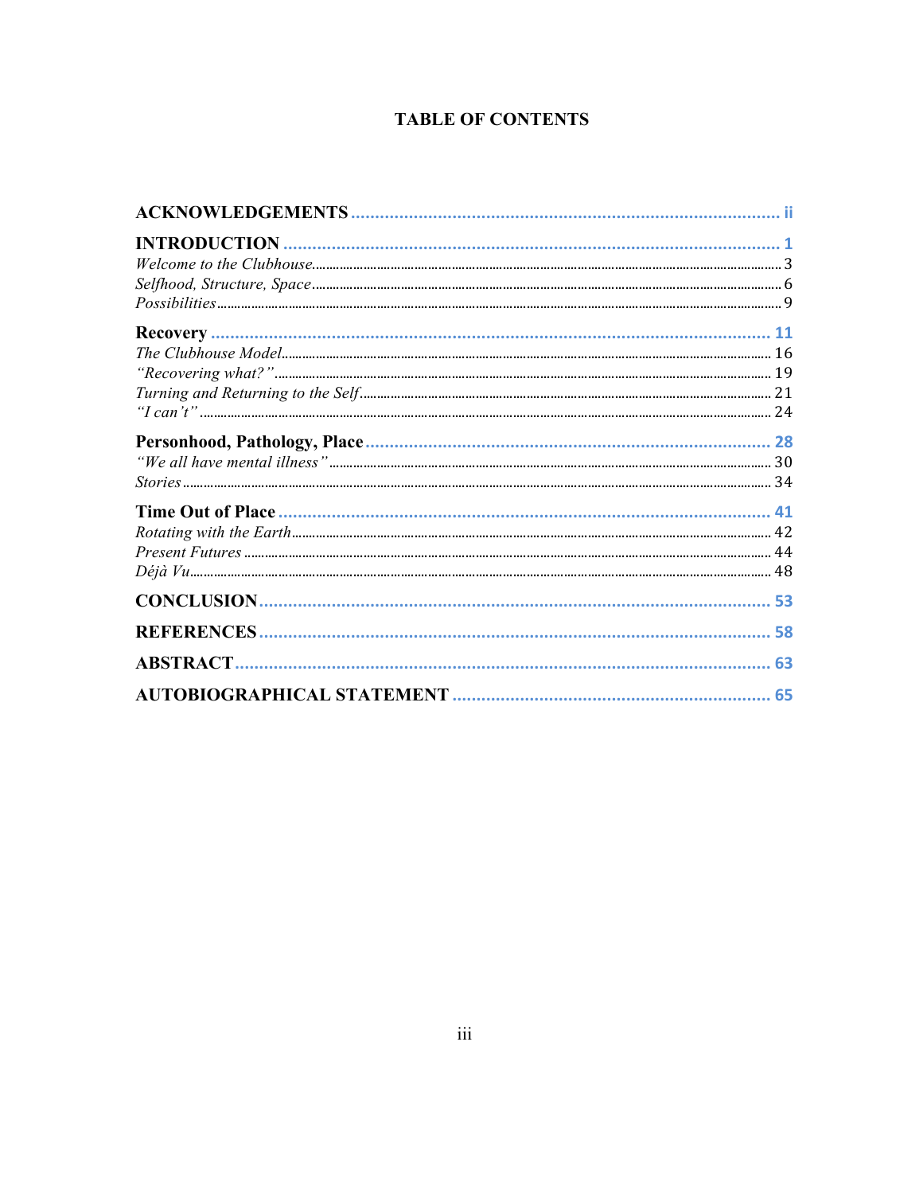# TABLE OF CONTENTS

**ACKNOWLEDGEMENTS** ........ ii

**INTRODUCTION** ........ 1

*Welcome to the Clubhouse* ........ 3

*Selfhood, Structure, Space* ........ 6

*Possibilities* ........ 9

**Recovery** ........ 11

*The Clubhouse Model* ........ 16

*"Recovering what?"* ........ 19

*Turning and Returning to the Self* ........ 21

*"I can't"* ........ 24

**Personhood, Pathology, Place** ........ 28

*"We all have mental illness"* ........ 30

*Stories* ........ 34

**Time Out of Place** ........ 41

*Rotating with the Earth* ........ 42

*Present Futures* ........ 44

*Déjà Vu* ........ 48

**CONCLUSION** ........ 53

**REFERENCES** ........ 58

**ABSTRACT** ........ 63

**AUTOBIOGRAPHICAL STATEMENT** ........ 65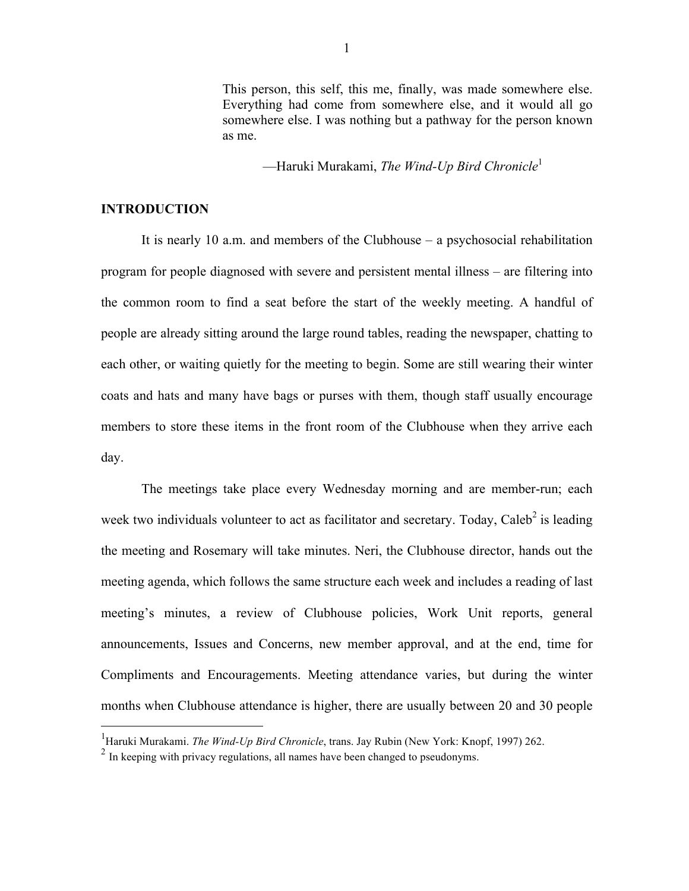> This person, this self, this me, finally, was made somewhere else. Everything had come from somewhere else, and it would all go somewhere else. I was nothing but a pathway for the person known as me.
>
> —Haruki Murakami, *The Wind-Up Bird Chronicle*[1]

## INTRODUCTION

It is nearly 10 a.m. and members of the Clubhouse – a psychosocial rehabilitation program for people diagnosed with severe and persistent mental illness – are filtering into the common room to find a seat before the start of the weekly meeting. A handful of people are already sitting around the large round tables, reading the newspaper, chatting to each other, or waiting quietly for the meeting to begin. Some are still wearing their winter coats and hats and many have bags or purses with them, though staff usually encourage members to store these items in the front room of the Clubhouse when they arrive each day.

The meetings take place every Wednesday morning and are member-run; each week two individuals volunteer to act as facilitator and secretary. Today, Caleb[2] is leading the meeting and Rosemary will take minutes. Neri, the Clubhouse director, hands out the meeting agenda, which follows the same structure each week and includes a reading of last meeting's minutes, a review of Clubhouse policies, Work Unit reports, general announcements, Issues and Concerns, new member approval, and at the end, time for Compliments and Encouragements. Meeting attendance varies, but during the winter months when Clubhouse attendance is higher, there are usually between 20 and 30 people

---

[1] Haruki Murakami. *The Wind-Up Bird Chronicle*, trans. Jay Rubin (New York: Knopf, 1997) 262.

[2] In keeping with privacy regulations, all names have been changed to pseudonyms.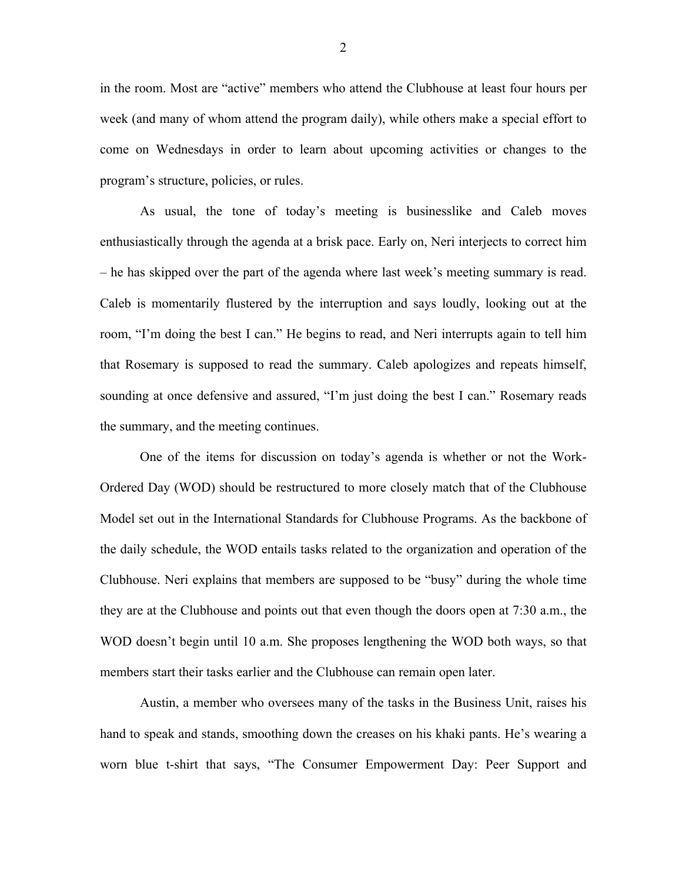in the room. Most are "active" members who attend the Clubhouse at least four hours per week (and many of whom attend the program daily), while others make a special effort to come on Wednesdays in order to learn about upcoming activities or changes to the program's structure, policies, or rules.

As usual, the tone of today's meeting is businesslike and Caleb moves enthusiastically through the agenda at a brisk pace. Early on, Neri interjects to correct him – he has skipped over the part of the agenda where last week's meeting summary is read. Caleb is momentarily flustered by the interruption and says loudly, looking out at the room, "I'm doing the best I can." He begins to read, and Neri interrupts again to tell him that Rosemary is supposed to read the summary. Caleb apologizes and repeats himself, sounding at once defensive and assured, "I'm just doing the best I can." Rosemary reads the summary, and the meeting continues.

One of the items for discussion on today's agenda is whether or not the Work-Ordered Day (WOD) should be restructured to more closely match that of the Clubhouse Model set out in the International Standards for Clubhouse Programs. As the backbone of the daily schedule, the WOD entails tasks related to the organization and operation of the Clubhouse. Neri explains that members are supposed to be "busy" during the whole time they are at the Clubhouse and points out that even though the doors open at 7:30 a.m., the WOD doesn't begin until 10 a.m. She proposes lengthening the WOD both ways, so that members start their tasks earlier and the Clubhouse can remain open later.

Austin, a member who oversees many of the tasks in the Business Unit, raises his hand to speak and stands, smoothing down the creases on his khaki pants. He's wearing a worn blue t-shirt that says, "The Consumer Empowerment Day: Peer Support and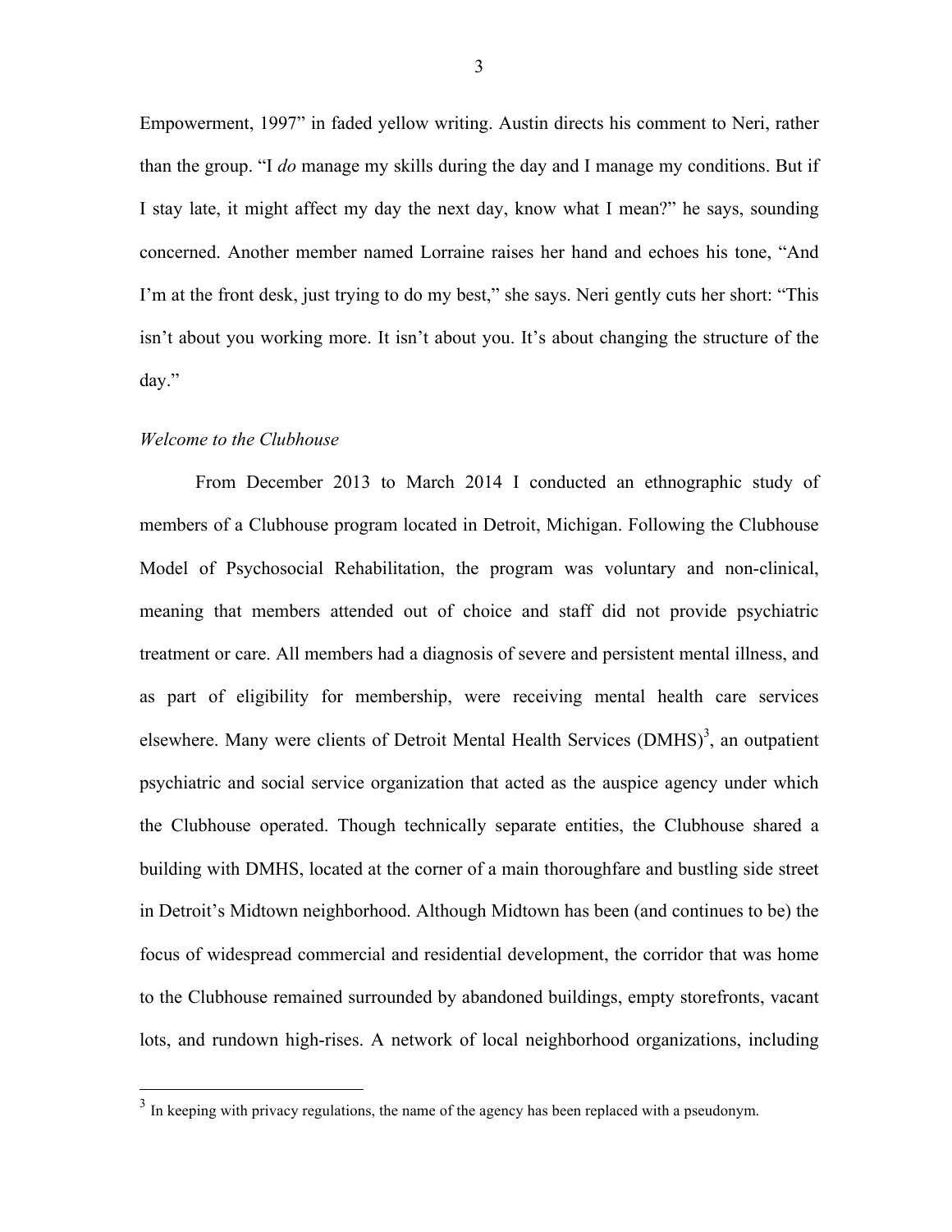Empowerment, 1997" in faded yellow writing. Austin directs his comment to Neri, rather than the group. "I *do* manage my skills during the day and I manage my conditions. But if I stay late, it might affect my day the next day, know what I mean?" he says, sounding concerned. Another member named Lorraine raises her hand and echoes his tone, "And I'm at the front desk, just trying to do my best," she says. Neri gently cuts her short: "This isn't about you working more. It isn't about you. It's about changing the structure of the day."

*Welcome to the Clubhouse*

From December 2013 to March 2014 I conducted an ethnographic study of members of a Clubhouse program located in Detroit, Michigan. Following the Clubhouse Model of Psychosocial Rehabilitation, the program was voluntary and non-clinical, meaning that members attended out of choice and staff did not provide psychiatric treatment or care. All members had a diagnosis of severe and persistent mental illness, and as part of eligibility for membership, were receiving mental health care services elsewhere. Many were clients of Detroit Mental Health Services (DMHS)[3], an outpatient psychiatric and social service organization that acted as the auspice agency under which the Clubhouse operated. Though technically separate entities, the Clubhouse shared a building with DMHS, located at the corner of a main thoroughfare and bustling side street in Detroit's Midtown neighborhood. Although Midtown has been (and continues to be) the focus of widespread commercial and residential development, the corridor that was home to the Clubhouse remained surrounded by abandoned buildings, empty storefronts, vacant lots, and rundown high-rises. A network of local neighborhood organizations, including

[3] In keeping with privacy regulations, the name of the agency has been replaced with a pseudonym.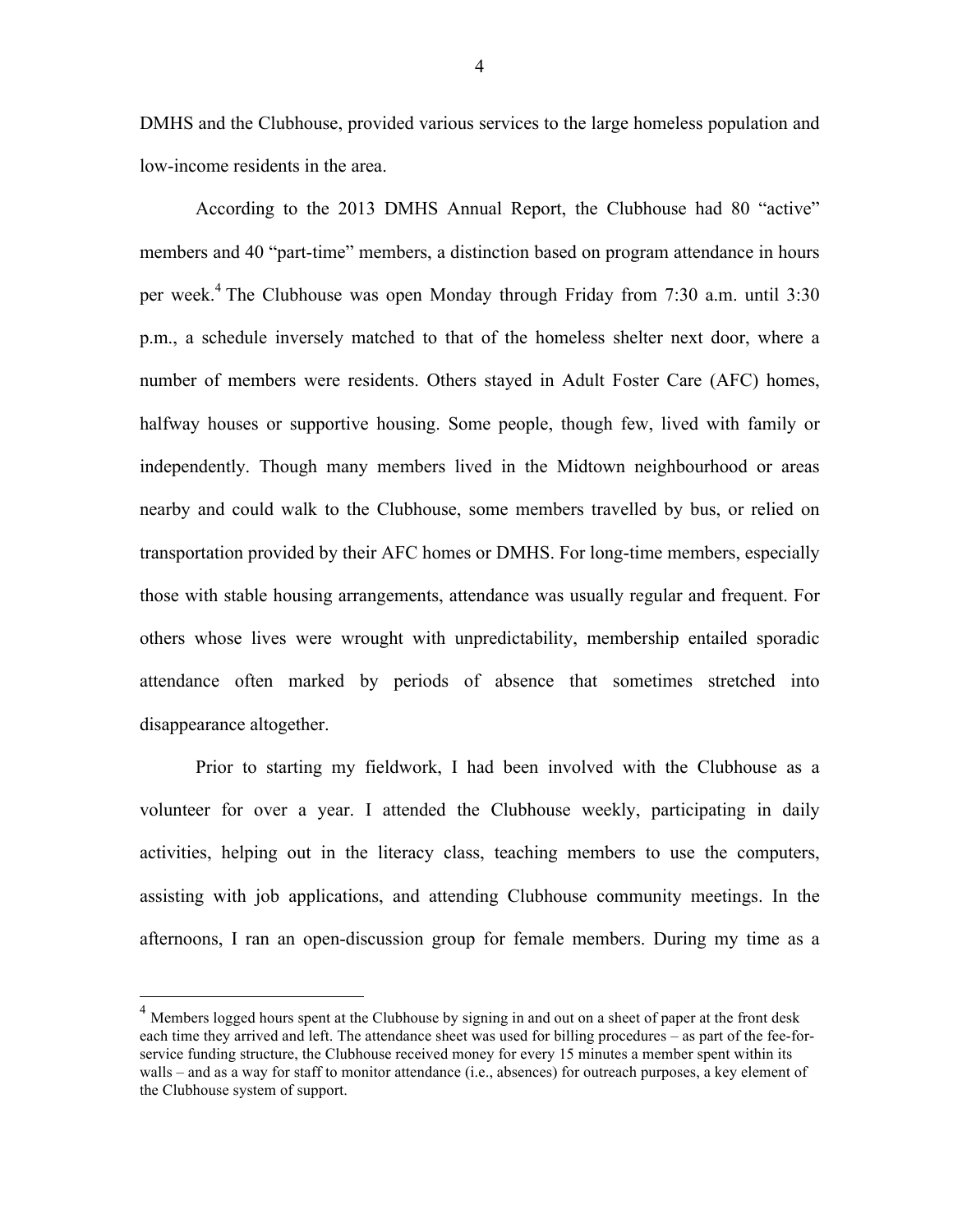DMHS and the Clubhouse, provided various services to the large homeless population and low-income residents in the area.

According to the 2013 DMHS Annual Report, the Clubhouse had 80 "active" members and 40 "part-time" members, a distinction based on program attendance in hours per week.[4] The Clubhouse was open Monday through Friday from 7:30 a.m. until 3:30 p.m., a schedule inversely matched to that of the homeless shelter next door, where a number of members were residents. Others stayed in Adult Foster Care (AFC) homes, halfway houses or supportive housing. Some people, though few, lived with family or independently. Though many members lived in the Midtown neighbourhood or areas nearby and could walk to the Clubhouse, some members travelled by bus, or relied on transportation provided by their AFC homes or DMHS. For long-time members, especially those with stable housing arrangements, attendance was usually regular and frequent. For others whose lives were wrought with unpredictability, membership entailed sporadic attendance often marked by periods of absence that sometimes stretched into disappearance altogether.

Prior to starting my fieldwork, I had been involved with the Clubhouse as a volunteer for over a year. I attended the Clubhouse weekly, participating in daily activities, helping out in the literacy class, teaching members to use the computers, assisting with job applications, and attending Clubhouse community meetings. In the afternoons, I ran an open-discussion group for female members. During my time as a

---

[4] Members logged hours spent at the Clubhouse by signing in and out on a sheet of paper at the front desk each time they arrived and left. The attendance sheet was used for billing procedures – as part of the fee-for-service funding structure, the Clubhouse received money for every 15 minutes a member spent within its walls – and as a way for staff to monitor attendance (i.e., absences) for outreach purposes, a key element of the Clubhouse system of support.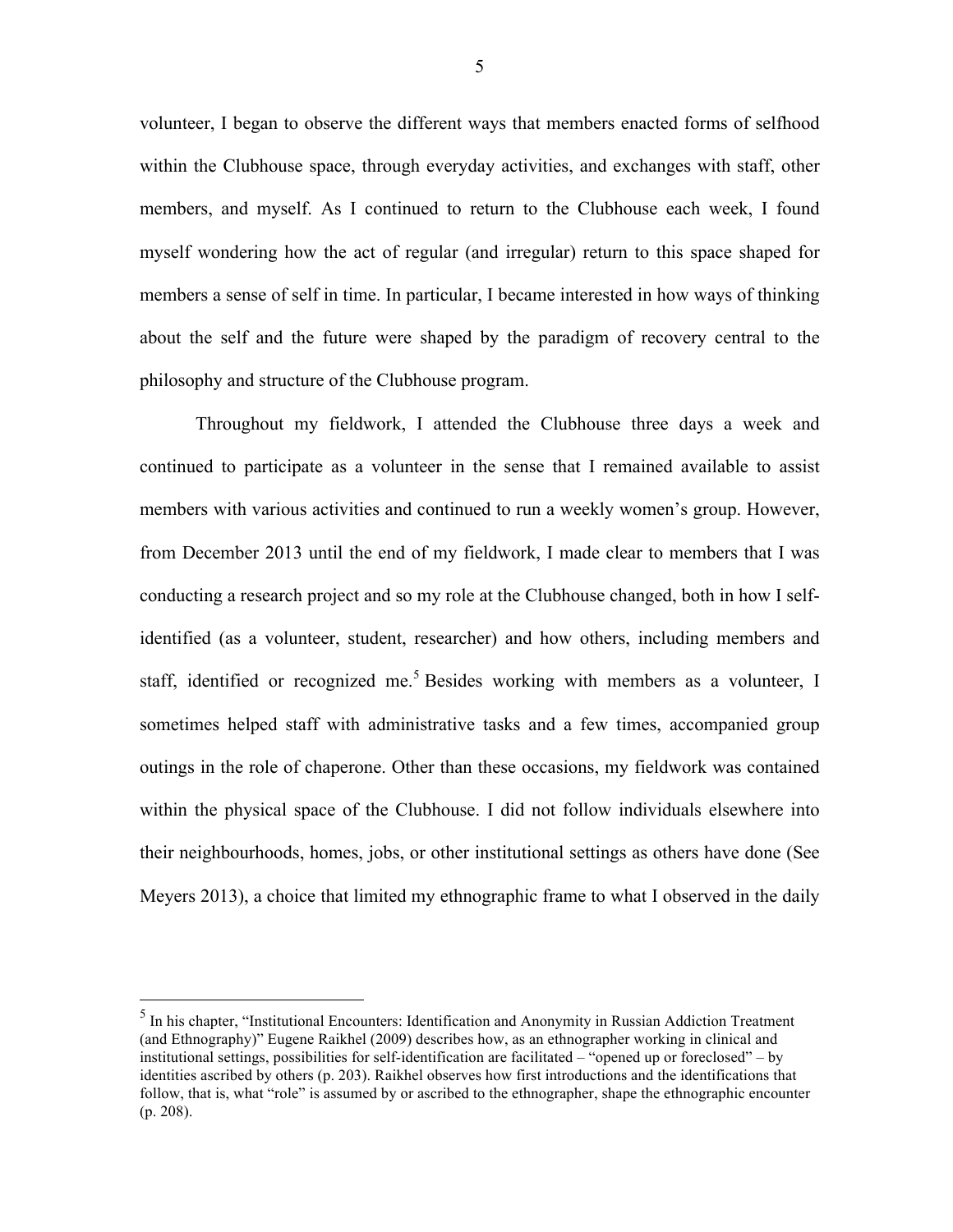volunteer, I began to observe the different ways that members enacted forms of selfhood within the Clubhouse space, through everyday activities, and exchanges with staff, other members, and myself. As I continued to return to the Clubhouse each week, I found myself wondering how the act of regular (and irregular) return to this space shaped for members a sense of self in time. In particular, I became interested in how ways of thinking about the self and the future were shaped by the paradigm of recovery central to the philosophy and structure of the Clubhouse program.

Throughout my fieldwork, I attended the Clubhouse three days a week and continued to participate as a volunteer in the sense that I remained available to assist members with various activities and continued to run a weekly women's group. However, from December 2013 until the end of my fieldwork, I made clear to members that I was conducting a research project and so my role at the Clubhouse changed, both in how I self-identified (as a volunteer, student, researcher) and how others, including members and staff, identified or recognized me.[5] Besides working with members as a volunteer, I sometimes helped staff with administrative tasks and a few times, accompanied group outings in the role of chaperone. Other than these occasions, my fieldwork was contained within the physical space of the Clubhouse. I did not follow individuals elsewhere into their neighbourhoods, homes, jobs, or other institutional settings as others have done (See Meyers 2013), a choice that limited my ethnographic frame to what I observed in the daily

---

[5] In his chapter, "Institutional Encounters: Identification and Anonymity in Russian Addiction Treatment (and Ethnography)" Eugene Raikhel (2009) describes how, as an ethnographer working in clinical and institutional settings, possibilities for self-identification are facilitated – "opened up or foreclosed" – by identities ascribed by others (p. 203). Raikhel observes how first introductions and the identifications that follow, that is, what "role" is assumed by or ascribed to the ethnographer, shape the ethnographic encounter (p. 208).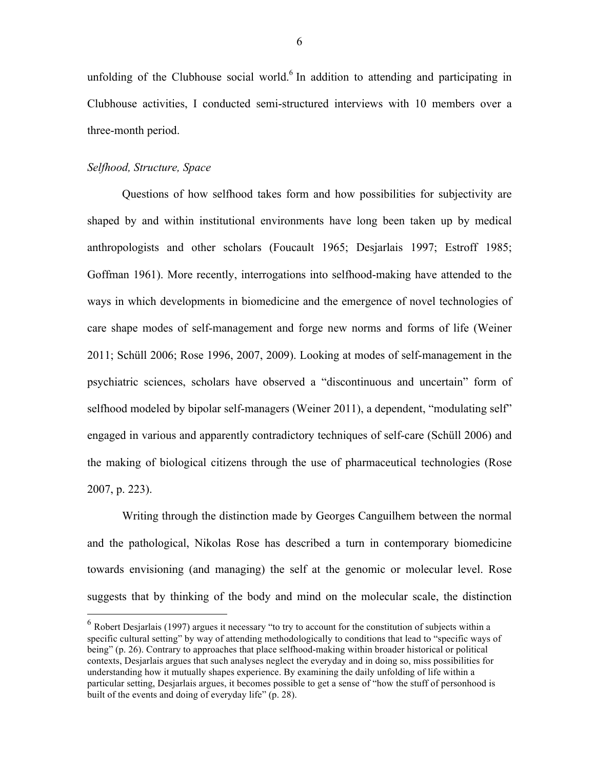unfolding of the Clubhouse social world.[6] In addition to attending and participating in Clubhouse activities, I conducted semi-structured interviews with 10 members over a three-month period.

### *Selfhood, Structure, Space*

Questions of how selfhood takes form and how possibilities for subjectivity are shaped by and within institutional environments have long been taken up by medical anthropologists and other scholars (Foucault 1965; Desjarlais 1997; Estroff 1985; Goffman 1961). More recently, interrogations into selfhood-making have attended to the ways in which developments in biomedicine and the emergence of novel technologies of care shape modes of self-management and forge new norms and forms of life (Weiner 2011; Schüll 2006; Rose 1996, 2007, 2009). Looking at modes of self-management in the psychiatric sciences, scholars have observed a "discontinuous and uncertain" form of selfhood modeled by bipolar self-managers (Weiner 2011), a dependent, "modulating self" engaged in various and apparently contradictory techniques of self-care (Schüll 2006) and the making of biological citizens through the use of pharmaceutical technologies (Rose 2007, p. 223).

Writing through the distinction made by Georges Canguilhem between the normal and the pathological, Nikolas Rose has described a turn in contemporary biomedicine towards envisioning (and managing) the self at the genomic or molecular level. Rose suggests that by thinking of the body and mind on the molecular scale, the distinction

---

[6] Robert Desjarlais (1997) argues it necessary "to try to account for the constitution of subjects within a specific cultural setting" by way of attending methodologically to conditions that lead to "specific ways of being" (p. 26). Contrary to approaches that place selfhood-making within broader historical or political contexts, Desjarlais argues that such analyses neglect the everyday and in doing so, miss possibilities for understanding how it mutually shapes experience. By examining the daily unfolding of life within a particular setting, Desjarlais argues, it becomes possible to get a sense of "how the stuff of personhood is built of the events and doing of everyday life" (p. 28).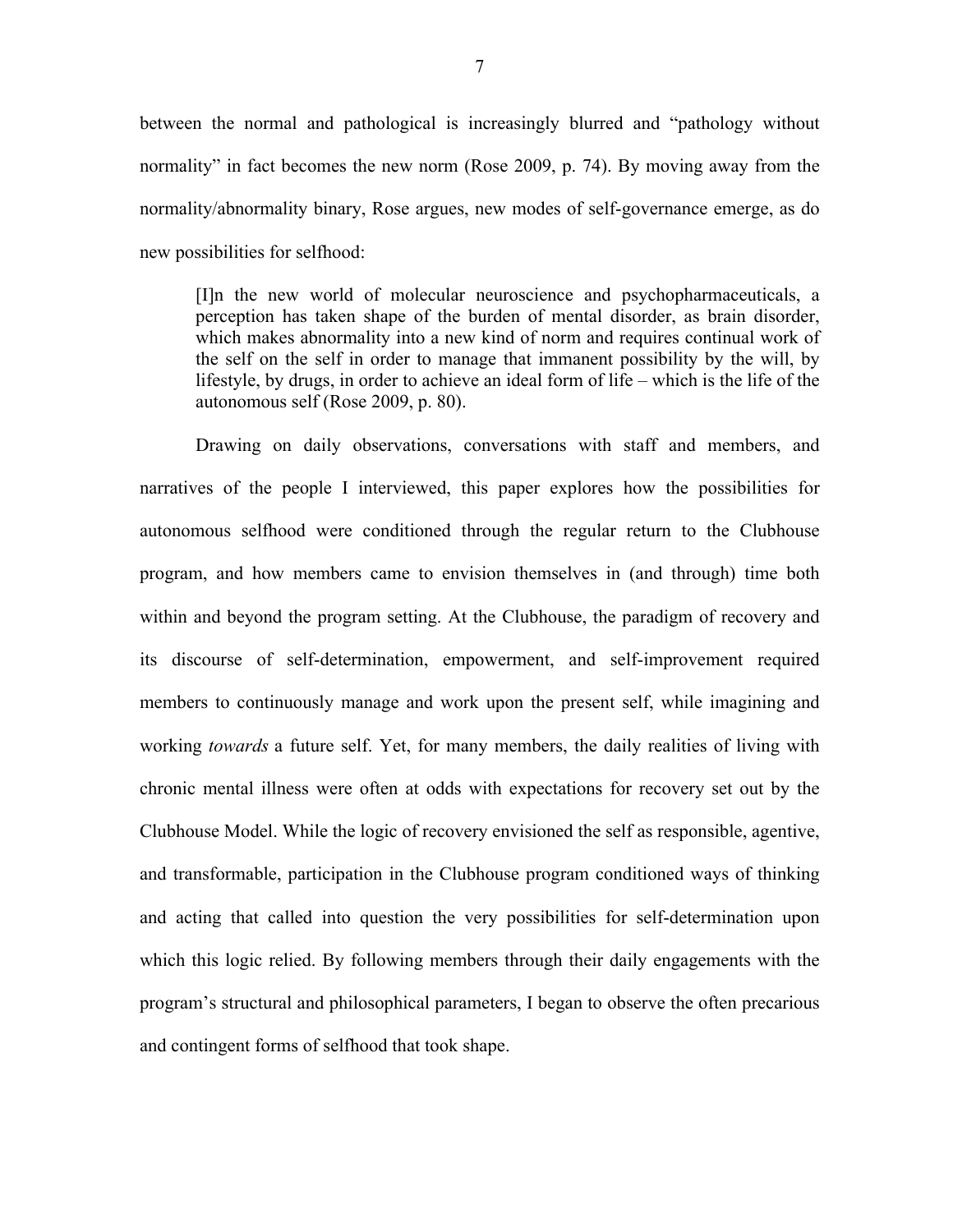between the normal and pathological is increasingly blurred and "pathology without normality" in fact becomes the new norm (Rose 2009, p. 74). By moving away from the normality/abnormality binary, Rose argues, new modes of self-governance emerge, as do new possibilities for selfhood:

> [I]n the new world of molecular neuroscience and psychopharmaceuticals, a perception has taken shape of the burden of mental disorder, as brain disorder, which makes abnormality into a new kind of norm and requires continual work of the self on the self in order to manage that immanent possibility by the will, by lifestyle, by drugs, in order to achieve an ideal form of life – which is the life of the autonomous self (Rose 2009, p. 80).

Drawing on daily observations, conversations with staff and members, and narratives of the people I interviewed, this paper explores how the possibilities for autonomous selfhood were conditioned through the regular return to the Clubhouse program, and how members came to envision themselves in (and through) time both within and beyond the program setting. At the Clubhouse, the paradigm of recovery and its discourse of self-determination, empowerment, and self-improvement required members to continuously manage and work upon the present self, while imagining and working *towards* a future self. Yet, for many members, the daily realities of living with chronic mental illness were often at odds with expectations for recovery set out by the Clubhouse Model. While the logic of recovery envisioned the self as responsible, agentive, and transformable, participation in the Clubhouse program conditioned ways of thinking and acting that called into question the very possibilities for self-determination upon which this logic relied. By following members through their daily engagements with the program's structural and philosophical parameters, I began to observe the often precarious and contingent forms of selfhood that took shape.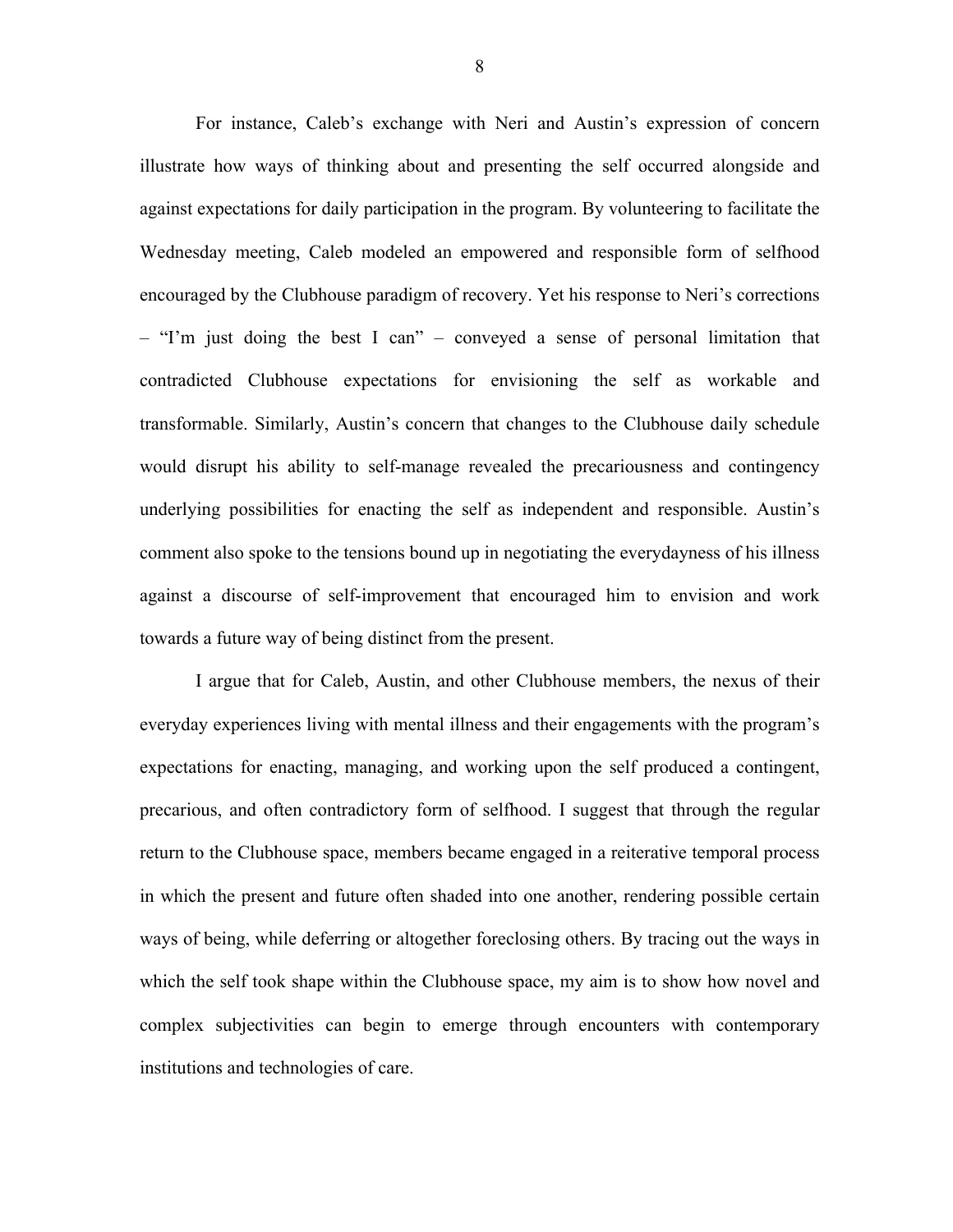For instance, Caleb's exchange with Neri and Austin's expression of concern illustrate how ways of thinking about and presenting the self occurred alongside and against expectations for daily participation in the program. By volunteering to facilitate the Wednesday meeting, Caleb modeled an empowered and responsible form of selfhood encouraged by the Clubhouse paradigm of recovery. Yet his response to Neri's corrections – "I'm just doing the best I can" – conveyed a sense of personal limitation that contradicted Clubhouse expectations for envisioning the self as workable and transformable. Similarly, Austin's concern that changes to the Clubhouse daily schedule would disrupt his ability to self-manage revealed the precariousness and contingency underlying possibilities for enacting the self as independent and responsible. Austin's comment also spoke to the tensions bound up in negotiating the everydayness of his illness against a discourse of self-improvement that encouraged him to envision and work towards a future way of being distinct from the present.

I argue that for Caleb, Austin, and other Clubhouse members, the nexus of their everyday experiences living with mental illness and their engagements with the program's expectations for enacting, managing, and working upon the self produced a contingent, precarious, and often contradictory form of selfhood. I suggest that through the regular return to the Clubhouse space, members became engaged in a reiterative temporal process in which the present and future often shaded into one another, rendering possible certain ways of being, while deferring or altogether foreclosing others. By tracing out the ways in which the self took shape within the Clubhouse space, my aim is to show how novel and complex subjectivities can begin to emerge through encounters with contemporary institutions and technologies of care.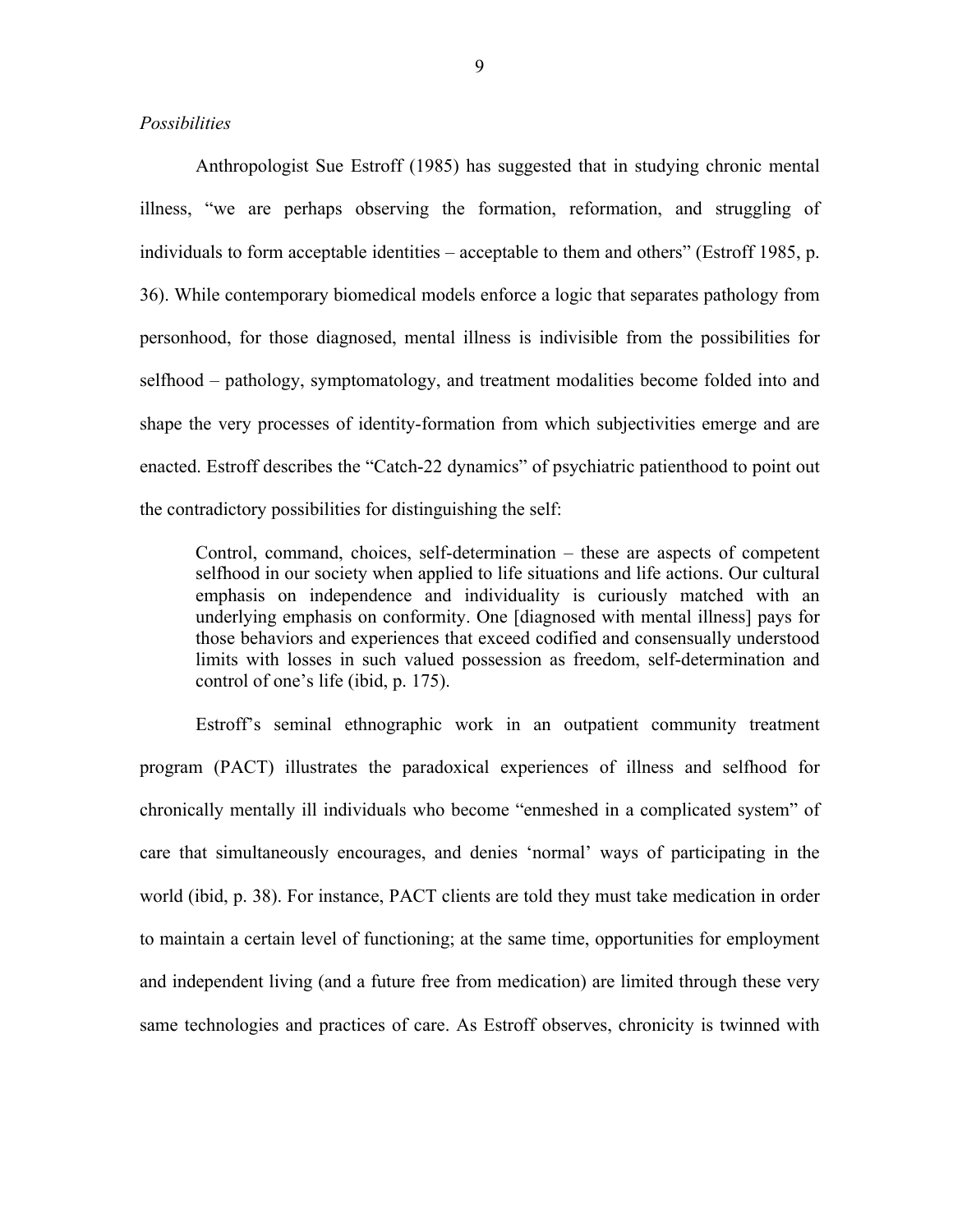*Possibilities*

Anthropologist Sue Estroff (1985) has suggested that in studying chronic mental illness, "we are perhaps observing the formation, reformation, and struggling of individuals to form acceptable identities – acceptable to them and others" (Estroff 1985, p. 36). While contemporary biomedical models enforce a logic that separates pathology from personhood, for those diagnosed, mental illness is indivisible from the possibilities for selfhood – pathology, symptomatology, and treatment modalities become folded into and shape the very processes of identity-formation from which subjectivities emerge and are enacted. Estroff describes the "Catch-22 dynamics" of psychiatric patienthood to point out the contradictory possibilities for distinguishing the self:

> Control, command, choices, self-determination – these are aspects of competent selfhood in our society when applied to life situations and life actions. Our cultural emphasis on independence and individuality is curiously matched with an underlying emphasis on conformity. One [diagnosed with mental illness] pays for those behaviors and experiences that exceed codified and consensually understood limits with losses in such valued possession as freedom, self-determination and control of one's life (ibid, p. 175).

Estroff's seminal ethnographic work in an outpatient community treatment program (PACT) illustrates the paradoxical experiences of illness and selfhood for chronically mentally ill individuals who become "enmeshed in a complicated system" of care that simultaneously encourages, and denies 'normal' ways of participating in the world (ibid, p. 38). For instance, PACT clients are told they must take medication in order to maintain a certain level of functioning; at the same time, opportunities for employment and independent living (and a future free from medication) are limited through these very same technologies and practices of care. As Estroff observes, chronicity is twinned with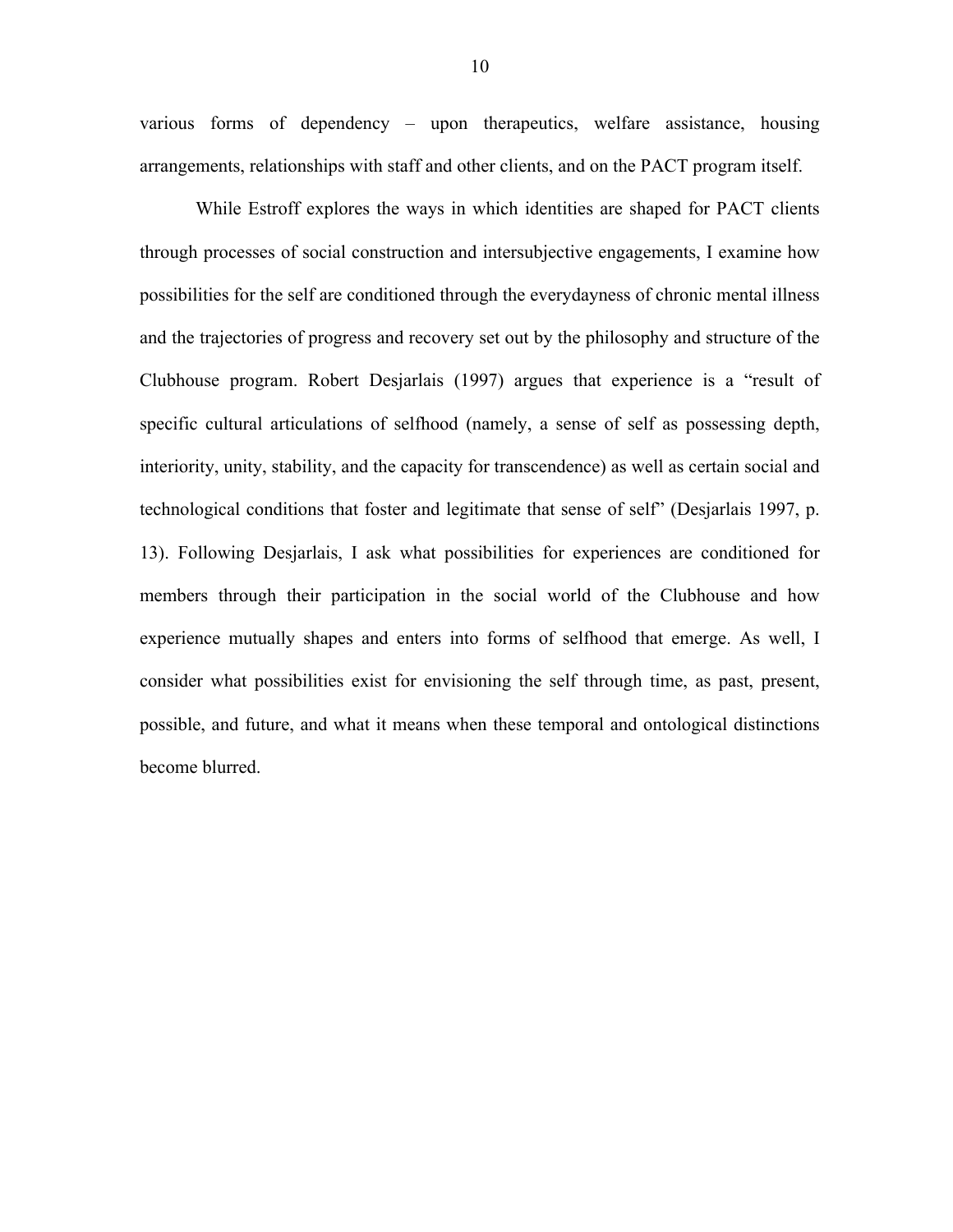various forms of dependency – upon therapeutics, welfare assistance, housing arrangements, relationships with staff and other clients, and on the PACT program itself.

While Estroff explores the ways in which identities are shaped for PACT clients through processes of social construction and intersubjective engagements, I examine how possibilities for the self are conditioned through the everydayness of chronic mental illness and the trajectories of progress and recovery set out by the philosophy and structure of the Clubhouse program. Robert Desjarlais (1997) argues that experience is a "result of specific cultural articulations of selfhood (namely, a sense of self as possessing depth, interiority, unity, stability, and the capacity for transcendence) as well as certain social and technological conditions that foster and legitimate that sense of self" (Desjarlais 1997, p. 13). Following Desjarlais, I ask what possibilities for experiences are conditioned for members through their participation in the social world of the Clubhouse and how experience mutually shapes and enters into forms of selfhood that emerge. As well, I consider what possibilities exist for envisioning the self through time, as past, present, possible, and future, and what it means when these temporal and ontological distinctions become blurred.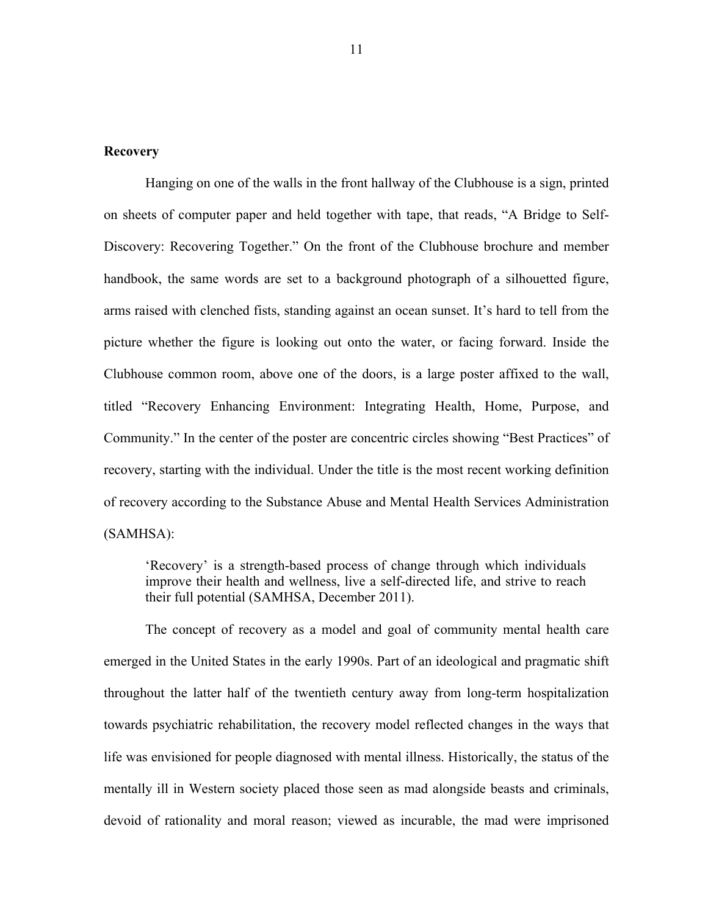## Recovery

Hanging on one of the walls in the front hallway of the Clubhouse is a sign, printed on sheets of computer paper and held together with tape, that reads, “A Bridge to Self-Discovery: Recovering Together.” On the front of the Clubhouse brochure and member handbook, the same words are set to a background photograph of a silhouetted figure, arms raised with clenched fists, standing against an ocean sunset. It’s hard to tell from the picture whether the figure is looking out onto the water, or facing forward. Inside the Clubhouse common room, above one of the doors, is a large poster affixed to the wall, titled “Recovery Enhancing Environment: Integrating Health, Home, Purpose, and Community.” In the center of the poster are concentric circles showing “Best Practices” of recovery, starting with the individual. Under the title is the most recent working definition of recovery according to the Substance Abuse and Mental Health Services Administration (SAMHSA):

> ‘Recovery’ is a strength-based process of change through which individuals improve their health and wellness, live a self-directed life, and strive to reach their full potential (SAMHSA, December 2011).

The concept of recovery as a model and goal of community mental health care emerged in the United States in the early 1990s. Part of an ideological and pragmatic shift throughout the latter half of the twentieth century away from long-term hospitalization towards psychiatric rehabilitation, the recovery model reflected changes in the ways that life was envisioned for people diagnosed with mental illness. Historically, the status of the mentally ill in Western society placed those seen as mad alongside beasts and criminals, devoid of rationality and moral reason; viewed as incurable, the mad were imprisoned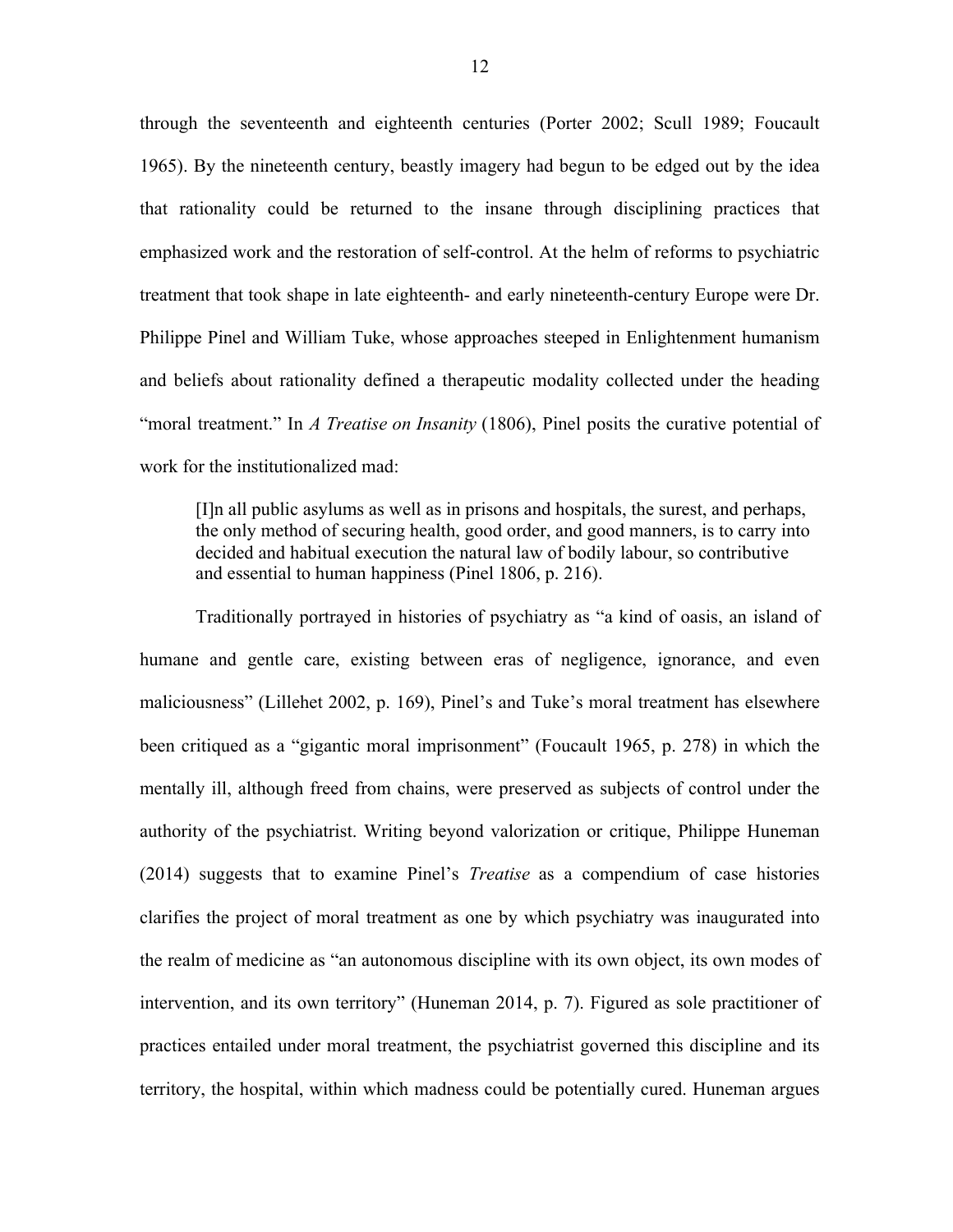through the seventeenth and eighteenth centuries (Porter 2002; Scull 1989; Foucault 1965). By the nineteenth century, beastly imagery had begun to be edged out by the idea that rationality could be returned to the insane through disciplining practices that emphasized work and the restoration of self-control. At the helm of reforms to psychiatric treatment that took shape in late eighteenth- and early nineteenth-century Europe were Dr. Philippe Pinel and William Tuke, whose approaches steeped in Enlightenment humanism and beliefs about rationality defined a therapeutic modality collected under the heading "moral treatment." In *A Treatise on Insanity* (1806), Pinel posits the curative potential of work for the institutionalized mad:

> [I]n all public asylums as well as in prisons and hospitals, the surest, and perhaps, the only method of securing health, good order, and good manners, is to carry into decided and habitual execution the natural law of bodily labour, so contributive and essential to human happiness (Pinel 1806, p. 216).

Traditionally portrayed in histories of psychiatry as "a kind of oasis, an island of humane and gentle care, existing between eras of negligence, ignorance, and even maliciousness" (Lillehet 2002, p. 169), Pinel's and Tuke's moral treatment has elsewhere been critiqued as a "gigantic moral imprisonment" (Foucault 1965, p. 278) in which the mentally ill, although freed from chains, were preserved as subjects of control under the authority of the psychiatrist. Writing beyond valorization or critique, Philippe Huneman (2014) suggests that to examine Pinel's *Treatise* as a compendium of case histories clarifies the project of moral treatment as one by which psychiatry was inaugurated into the realm of medicine as "an autonomous discipline with its own object, its own modes of intervention, and its own territory" (Huneman 2014, p. 7). Figured as sole practitioner of practices entailed under moral treatment, the psychiatrist governed this discipline and its territory, the hospital, within which madness could be potentially cured. Huneman argues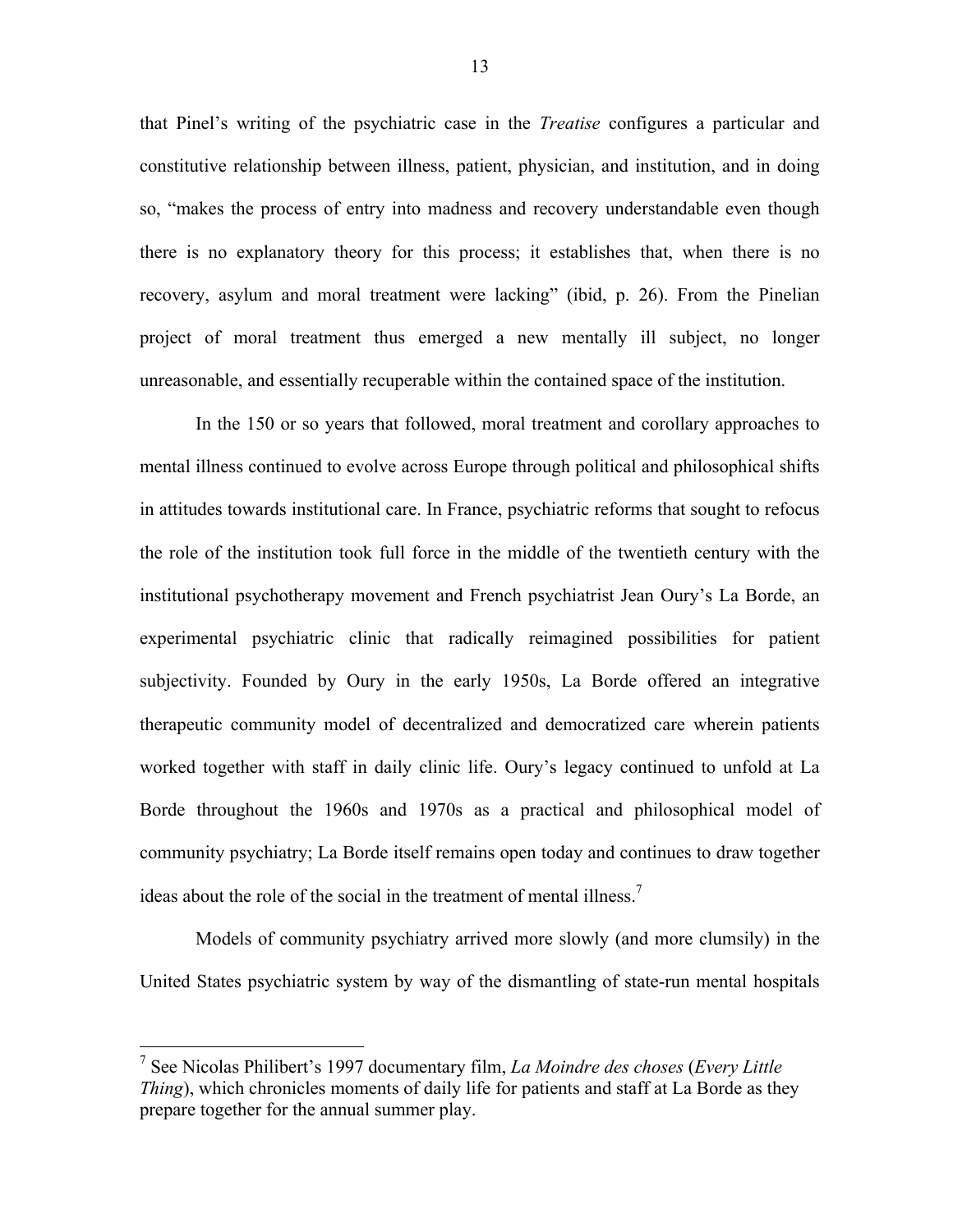that Pinel's writing of the psychiatric case in the *Treatise* configures a particular and constitutive relationship between illness, patient, physician, and institution, and in doing so, "makes the process of entry into madness and recovery understandable even though there is no explanatory theory for this process; it establishes that, when there is no recovery, asylum and moral treatment were lacking" (ibid, p. 26). From the Pinelian project of moral treatment thus emerged a new mentally ill subject, no longer unreasonable, and essentially recuperable within the contained space of the institution.

In the 150 or so years that followed, moral treatment and corollary approaches to mental illness continued to evolve across Europe through political and philosophical shifts in attitudes towards institutional care. In France, psychiatric reforms that sought to refocus the role of the institution took full force in the middle of the twentieth century with the institutional psychotherapy movement and French psychiatrist Jean Oury's La Borde, an experimental psychiatric clinic that radically reimagined possibilities for patient subjectivity. Founded by Oury in the early 1950s, La Borde offered an integrative therapeutic community model of decentralized and democratized care wherein patients worked together with staff in daily clinic life. Oury's legacy continued to unfold at La Borde throughout the 1960s and 1970s as a practical and philosophical model of community psychiatry; La Borde itself remains open today and continues to draw together ideas about the role of the social in the treatment of mental illness.[7]

Models of community psychiatry arrived more slowly (and more clumsily) in the United States psychiatric system by way of the dismantling of state-run mental hospitals

---

[7] See Nicolas Philibert's 1997 documentary film, *La Moindre des choses* (*Every Little Thing*), which chronicles moments of daily life for patients and staff at La Borde as they prepare together for the annual summer play.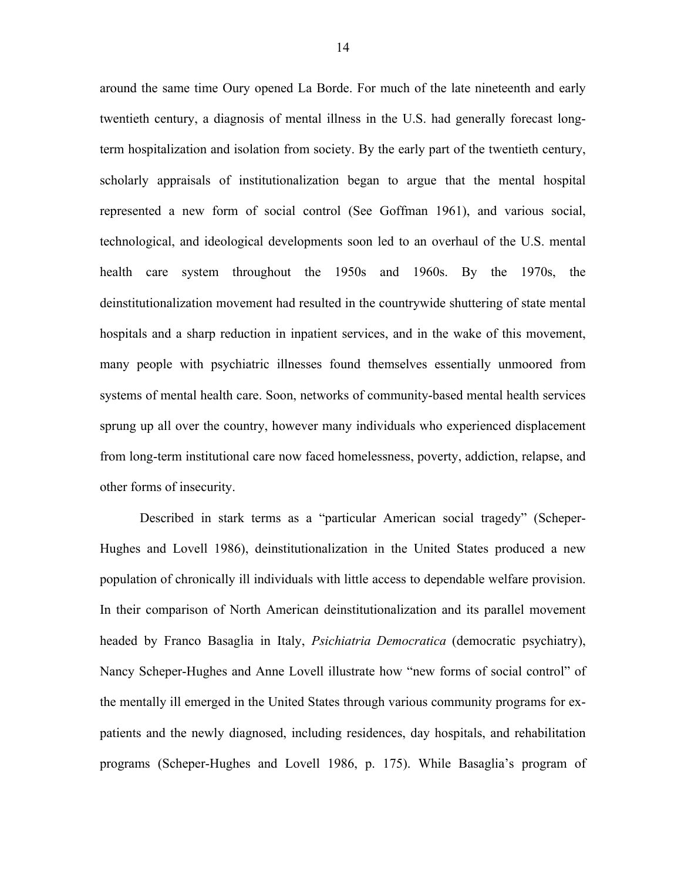around the same time Oury opened La Borde. For much of the late nineteenth and early twentieth century, a diagnosis of mental illness in the U.S. had generally forecast long-term hospitalization and isolation from society. By the early part of the twentieth century, scholarly appraisals of institutionalization began to argue that the mental hospital represented a new form of social control (See Goffman 1961), and various social, technological, and ideological developments soon led to an overhaul of the U.S. mental health care system throughout the 1950s and 1960s. By the 1970s, the deinstitutionalization movement had resulted in the countrywide shuttering of state mental hospitals and a sharp reduction in inpatient services, and in the wake of this movement, many people with psychiatric illnesses found themselves essentially unmoored from systems of mental health care. Soon, networks of community-based mental health services sprung up all over the country, however many individuals who experienced displacement from long-term institutional care now faced homelessness, poverty, addiction, relapse, and other forms of insecurity.

Described in stark terms as a "particular American social tragedy" (Scheper-Hughes and Lovell 1986), deinstitutionalization in the United States produced a new population of chronically ill individuals with little access to dependable welfare provision. In their comparison of North American deinstitutionalization and its parallel movement headed by Franco Basaglia in Italy, *Psichiatria Democratica* (democratic psychiatry), Nancy Scheper-Hughes and Anne Lovell illustrate how "new forms of social control" of the mentally ill emerged in the United States through various community programs for ex-patients and the newly diagnosed, including residences, day hospitals, and rehabilitation programs (Scheper-Hughes and Lovell 1986, p. 175). While Basaglia's program of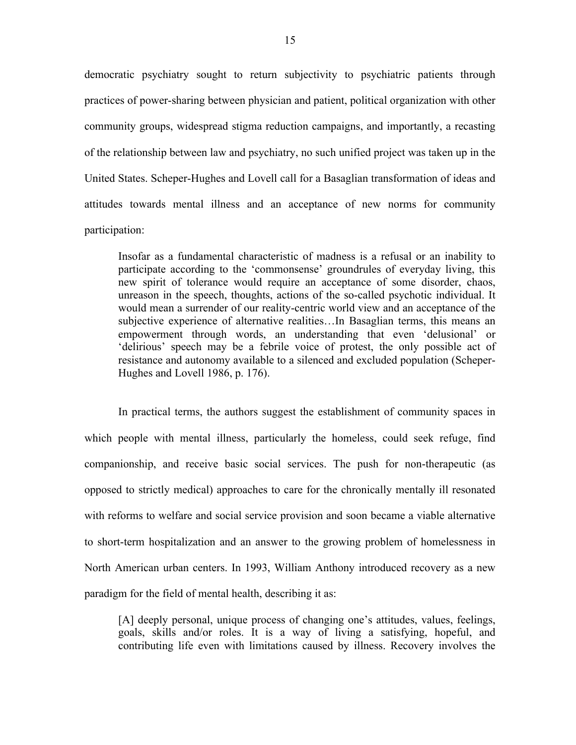democratic psychiatry sought to return subjectivity to psychiatric patients through practices of power-sharing between physician and patient, political organization with other community groups, widespread stigma reduction campaigns, and importantly, a recasting of the relationship between law and psychiatry, no such unified project was taken up in the United States. Scheper-Hughes and Lovell call for a Basaglian transformation of ideas and attitudes towards mental illness and an acceptance of new norms for community participation:

> Insofar as a fundamental characteristic of madness is a refusal or an inability to participate according to the 'commonsense' groundrules of everyday living, this new spirit of tolerance would require an acceptance of some disorder, chaos, unreason in the speech, thoughts, actions of the so-called psychotic individual. It would mean a surrender of our reality-centric world view and an acceptance of the subjective experience of alternative realities…In Basaglian terms, this means an empowerment through words, an understanding that even 'delusional' or 'delirious' speech may be a febrile voice of protest, the only possible act of resistance and autonomy available to a silenced and excluded population (Scheper-Hughes and Lovell 1986, p. 176).

In practical terms, the authors suggest the establishment of community spaces in which people with mental illness, particularly the homeless, could seek refuge, find companionship, and receive basic social services. The push for non-therapeutic (as opposed to strictly medical) approaches to care for the chronically mentally ill resonated with reforms to welfare and social service provision and soon became a viable alternative to short-term hospitalization and an answer to the growing problem of homelessness in North American urban centers. In 1993, William Anthony introduced recovery as a new paradigm for the field of mental health, describing it as:

> [A] deeply personal, unique process of changing one's attitudes, values, feelings, goals, skills and/or roles. It is a way of living a satisfying, hopeful, and contributing life even with limitations caused by illness. Recovery involves the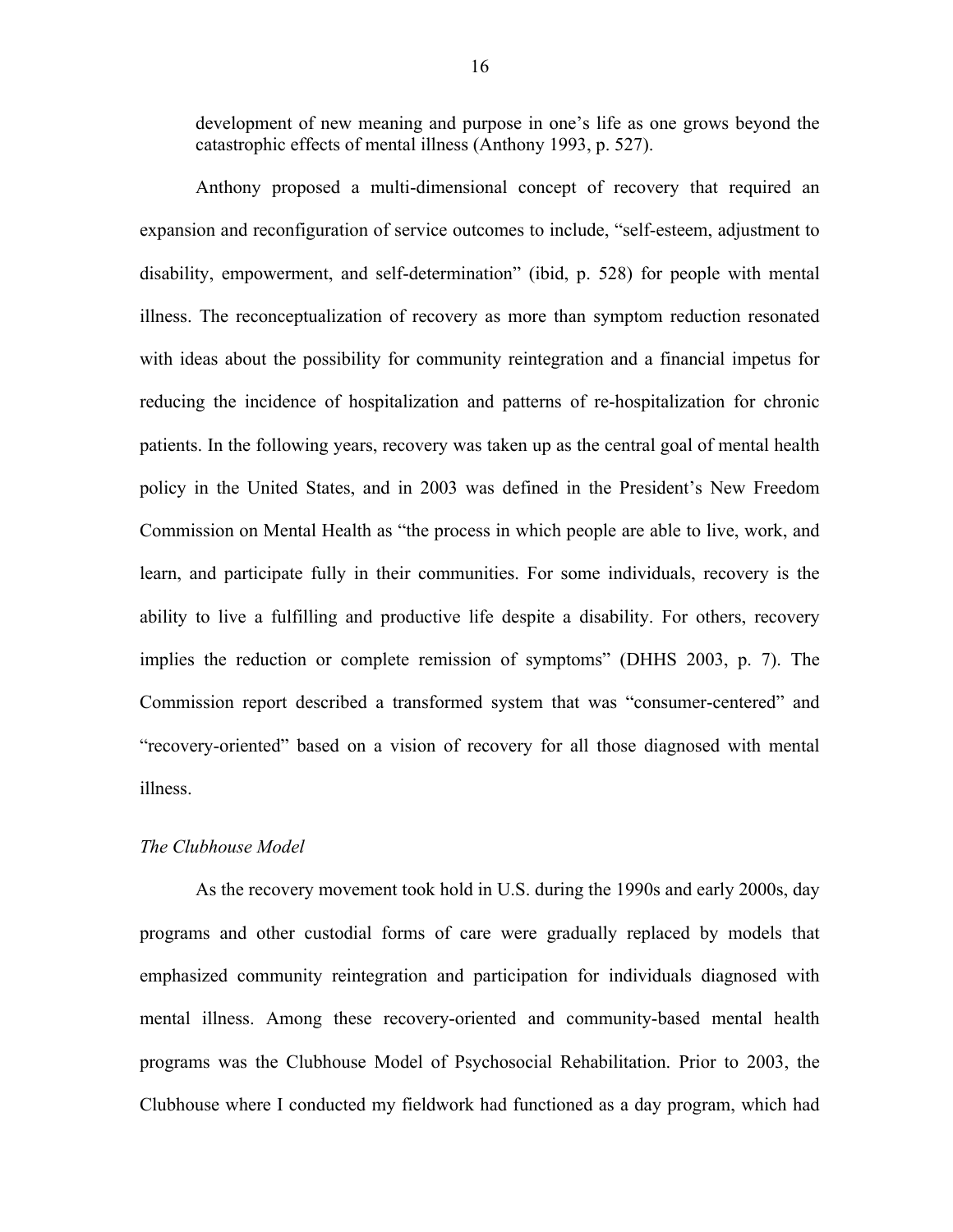> development of new meaning and purpose in one's life as one grows beyond the catastrophic effects of mental illness (Anthony 1993, p. 527).

Anthony proposed a multi-dimensional concept of recovery that required an expansion and reconfiguration of service outcomes to include, "self-esteem, adjustment to disability, empowerment, and self-determination" (ibid, p. 528) for people with mental illness. The reconceptualization of recovery as more than symptom reduction resonated with ideas about the possibility for community reintegration and a financial impetus for reducing the incidence of hospitalization and patterns of re-hospitalization for chronic patients. In the following years, recovery was taken up as the central goal of mental health policy in the United States, and in 2003 was defined in the President's New Freedom Commission on Mental Health as "the process in which people are able to live, work, and learn, and participate fully in their communities. For some individuals, recovery is the ability to live a fulfilling and productive life despite a disability. For others, recovery implies the reduction or complete remission of symptoms" (DHHS 2003, p. 7). The Commission report described a transformed system that was "consumer-centered" and "recovery-oriented" based on a vision of recovery for all those diagnosed with mental illness.

*The Clubhouse Model*

As the recovery movement took hold in U.S. during the 1990s and early 2000s, day programs and other custodial forms of care were gradually replaced by models that emphasized community reintegration and participation for individuals diagnosed with mental illness. Among these recovery-oriented and community-based mental health programs was the Clubhouse Model of Psychosocial Rehabilitation. Prior to 2003, the Clubhouse where I conducted my fieldwork had functioned as a day program, which had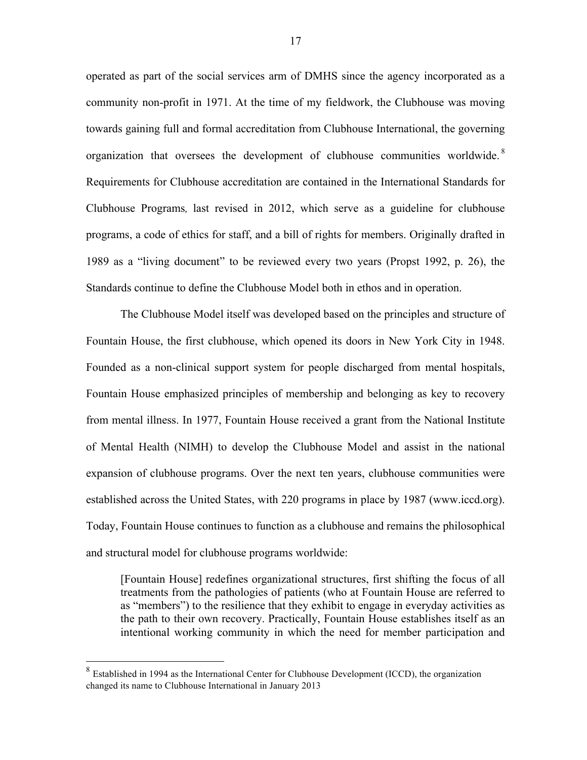operated as part of the social services arm of DMHS since the agency incorporated as a community non-profit in 1971. At the time of my fieldwork, the Clubhouse was moving towards gaining full and formal accreditation from Clubhouse International, the governing organization that oversees the development of clubhouse communities worldwide.[8] Requirements for Clubhouse accreditation are contained in the International Standards for Clubhouse Programs*,* last revised in 2012, which serve as a guideline for clubhouse programs, a code of ethics for staff, and a bill of rights for members. Originally drafted in 1989 as a "living document" to be reviewed every two years (Propst 1992, p. 26), the Standards continue to define the Clubhouse Model both in ethos and in operation.

The Clubhouse Model itself was developed based on the principles and structure of Fountain House, the first clubhouse, which opened its doors in New York City in 1948. Founded as a non-clinical support system for people discharged from mental hospitals, Fountain House emphasized principles of membership and belonging as key to recovery from mental illness. In 1977, Fountain House received a grant from the National Institute of Mental Health (NIMH) to develop the Clubhouse Model and assist in the national expansion of clubhouse programs. Over the next ten years, clubhouse communities were established across the United States, with 220 programs in place by 1987 (www.iccd.org). Today, Fountain House continues to function as a clubhouse and remains the philosophical and structural model for clubhouse programs worldwide:

> [Fountain House] redefines organizational structures, first shifting the focus of all treatments from the pathologies of patients (who at Fountain House are referred to as "members") to the resilience that they exhibit to engage in everyday activities as the path to their own recovery. Practically, Fountain House establishes itself as an intentional working community in which the need for member participation and

---

[8] Established in 1994 as the International Center for Clubhouse Development (ICCD), the organization changed its name to Clubhouse International in January 2013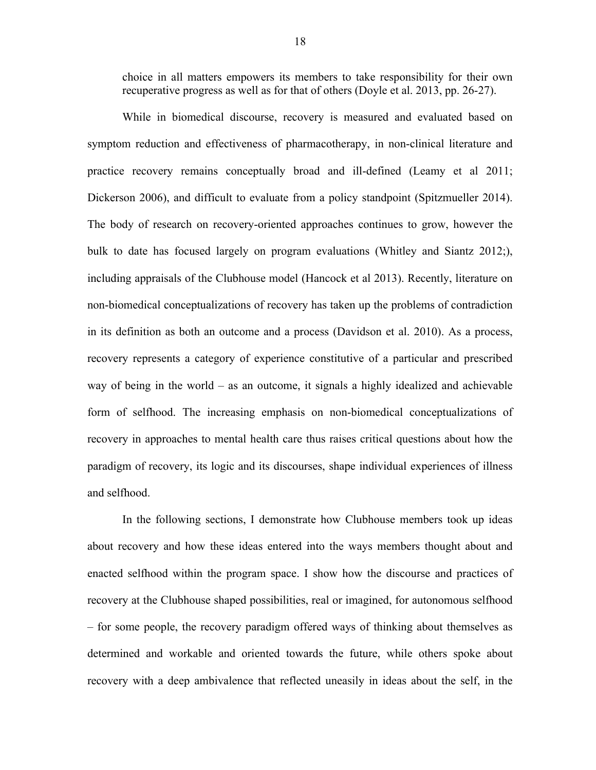> choice in all matters empowers its members to take responsibility for their own recuperative progress as well as for that of others (Doyle et al. 2013, pp. 26-27).

While in biomedical discourse, recovery is measured and evaluated based on symptom reduction and effectiveness of pharmacotherapy, in non-clinical literature and practice recovery remains conceptually broad and ill-defined (Leamy et al 2011; Dickerson 2006), and difficult to evaluate from a policy standpoint (Spitzmueller 2014). The body of research on recovery-oriented approaches continues to grow, however the bulk to date has focused largely on program evaluations (Whitley and Siantz 2012;), including appraisals of the Clubhouse model (Hancock et al 2013). Recently, literature on non-biomedical conceptualizations of recovery has taken up the problems of contradiction in its definition as both an outcome and a process (Davidson et al. 2010). As a process, recovery represents a category of experience constitutive of a particular and prescribed way of being in the world – as an outcome, it signals a highly idealized and achievable form of selfhood. The increasing emphasis on non-biomedical conceptualizations of recovery in approaches to mental health care thus raises critical questions about how the paradigm of recovery, its logic and its discourses, shape individual experiences of illness and selfhood.

In the following sections, I demonstrate how Clubhouse members took up ideas about recovery and how these ideas entered into the ways members thought about and enacted selfhood within the program space. I show how the discourse and practices of recovery at the Clubhouse shaped possibilities, real or imagined, for autonomous selfhood – for some people, the recovery paradigm offered ways of thinking about themselves as determined and workable and oriented towards the future, while others spoke about recovery with a deep ambivalence that reflected uneasily in ideas about the self, in the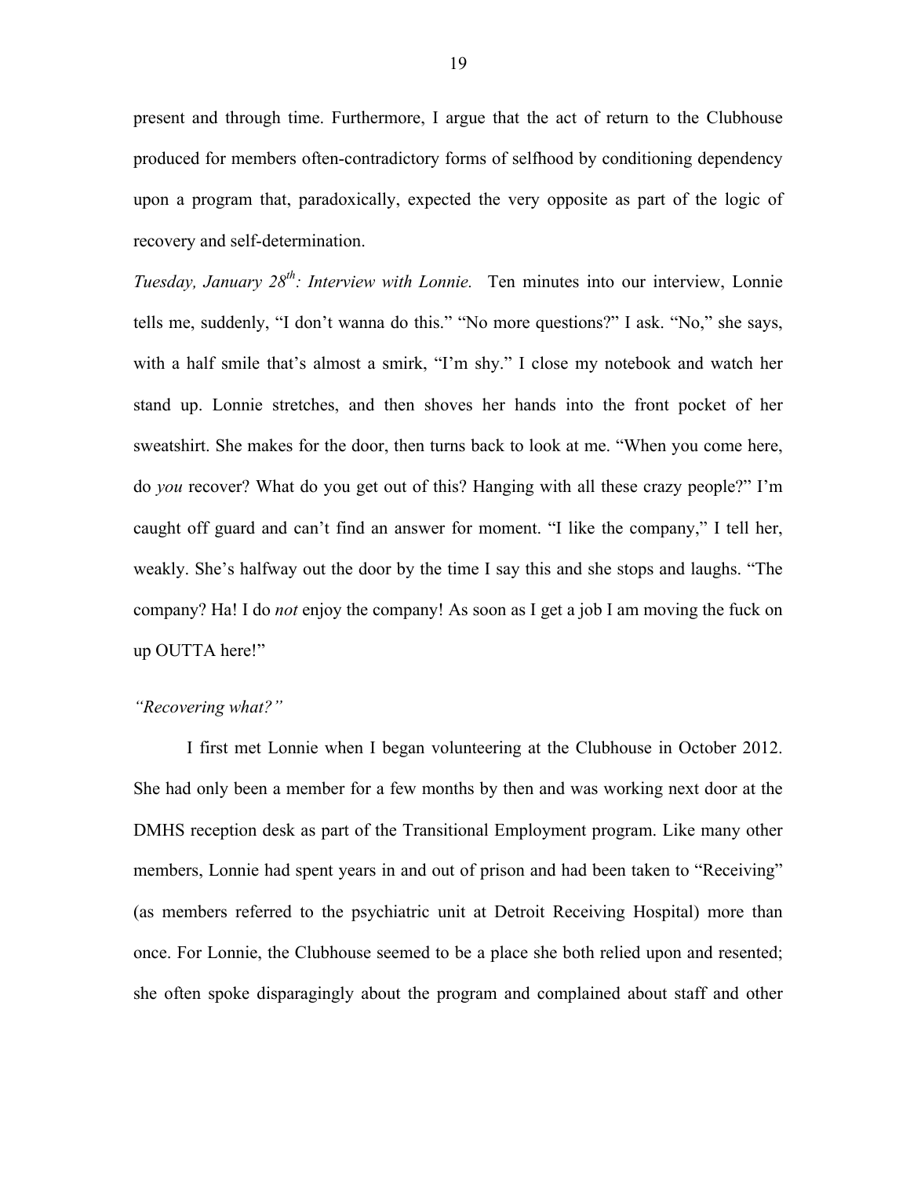present and through time. Furthermore, I argue that the act of return to the Clubhouse produced for members often-contradictory forms of selfhood by conditioning dependency upon a program that, paradoxically, expected the very opposite as part of the logic of recovery and self-determination.

*Tuesday, January 28th: Interview with Lonnie.* Ten minutes into our interview, Lonnie tells me, suddenly, "I don't wanna do this." "No more questions?" I ask. "No," she says, with a half smile that's almost a smirk, "I'm shy." I close my notebook and watch her stand up. Lonnie stretches, and then shoves her hands into the front pocket of her sweatshirt. She makes for the door, then turns back to look at me. "When you come here, do *you* recover? What do you get out of this? Hanging with all these crazy people?" I'm caught off guard and can't find an answer for moment. "I like the company," I tell her, weakly. She's halfway out the door by the time I say this and she stops and laughs. "The company? Ha! I do *not* enjoy the company! As soon as I get a job I am moving the fuck on up OUTTA here!"

### *"Recovering what?"*

I first met Lonnie when I began volunteering at the Clubhouse in October 2012. She had only been a member for a few months by then and was working next door at the DMHS reception desk as part of the Transitional Employment program. Like many other members, Lonnie had spent years in and out of prison and had been taken to "Receiving" (as members referred to the psychiatric unit at Detroit Receiving Hospital) more than once. For Lonnie, the Clubhouse seemed to be a place she both relied upon and resented; she often spoke disparagingly about the program and complained about staff and other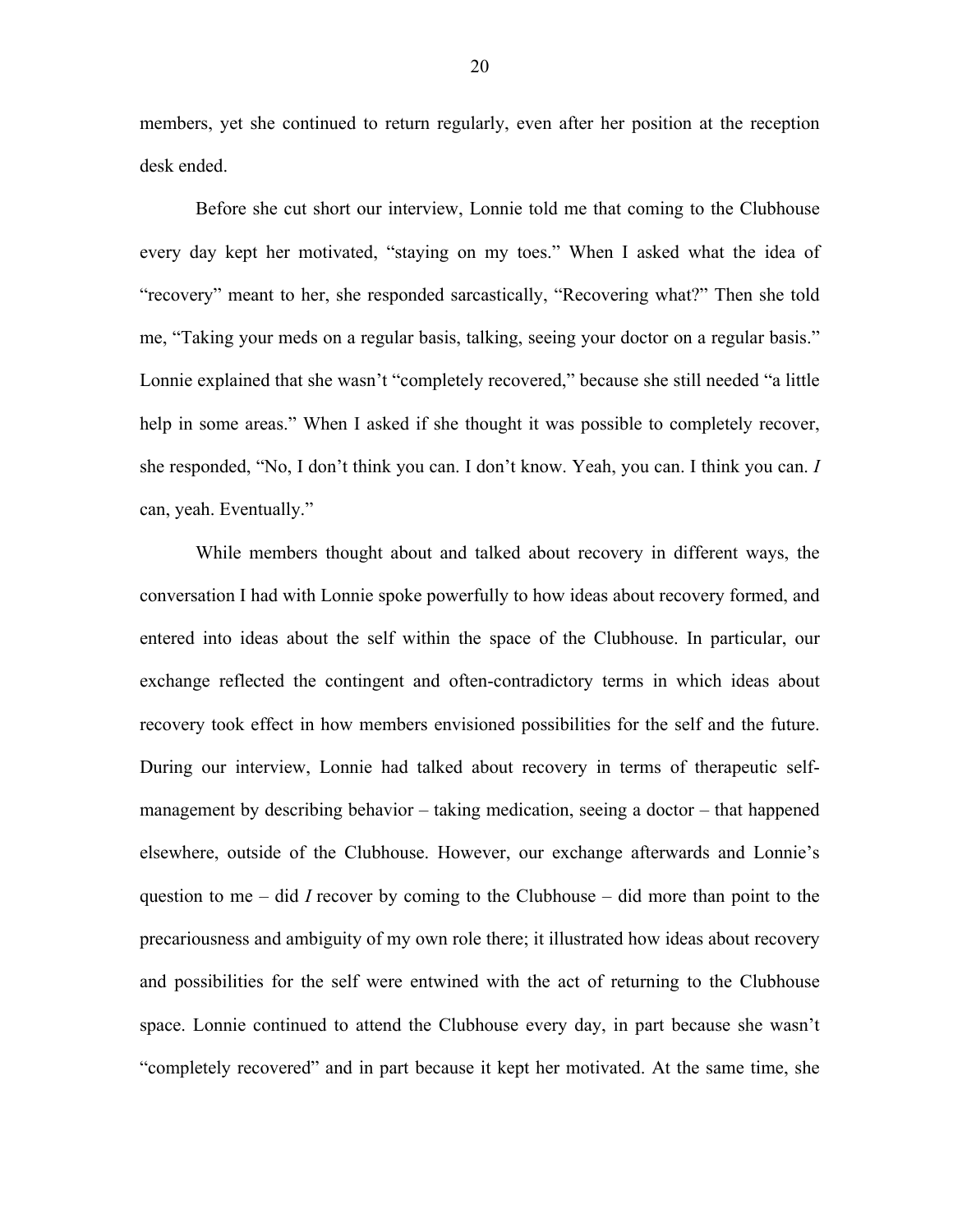members, yet she continued to return regularly, even after her position at the reception desk ended.

Before she cut short our interview, Lonnie told me that coming to the Clubhouse every day kept her motivated, "staying on my toes." When I asked what the idea of "recovery" meant to her, she responded sarcastically, "Recovering what?" Then she told me, "Taking your meds on a regular basis, talking, seeing your doctor on a regular basis." Lonnie explained that she wasn't "completely recovered," because she still needed "a little help in some areas." When I asked if she thought it was possible to completely recover, she responded, "No, I don't think you can. I don't know. Yeah, you can. I think you can. *I* can, yeah. Eventually."

While members thought about and talked about recovery in different ways, the conversation I had with Lonnie spoke powerfully to how ideas about recovery formed, and entered into ideas about the self within the space of the Clubhouse. In particular, our exchange reflected the contingent and often-contradictory terms in which ideas about recovery took effect in how members envisioned possibilities for the self and the future. During our interview, Lonnie had talked about recovery in terms of therapeutic self-management by describing behavior – taking medication, seeing a doctor – that happened elsewhere, outside of the Clubhouse. However, our exchange afterwards and Lonnie's question to me – did *I* recover by coming to the Clubhouse – did more than point to the precariousness and ambiguity of my own role there; it illustrated how ideas about recovery and possibilities for the self were entwined with the act of returning to the Clubhouse space. Lonnie continued to attend the Clubhouse every day, in part because she wasn't "completely recovered" and in part because it kept her motivated. At the same time, she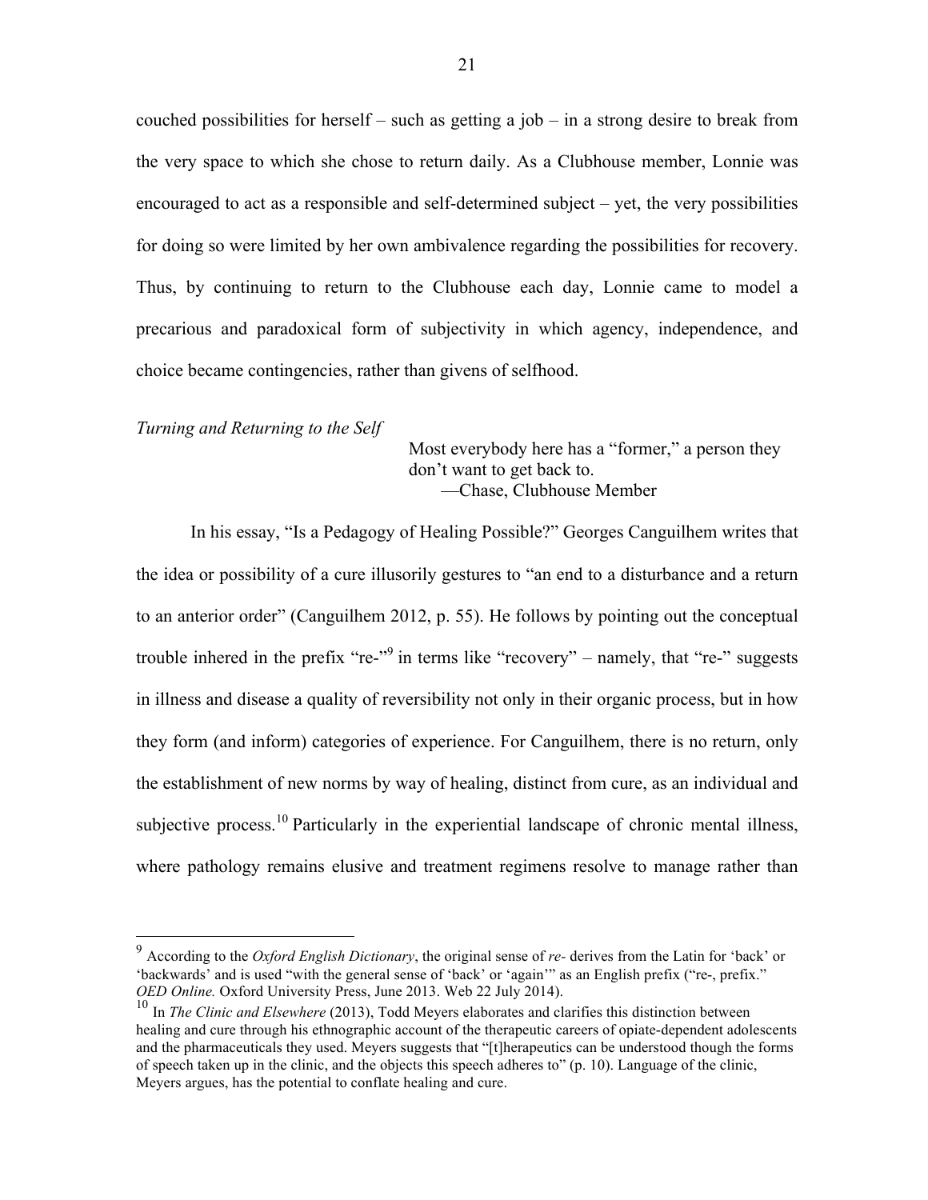couched possibilities for herself – such as getting a job – in a strong desire to break from the very space to which she chose to return daily. As a Clubhouse member, Lonnie was encouraged to act as a responsible and self-determined subject – yet, the very possibilities for doing so were limited by her own ambivalence regarding the possibilities for recovery. Thus, by continuing to return to the Clubhouse each day, Lonnie came to model a precarious and paradoxical form of subjectivity in which agency, independence, and choice became contingencies, rather than givens of selfhood.

*Turning and Returning to the Self*

> Most everybody here has a "former," a person they don't want to get back to.
> —Chase, Clubhouse Member

In his essay, "Is a Pedagogy of Healing Possible?" Georges Canguilhem writes that the idea or possibility of a cure illusorily gestures to "an end to a disturbance and a return to an anterior order" (Canguilhem 2012, p. 55). He follows by pointing out the conceptual trouble inhered in the prefix "re-"[9] in terms like "recovery" – namely, that "re-" suggests in illness and disease a quality of reversibility not only in their organic process, but in how they form (and inform) categories of experience. For Canguilhem, there is no return, only the establishment of new norms by way of healing, distinct from cure, as an individual and subjective process.[10] Particularly in the experiential landscape of chronic mental illness, where pathology remains elusive and treatment regimens resolve to manage rather than

[9] According to the *Oxford English Dictionary*, the original sense of *re-* derives from the Latin for 'back' or 'backwards' and is used "with the general sense of 'back' or 'again'" as an English prefix ("re-, prefix." *OED Online.* Oxford University Press, June 2013. Web 22 July 2014).

[10] In *The Clinic and Elsewhere* (2013), Todd Meyers elaborates and clarifies this distinction between healing and cure through his ethnographic account of the therapeutic careers of opiate-dependent adolescents and the pharmaceuticals they used. Meyers suggests that "[t]herapeutics can be understood though the forms of speech taken up in the clinic, and the objects this speech adheres to" (p. 10). Language of the clinic, Meyers argues, has the potential to conflate healing and cure.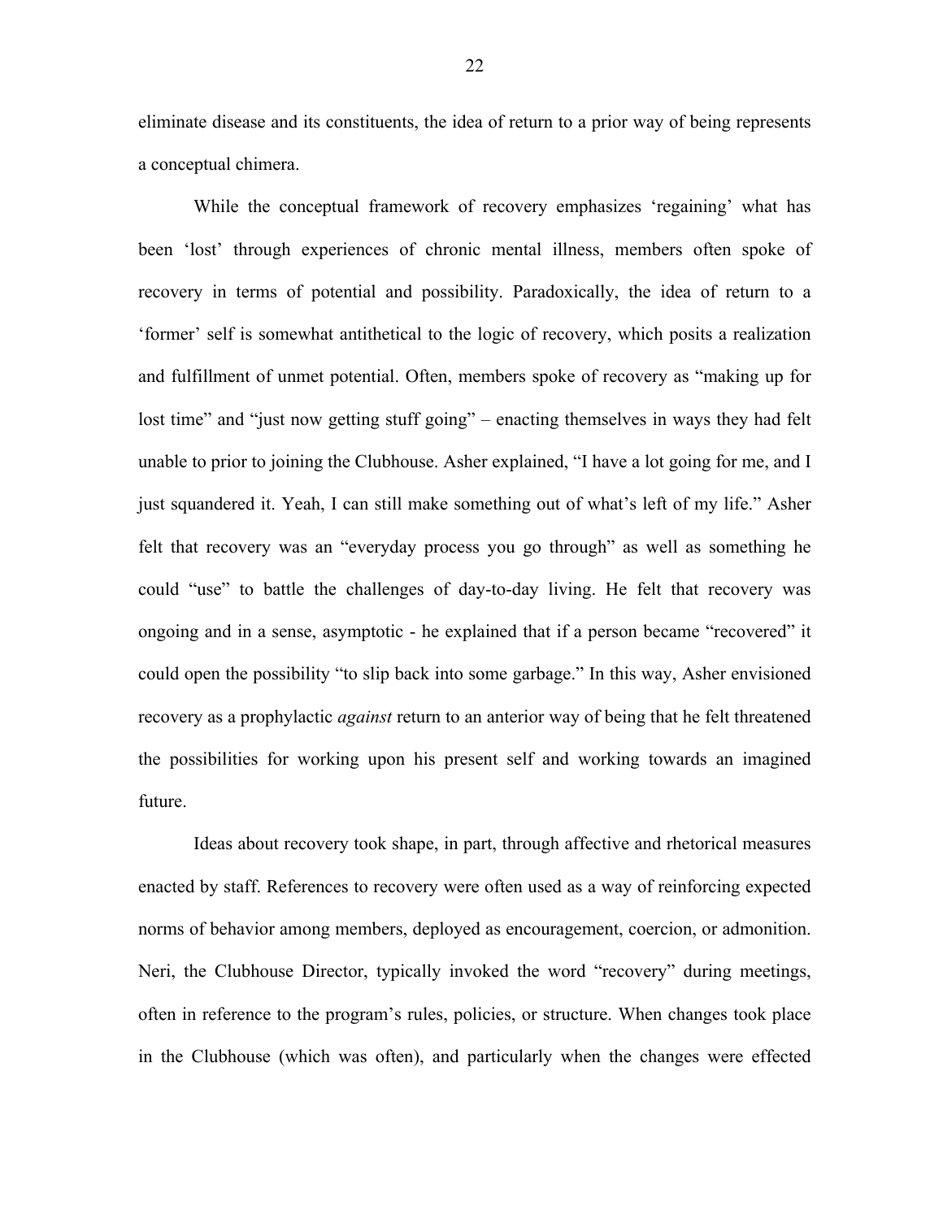eliminate disease and its constituents, the idea of return to a prior way of being represents a conceptual chimera.

While the conceptual framework of recovery emphasizes 'regaining' what has been 'lost' through experiences of chronic mental illness, members often spoke of recovery in terms of potential and possibility. Paradoxically, the idea of return to a 'former' self is somewhat antithetical to the logic of recovery, which posits a realization and fulfillment of unmet potential. Often, members spoke of recovery as "making up for lost time" and "just now getting stuff going" – enacting themselves in ways they had felt unable to prior to joining the Clubhouse. Asher explained, "I have a lot going for me, and I just squandered it. Yeah, I can still make something out of what's left of my life." Asher felt that recovery was an "everyday process you go through" as well as something he could "use" to battle the challenges of day-to-day living. He felt that recovery was ongoing and in a sense, asymptotic - he explained that if a person became "recovered" it could open the possibility "to slip back into some garbage." In this way, Asher envisioned recovery as a prophylactic *against* return to an anterior way of being that he felt threatened the possibilities for working upon his present self and working towards an imagined future.

Ideas about recovery took shape, in part, through affective and rhetorical measures enacted by staff. References to recovery were often used as a way of reinforcing expected norms of behavior among members, deployed as encouragement, coercion, or admonition. Neri, the Clubhouse Director, typically invoked the word "recovery" during meetings, often in reference to the program's rules, policies, or structure. When changes took place in the Clubhouse (which was often), and particularly when the changes were effected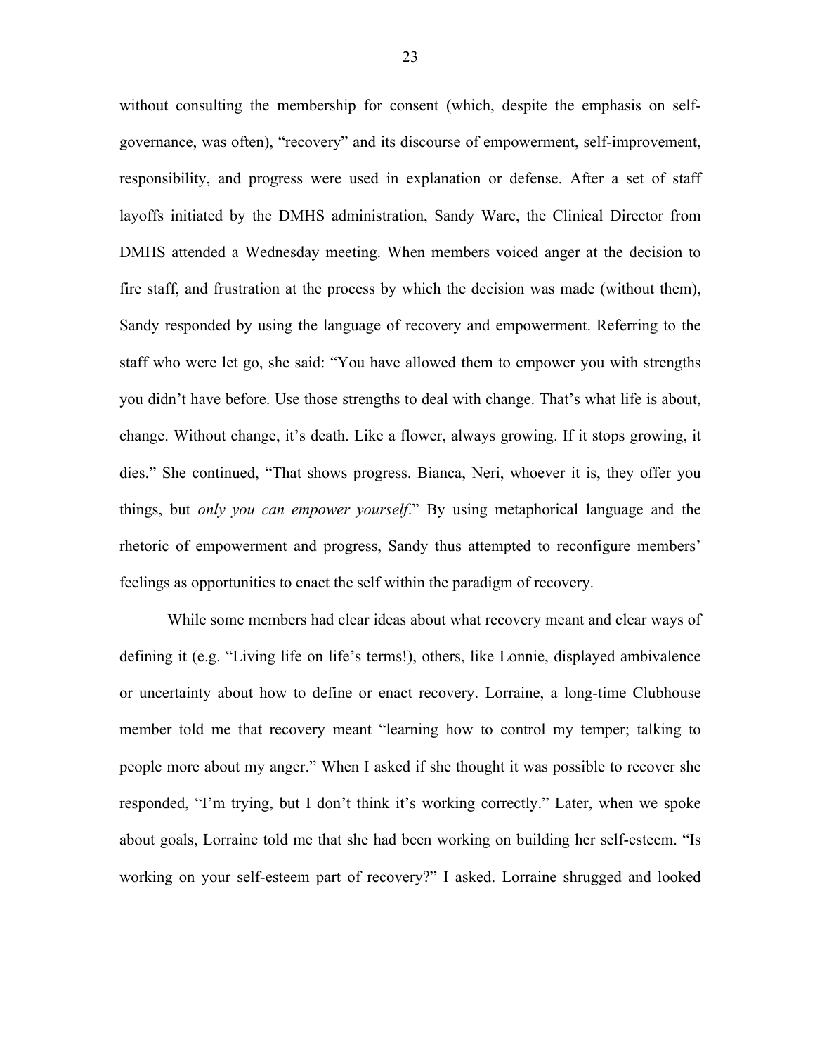without consulting the membership for consent (which, despite the emphasis on self-governance, was often), "recovery" and its discourse of empowerment, self-improvement, responsibility, and progress were used in explanation or defense. After a set of staff layoffs initiated by the DMHS administration, Sandy Ware, the Clinical Director from DMHS attended a Wednesday meeting. When members voiced anger at the decision to fire staff, and frustration at the process by which the decision was made (without them), Sandy responded by using the language of recovery and empowerment. Referring to the staff who were let go, she said: "You have allowed them to empower you with strengths you didn't have before. Use those strengths to deal with change. That's what life is about, change. Without change, it's death. Like a flower, always growing. If it stops growing, it dies." She continued, "That shows progress. Bianca, Neri, whoever it is, they offer you things, but *only you can empower yourself*." By using metaphorical language and the rhetoric of empowerment and progress, Sandy thus attempted to reconfigure members' feelings as opportunities to enact the self within the paradigm of recovery.

While some members had clear ideas about what recovery meant and clear ways of defining it (e.g. "Living life on life's terms!), others, like Lonnie, displayed ambivalence or uncertainty about how to define or enact recovery. Lorraine, a long-time Clubhouse member told me that recovery meant "learning how to control my temper; talking to people more about my anger." When I asked if she thought it was possible to recover she responded, "I'm trying, but I don't think it's working correctly." Later, when we spoke about goals, Lorraine told me that she had been working on building her self-esteem. "Is working on your self-esteem part of recovery?" I asked. Lorraine shrugged and looked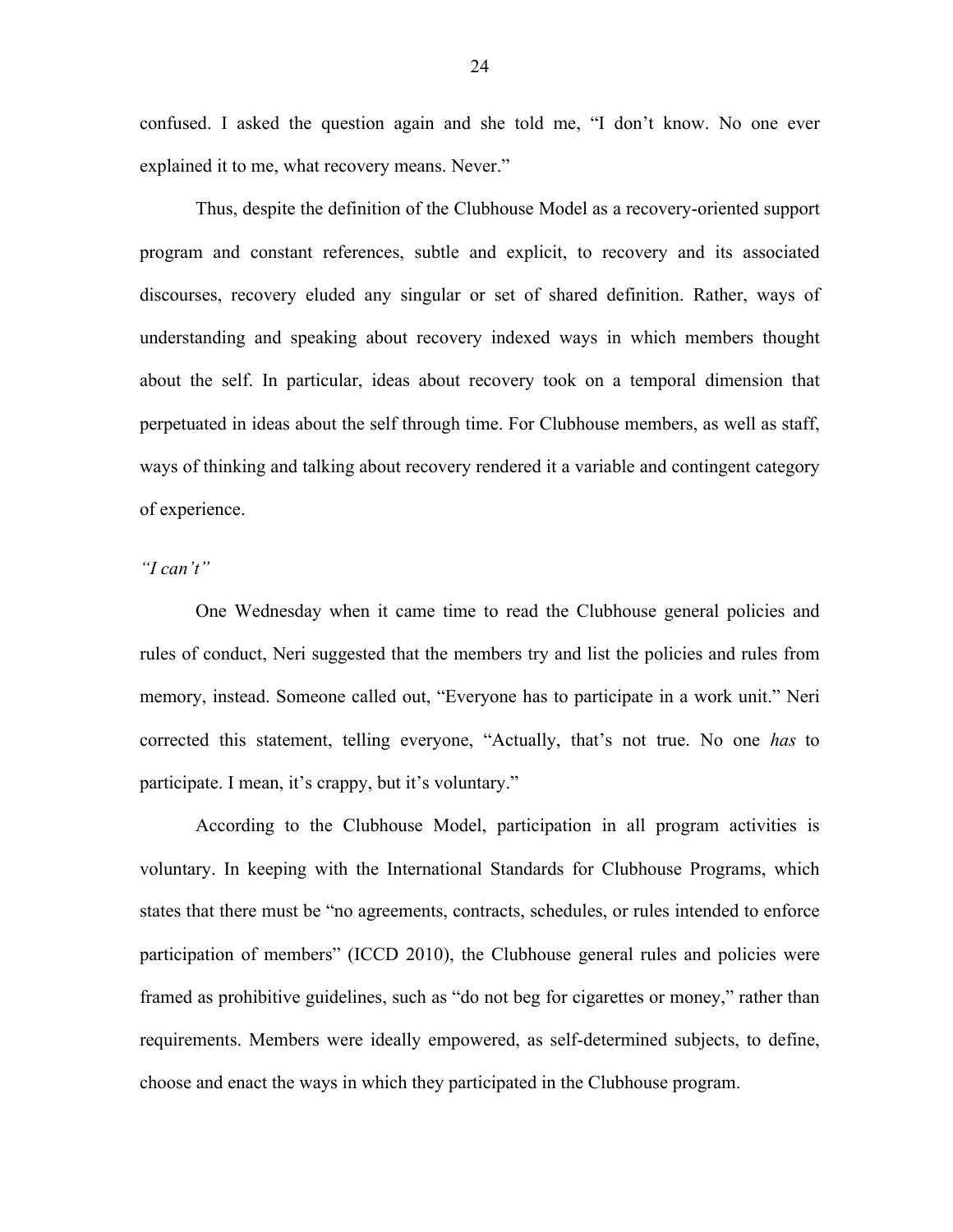confused. I asked the question again and she told me, "I don't know. No one ever explained it to me, what recovery means. Never."

Thus, despite the definition of the Clubhouse Model as a recovery-oriented support program and constant references, subtle and explicit, to recovery and its associated discourses, recovery eluded any singular or set of shared definition. Rather, ways of understanding and speaking about recovery indexed ways in which members thought about the self. In particular, ideas about recovery took on a temporal dimension that perpetuated in ideas about the self through time. For Clubhouse members, as well as staff, ways of thinking and talking about recovery rendered it a variable and contingent category of experience.

### *"I can't"*

One Wednesday when it came time to read the Clubhouse general policies and rules of conduct, Neri suggested that the members try and list the policies and rules from memory, instead. Someone called out, "Everyone has to participate in a work unit." Neri corrected this statement, telling everyone, "Actually, that's not true. No one *has* to participate. I mean, it's crappy, but it's voluntary."

According to the Clubhouse Model, participation in all program activities is voluntary. In keeping with the International Standards for Clubhouse Programs, which states that there must be "no agreements, contracts, schedules, or rules intended to enforce participation of members" (ICCD 2010), the Clubhouse general rules and policies were framed as prohibitive guidelines, such as "do not beg for cigarettes or money," rather than requirements. Members were ideally empowered, as self-determined subjects, to define, choose and enact the ways in which they participated in the Clubhouse program.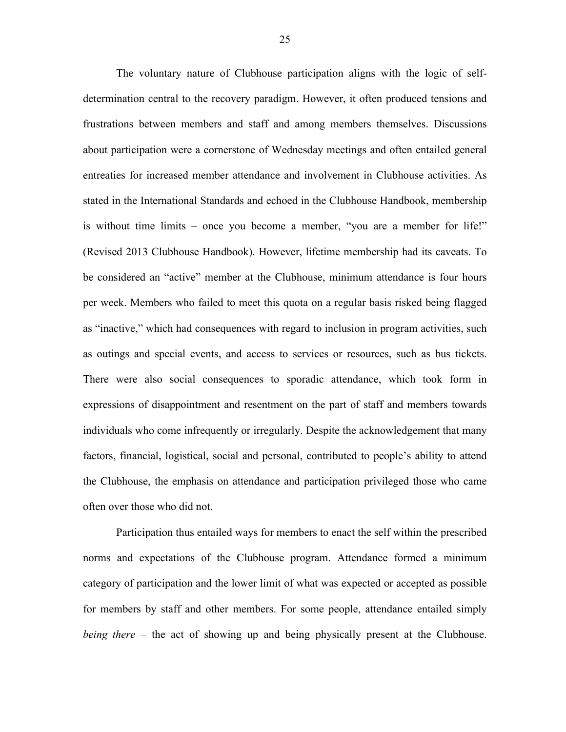The voluntary nature of Clubhouse participation aligns with the logic of self-determination central to the recovery paradigm. However, it often produced tensions and frustrations between members and staff and among members themselves. Discussions about participation were a cornerstone of Wednesday meetings and often entailed general entreaties for increased member attendance and involvement in Clubhouse activities. As stated in the International Standards and echoed in the Clubhouse Handbook, membership is without time limits – once you become a member, "you are a member for life!" (Revised 2013 Clubhouse Handbook). However, lifetime membership had its caveats. To be considered an "active" member at the Clubhouse, minimum attendance is four hours per week. Members who failed to meet this quota on a regular basis risked being flagged as "inactive," which had consequences with regard to inclusion in program activities, such as outings and special events, and access to services or resources, such as bus tickets. There were also social consequences to sporadic attendance, which took form in expressions of disappointment and resentment on the part of staff and members towards individuals who come infrequently or irregularly. Despite the acknowledgement that many factors, financial, logistical, social and personal, contributed to people's ability to attend the Clubhouse, the emphasis on attendance and participation privileged those who came often over those who did not.

Participation thus entailed ways for members to enact the self within the prescribed norms and expectations of the Clubhouse program. Attendance formed a minimum category of participation and the lower limit of what was expected or accepted as possible for members by staff and other members. For some people, attendance entailed simply *being there* – the act of showing up and being physically present at the Clubhouse.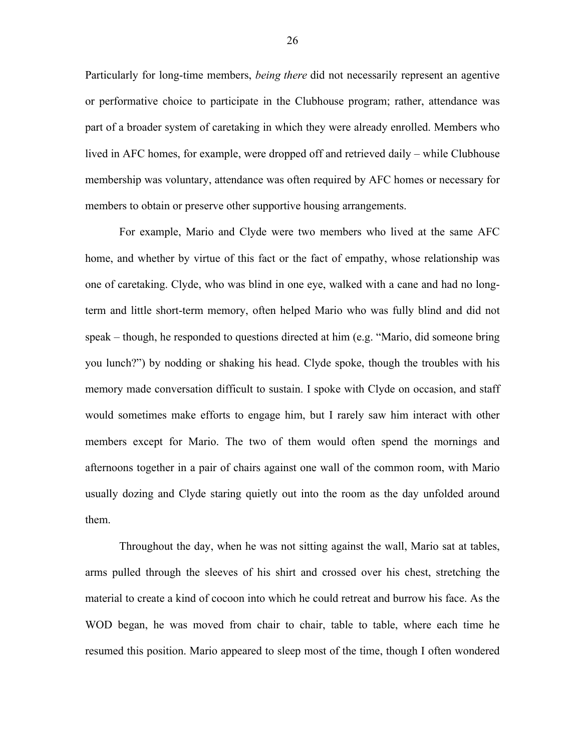Particularly for long-time members, *being there* did not necessarily represent an agentive or performative choice to participate in the Clubhouse program; rather, attendance was part of a broader system of caretaking in which they were already enrolled. Members who lived in AFC homes, for example, were dropped off and retrieved daily – while Clubhouse membership was voluntary, attendance was often required by AFC homes or necessary for members to obtain or preserve other supportive housing arrangements.

For example, Mario and Clyde were two members who lived at the same AFC home, and whether by virtue of this fact or the fact of empathy, whose relationship was one of caretaking. Clyde, who was blind in one eye, walked with a cane and had no long-term and little short-term memory, often helped Mario who was fully blind and did not speak – though, he responded to questions directed at him (e.g. "Mario, did someone bring you lunch?") by nodding or shaking his head. Clyde spoke, though the troubles with his memory made conversation difficult to sustain. I spoke with Clyde on occasion, and staff would sometimes make efforts to engage him, but I rarely saw him interact with other members except for Mario. The two of them would often spend the mornings and afternoons together in a pair of chairs against one wall of the common room, with Mario usually dozing and Clyde staring quietly out into the room as the day unfolded around them.

Throughout the day, when he was not sitting against the wall, Mario sat at tables, arms pulled through the sleeves of his shirt and crossed over his chest, stretching the material to create a kind of cocoon into which he could retreat and burrow his face. As the WOD began, he was moved from chair to chair, table to table, where each time he resumed this position. Mario appeared to sleep most of the time, though I often wondered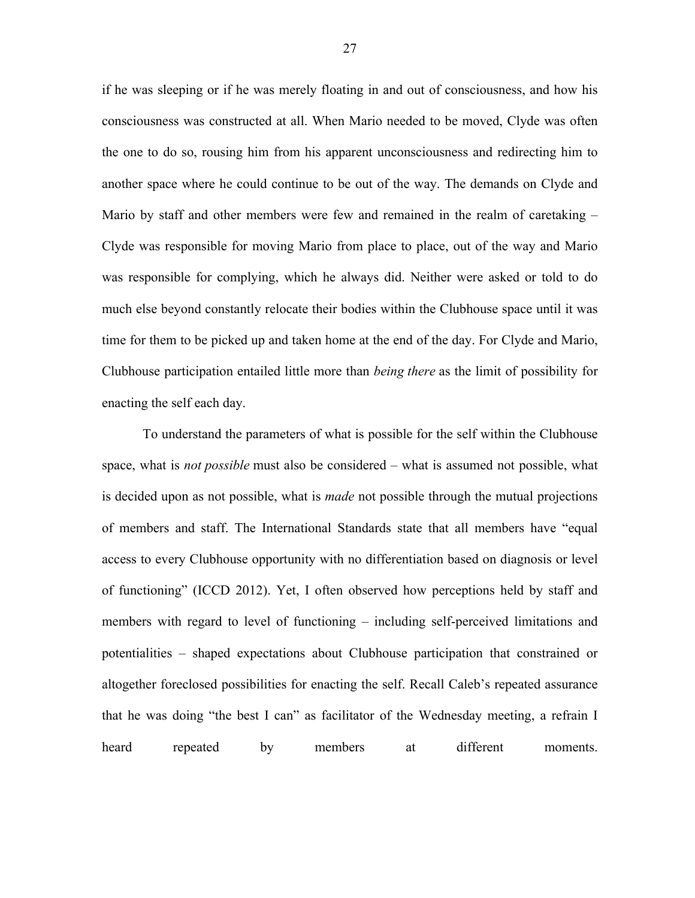if he was sleeping or if he was merely floating in and out of consciousness, and how his consciousness was constructed at all. When Mario needed to be moved, Clyde was often the one to do so, rousing him from his apparent unconsciousness and redirecting him to another space where he could continue to be out of the way. The demands on Clyde and Mario by staff and other members were few and remained in the realm of caretaking – Clyde was responsible for moving Mario from place to place, out of the way and Mario was responsible for complying, which he always did. Neither were asked or told to do much else beyond constantly relocate their bodies within the Clubhouse space until it was time for them to be picked up and taken home at the end of the day. For Clyde and Mario, Clubhouse participation entailed little more than *being there* as the limit of possibility for enacting the self each day.

To understand the parameters of what is possible for the self within the Clubhouse space, what is *not possible* must also be considered – what is assumed not possible, what is decided upon as not possible, what is *made* not possible through the mutual projections of members and staff. The International Standards state that all members have "equal access to every Clubhouse opportunity with no differentiation based on diagnosis or level of functioning" (ICCD 2012). Yet, I often observed how perceptions held by staff and members with regard to level of functioning – including self-perceived limitations and potentialities – shaped expectations about Clubhouse participation that constrained or altogether foreclosed possibilities for enacting the self. Recall Caleb's repeated assurance that he was doing "the best I can" as facilitator of the Wednesday meeting, a refrain I heard repeated by members at different moments.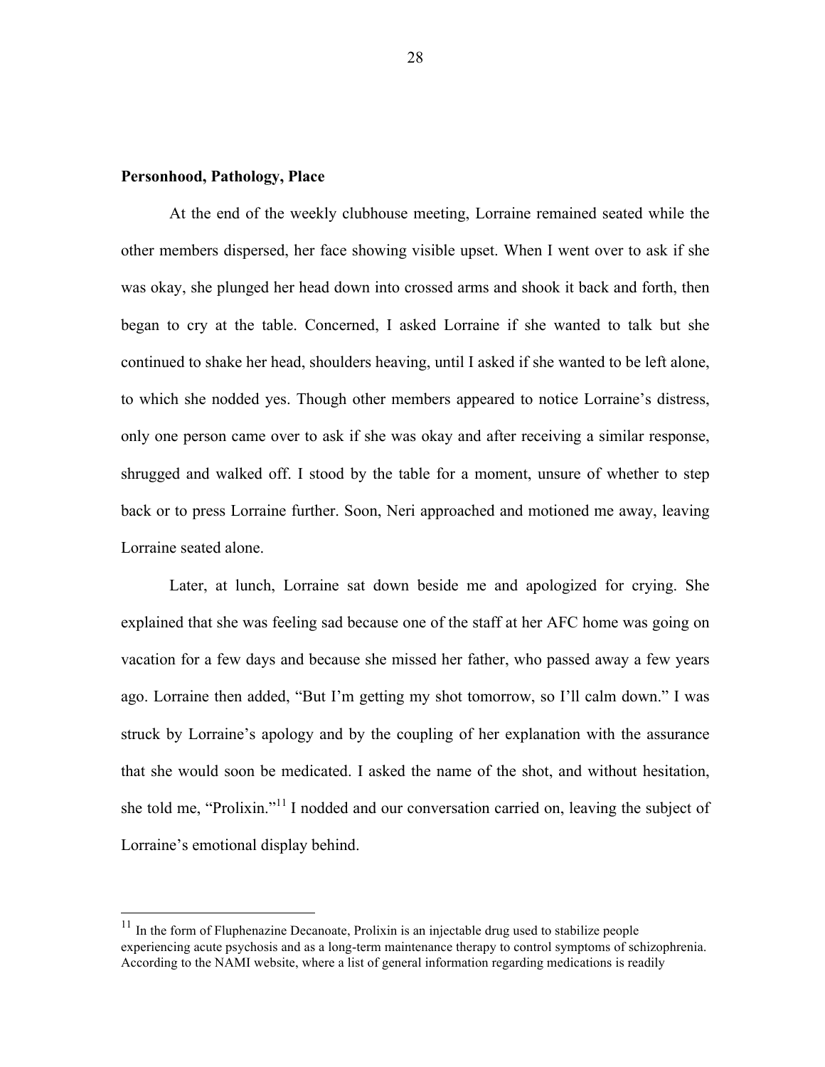**Personhood, Pathology, Place**

At the end of the weekly clubhouse meeting, Lorraine remained seated while the other members dispersed, her face showing visible upset. When I went over to ask if she was okay, she plunged her head down into crossed arms and shook it back and forth, then began to cry at the table. Concerned, I asked Lorraine if she wanted to talk but she continued to shake her head, shoulders heaving, until I asked if she wanted to be left alone, to which she nodded yes. Though other members appeared to notice Lorraine's distress, only one person came over to ask if she was okay and after receiving a similar response, shrugged and walked off. I stood by the table for a moment, unsure of whether to step back or to press Lorraine further. Soon, Neri approached and motioned me away, leaving Lorraine seated alone.

Later, at lunch, Lorraine sat down beside me and apologized for crying. She explained that she was feeling sad because one of the staff at her AFC home was going on vacation for a few days and because she missed her father, who passed away a few years ago. Lorraine then added, "But I'm getting my shot tomorrow, so I'll calm down." I was struck by Lorraine's apology and by the coupling of her explanation with the assurance that she would soon be medicated. I asked the name of the shot, and without hesitation, she told me, "Prolixin."[11] I nodded and our conversation carried on, leaving the subject of Lorraine's emotional display behind.

---

[11] In the form of Fluphenazine Decanoate, Prolixin is an injectable drug used to stabilize people experiencing acute psychosis and as a long-term maintenance therapy to control symptoms of schizophrenia. According to the NAMI website, where a list of general information regarding medications is readily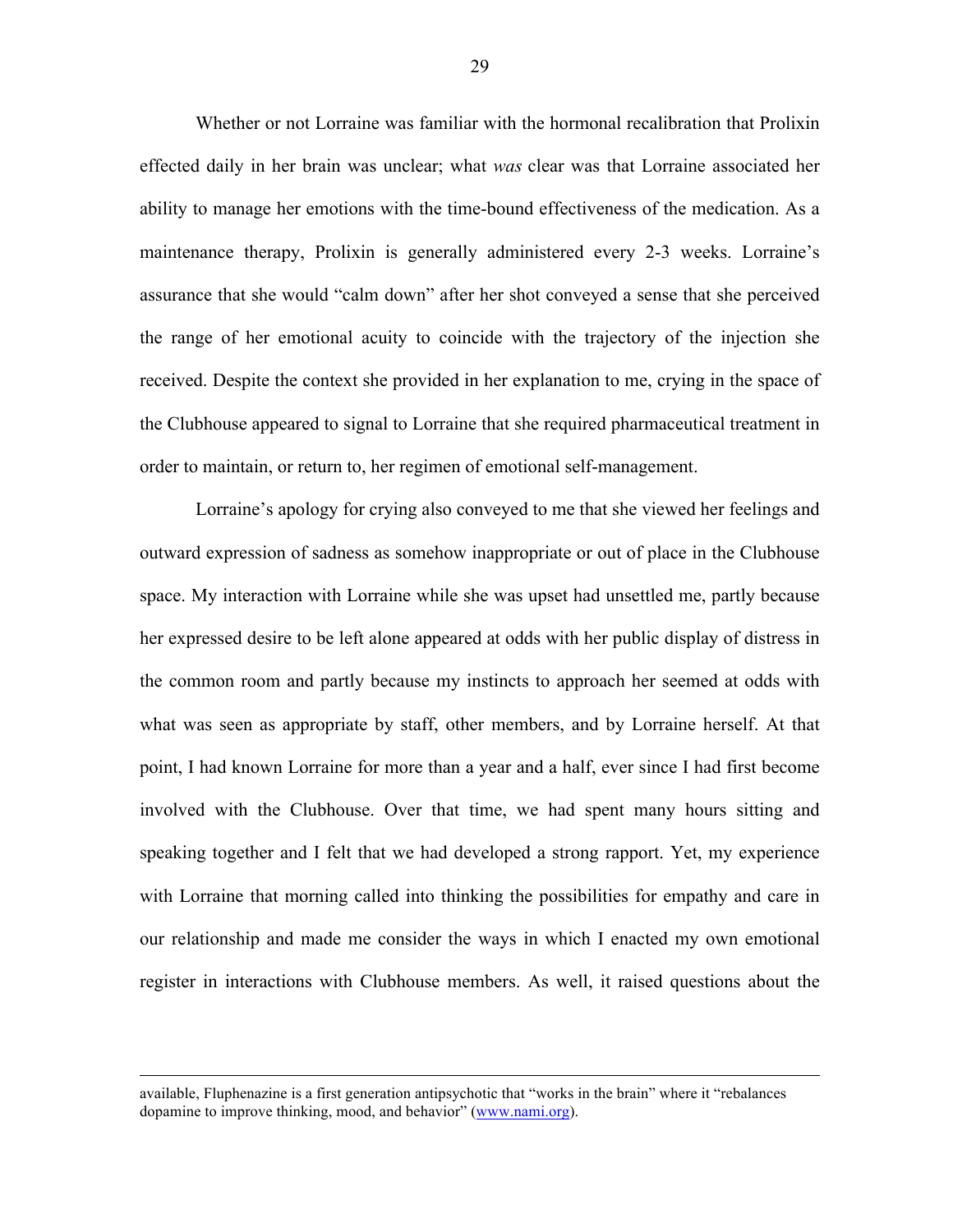Whether or not Lorraine was familiar with the hormonal recalibration that Prolixin effected daily in her brain was unclear; what *was* clear was that Lorraine associated her ability to manage her emotions with the time-bound effectiveness of the medication. As a maintenance therapy, Prolixin is generally administered every 2-3 weeks. Lorraine's assurance that she would "calm down" after her shot conveyed a sense that she perceived the range of her emotional acuity to coincide with the trajectory of the injection she received. Despite the context she provided in her explanation to me, crying in the space of the Clubhouse appeared to signal to Lorraine that she required pharmaceutical treatment in order to maintain, or return to, her regimen of emotional self-management.

Lorraine's apology for crying also conveyed to me that she viewed her feelings and outward expression of sadness as somehow inappropriate or out of place in the Clubhouse space. My interaction with Lorraine while she was upset had unsettled me, partly because her expressed desire to be left alone appeared at odds with her public display of distress in the common room and partly because my instincts to approach her seemed at odds with what was seen as appropriate by staff, other members, and by Lorraine herself. At that point, I had known Lorraine for more than a year and a half, ever since I had first become involved with the Clubhouse. Over that time, we had spent many hours sitting and speaking together and I felt that we had developed a strong rapport. Yet, my experience with Lorraine that morning called into thinking the possibilities for empathy and care in our relationship and made me consider the ways in which I enacted my own emotional register in interactions with Clubhouse members. As well, it raised questions about the

---

available, Fluphenazine is a first generation antipsychotic that "works in the brain" where it "rebalances dopamine to improve thinking, mood, and behavior" (www.nami.org).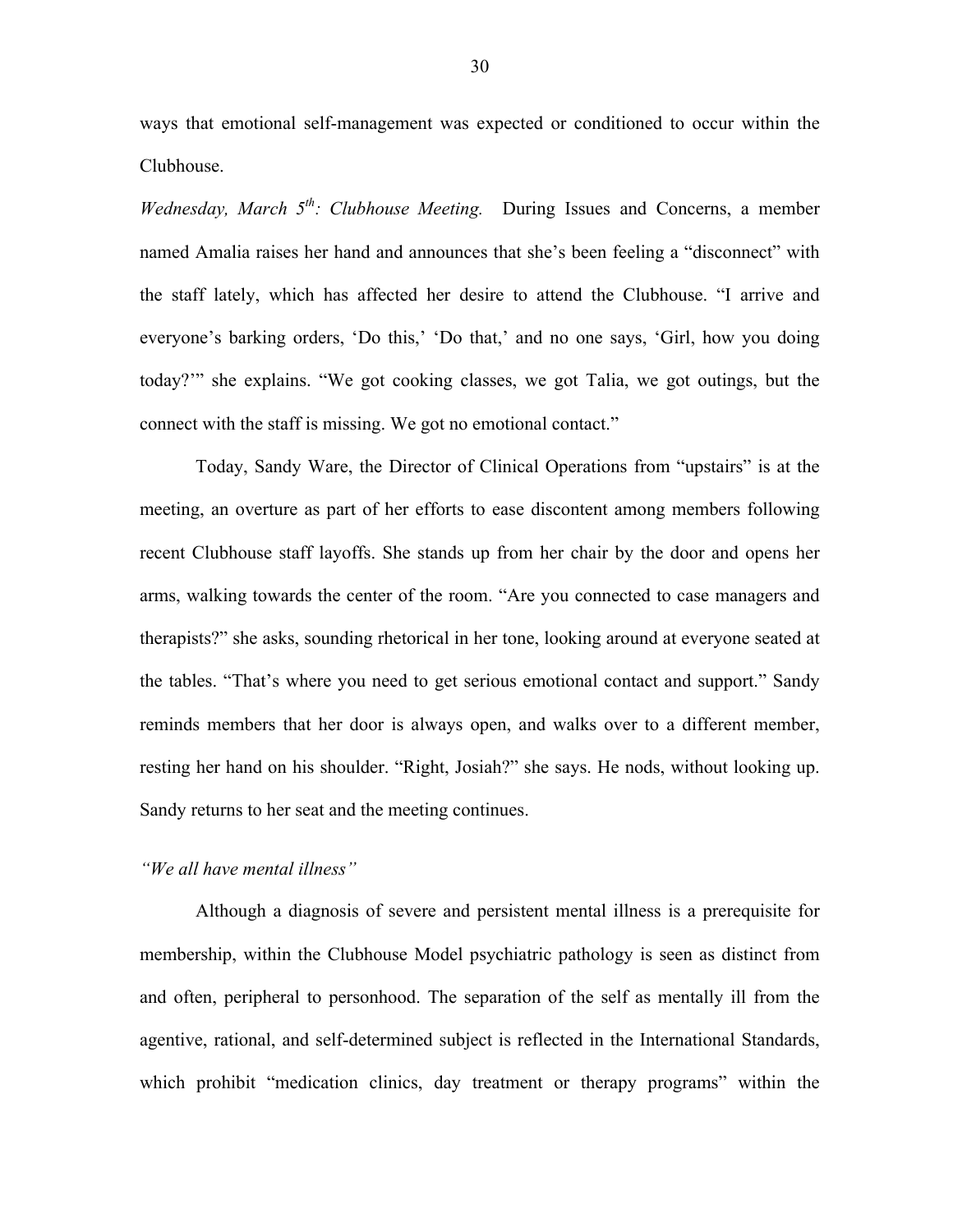ways that emotional self-management was expected or conditioned to occur within the Clubhouse.

*Wednesday, March 5th: Clubhouse Meeting.* During Issues and Concerns, a member named Amalia raises her hand and announces that she's been feeling a "disconnect" with the staff lately, which has affected her desire to attend the Clubhouse. "I arrive and everyone's barking orders, 'Do this,' 'Do that,' and no one says, 'Girl, how you doing today?'" she explains. "We got cooking classes, we got Talia, we got outings, but the connect with the staff is missing. We got no emotional contact."

Today, Sandy Ware, the Director of Clinical Operations from "upstairs" is at the meeting, an overture as part of her efforts to ease discontent among members following recent Clubhouse staff layoffs. She stands up from her chair by the door and opens her arms, walking towards the center of the room. "Are you connected to case managers and therapists?" she asks, sounding rhetorical in her tone, looking around at everyone seated at the tables. "That's where you need to get serious emotional contact and support." Sandy reminds members that her door is always open, and walks over to a different member, resting her hand on his shoulder. "Right, Josiah?" she says. He nods, without looking up. Sandy returns to her seat and the meeting continues.

### *"We all have mental illness"*

Although a diagnosis of severe and persistent mental illness is a prerequisite for membership, within the Clubhouse Model psychiatric pathology is seen as distinct from and often, peripheral to personhood. The separation of the self as mentally ill from the agentive, rational, and self-determined subject is reflected in the International Standards, which prohibit "medication clinics, day treatment or therapy programs" within the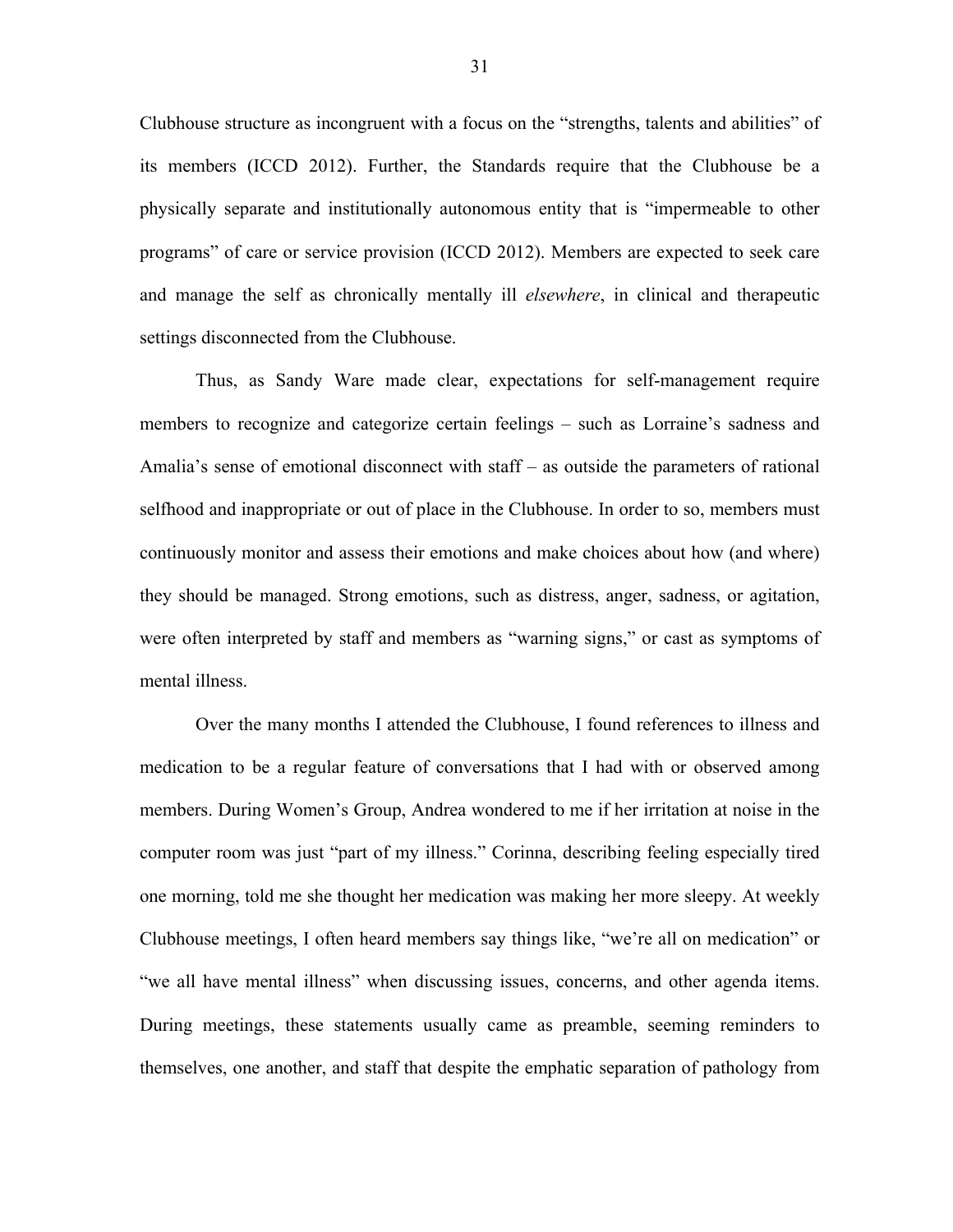Clubhouse structure as incongruent with a focus on the "strengths, talents and abilities" of its members (ICCD 2012). Further, the Standards require that the Clubhouse be a physically separate and institutionally autonomous entity that is "impermeable to other programs" of care or service provision (ICCD 2012). Members are expected to seek care and manage the self as chronically mentally ill *elsewhere*, in clinical and therapeutic settings disconnected from the Clubhouse.

Thus, as Sandy Ware made clear, expectations for self-management require members to recognize and categorize certain feelings – such as Lorraine's sadness and Amalia's sense of emotional disconnect with staff – as outside the parameters of rational selfhood and inappropriate or out of place in the Clubhouse. In order to so, members must continuously monitor and assess their emotions and make choices about how (and where) they should be managed. Strong emotions, such as distress, anger, sadness, or agitation, were often interpreted by staff and members as "warning signs," or cast as symptoms of mental illness.

Over the many months I attended the Clubhouse, I found references to illness and medication to be a regular feature of conversations that I had with or observed among members. During Women's Group, Andrea wondered to me if her irritation at noise in the computer room was just "part of my illness." Corinna, describing feeling especially tired one morning, told me she thought her medication was making her more sleepy. At weekly Clubhouse meetings, I often heard members say things like, "we're all on medication" or "we all have mental illness" when discussing issues, concerns, and other agenda items. During meetings, these statements usually came as preamble, seeming reminders to themselves, one another, and staff that despite the emphatic separation of pathology from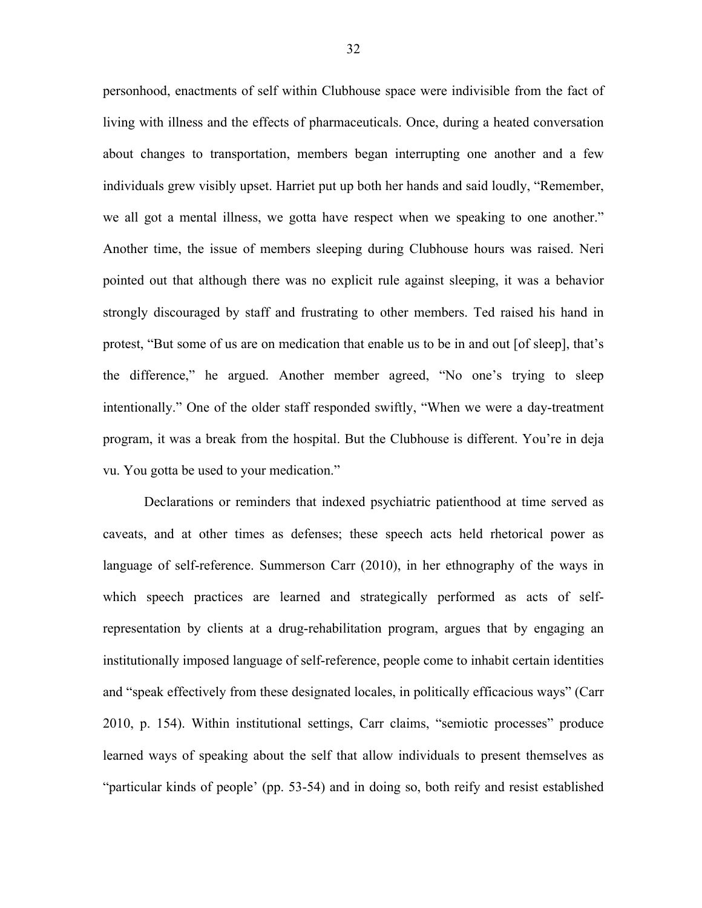personhood, enactments of self within Clubhouse space were indivisible from the fact of living with illness and the effects of pharmaceuticals. Once, during a heated conversation about changes to transportation, members began interrupting one another and a few individuals grew visibly upset. Harriet put up both her hands and said loudly, "Remember, we all got a mental illness, we gotta have respect when we speaking to one another." Another time, the issue of members sleeping during Clubhouse hours was raised. Neri pointed out that although there was no explicit rule against sleeping, it was a behavior strongly discouraged by staff and frustrating to other members. Ted raised his hand in protest, "But some of us are on medication that enable us to be in and out [of sleep], that's the difference," he argued. Another member agreed, "No one's trying to sleep intentionally." One of the older staff responded swiftly, "When we were a day-treatment program, it was a break from the hospital. But the Clubhouse is different. You're in deja vu. You gotta be used to your medication."

Declarations or reminders that indexed psychiatric patienthood at time served as caveats, and at other times as defenses; these speech acts held rhetorical power as language of self-reference. Summerson Carr (2010), in her ethnography of the ways in which speech practices are learned and strategically performed as acts of self-representation by clients at a drug-rehabilitation program, argues that by engaging an institutionally imposed language of self-reference, people come to inhabit certain identities and "speak effectively from these designated locales, in politically efficacious ways" (Carr 2010, p. 154). Within institutional settings, Carr claims, "semiotic processes" produce learned ways of speaking about the self that allow individuals to present themselves as "particular kinds of people' (pp. 53-54) and in doing so, both reify and resist established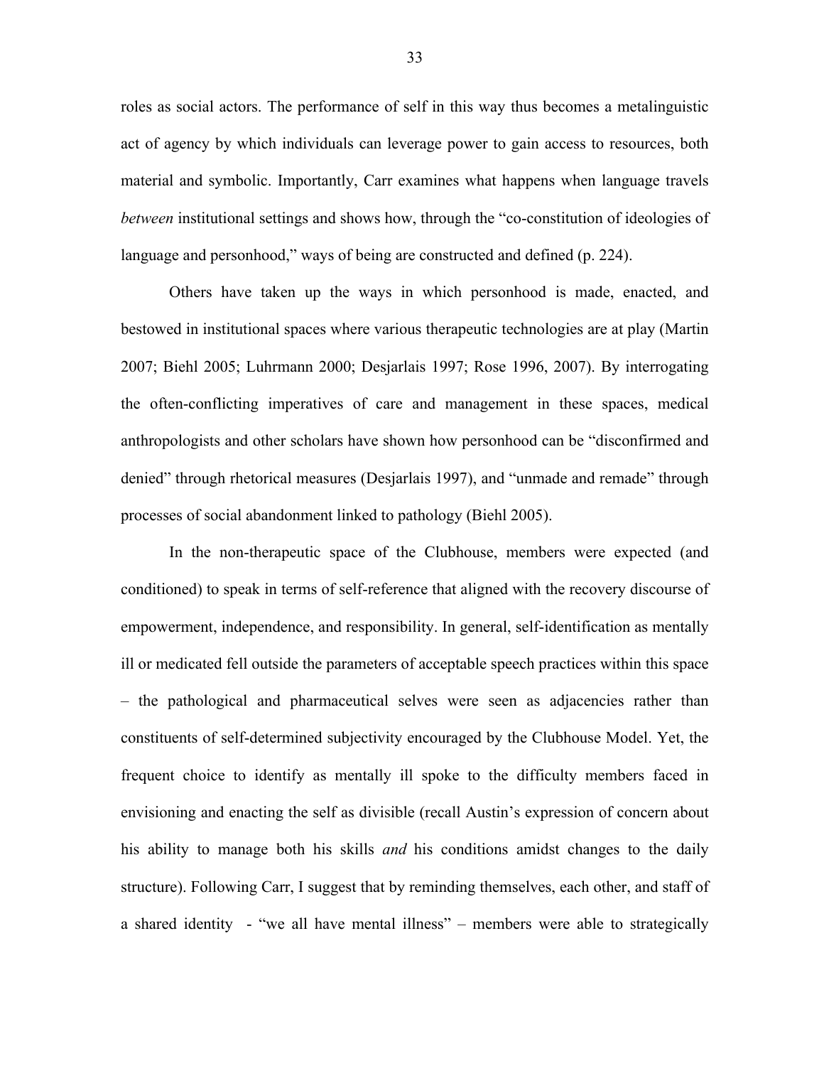roles as social actors. The performance of self in this way thus becomes a metalinguistic act of agency by which individuals can leverage power to gain access to resources, both material and symbolic. Importantly, Carr examines what happens when language travels *between* institutional settings and shows how, through the "co-constitution of ideologies of language and personhood," ways of being are constructed and defined (p. 224).

Others have taken up the ways in which personhood is made, enacted, and bestowed in institutional spaces where various therapeutic technologies are at play (Martin 2007; Biehl 2005; Luhrmann 2000; Desjarlais 1997; Rose 1996, 2007). By interrogating the often-conflicting imperatives of care and management in these spaces, medical anthropologists and other scholars have shown how personhood can be "disconfirmed and denied" through rhetorical measures (Desjarlais 1997), and "unmade and remade" through processes of social abandonment linked to pathology (Biehl 2005).

In the non-therapeutic space of the Clubhouse, members were expected (and conditioned) to speak in terms of self-reference that aligned with the recovery discourse of empowerment, independence, and responsibility. In general, self-identification as mentally ill or medicated fell outside the parameters of acceptable speech practices within this space – the pathological and pharmaceutical selves were seen as adjacencies rather than constituents of self-determined subjectivity encouraged by the Clubhouse Model. Yet, the frequent choice to identify as mentally ill spoke to the difficulty members faced in envisioning and enacting the self as divisible (recall Austin's expression of concern about his ability to manage both his skills *and* his conditions amidst changes to the daily structure). Following Carr, I suggest that by reminding themselves, each other, and staff of a shared identity - "we all have mental illness" – members were able to strategically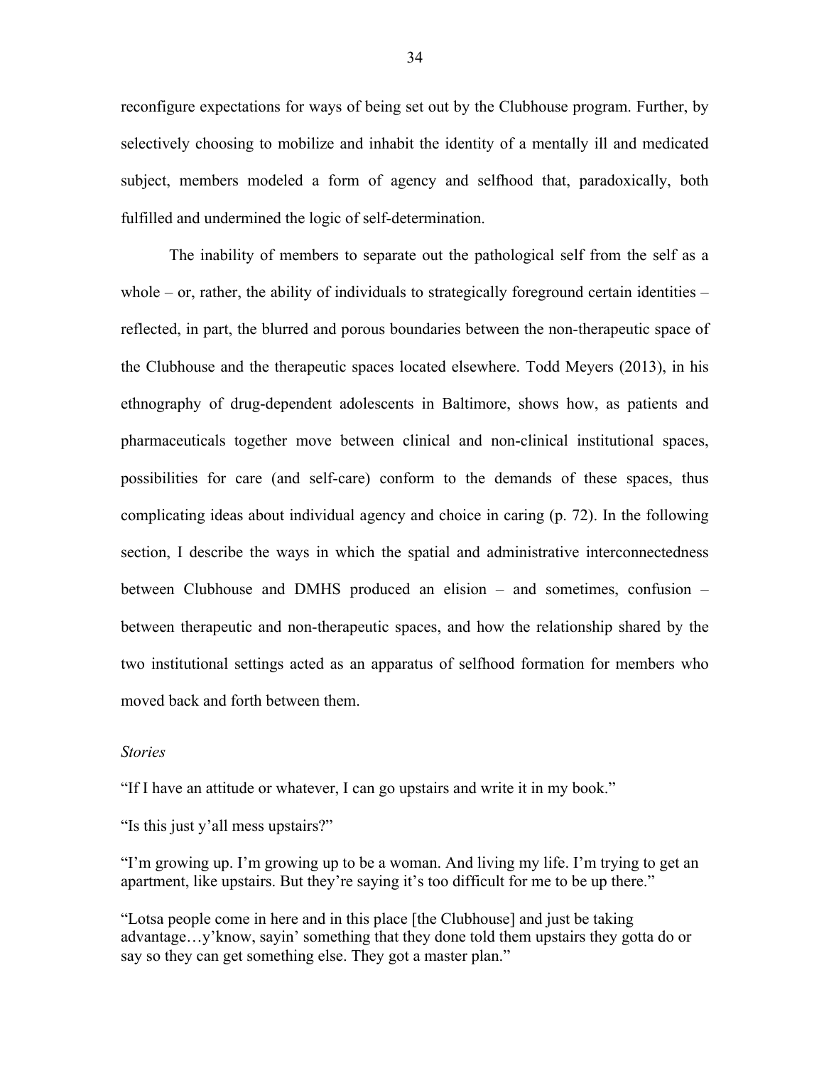reconfigure expectations for ways of being set out by the Clubhouse program. Further, by selectively choosing to mobilize and inhabit the identity of a mentally ill and medicated subject, members modeled a form of agency and selfhood that, paradoxically, both fulfilled and undermined the logic of self-determination.

The inability of members to separate out the pathological self from the self as a whole – or, rather, the ability of individuals to strategically foreground certain identities – reflected, in part, the blurred and porous boundaries between the non-therapeutic space of the Clubhouse and the therapeutic spaces located elsewhere. Todd Meyers (2013), in his ethnography of drug-dependent adolescents in Baltimore, shows how, as patients and pharmaceuticals together move between clinical and non-clinical institutional spaces, possibilities for care (and self-care) conform to the demands of these spaces, thus complicating ideas about individual agency and choice in caring (p. 72). In the following section, I describe the ways in which the spatial and administrative interconnectedness between Clubhouse and DMHS produced an elision – and sometimes, confusion – between therapeutic and non-therapeutic spaces, and how the relationship shared by the two institutional settings acted as an apparatus of selfhood formation for members who moved back and forth between them.

*Stories*

"If I have an attitude or whatever, I can go upstairs and write it in my book."

"Is this just y'all mess upstairs?"

"I'm growing up. I'm growing up to be a woman. And living my life. I'm trying to get an apartment, like upstairs. But they're saying it's too difficult for me to be up there."

"Lotsa people come in here and in this place [the Clubhouse] and just be taking advantage…y'know, sayin' something that they done told them upstairs they gotta do or say so they can get something else. They got a master plan."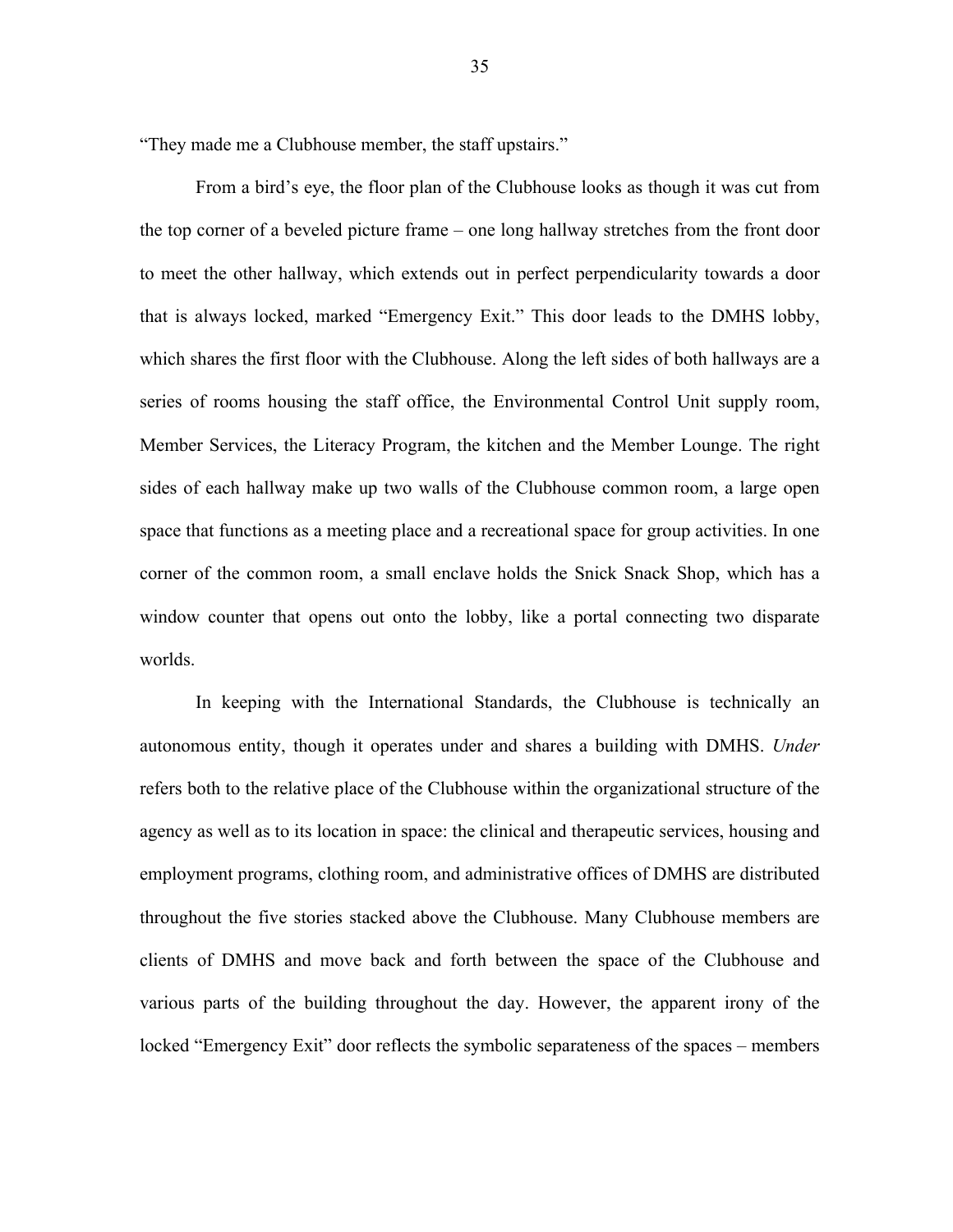"They made me a Clubhouse member, the staff upstairs."

From a bird's eye, the floor plan of the Clubhouse looks as though it was cut from the top corner of a beveled picture frame – one long hallway stretches from the front door to meet the other hallway, which extends out in perfect perpendicularity towards a door that is always locked, marked "Emergency Exit." This door leads to the DMHS lobby, which shares the first floor with the Clubhouse. Along the left sides of both hallways are a series of rooms housing the staff office, the Environmental Control Unit supply room, Member Services, the Literacy Program, the kitchen and the Member Lounge. The right sides of each hallway make up two walls of the Clubhouse common room, a large open space that functions as a meeting place and a recreational space for group activities. In one corner of the common room, a small enclave holds the Snick Snack Shop, which has a window counter that opens out onto the lobby, like a portal connecting two disparate worlds.

In keeping with the International Standards, the Clubhouse is technically an autonomous entity, though it operates under and shares a building with DMHS. *Under* refers both to the relative place of the Clubhouse within the organizational structure of the agency as well as to its location in space: the clinical and therapeutic services, housing and employment programs, clothing room, and administrative offices of DMHS are distributed throughout the five stories stacked above the Clubhouse. Many Clubhouse members are clients of DMHS and move back and forth between the space of the Clubhouse and various parts of the building throughout the day. However, the apparent irony of the locked "Emergency Exit" door reflects the symbolic separateness of the spaces – members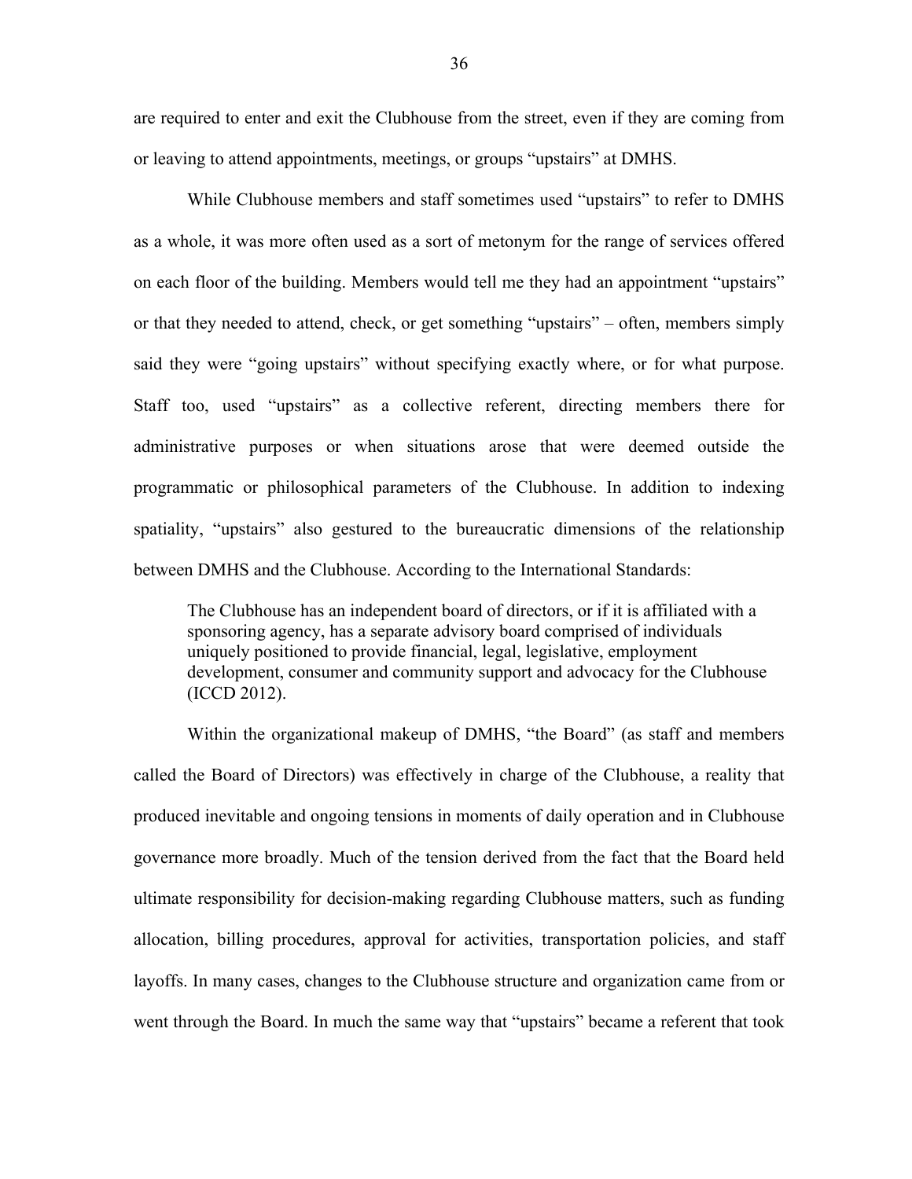are required to enter and exit the Clubhouse from the street, even if they are coming from or leaving to attend appointments, meetings, or groups "upstairs" at DMHS.

While Clubhouse members and staff sometimes used "upstairs" to refer to DMHS as a whole, it was more often used as a sort of metonym for the range of services offered on each floor of the building. Members would tell me they had an appointment "upstairs" or that they needed to attend, check, or get something "upstairs" – often, members simply said they were "going upstairs" without specifying exactly where, or for what purpose. Staff too, used "upstairs" as a collective referent, directing members there for administrative purposes or when situations arose that were deemed outside the programmatic or philosophical parameters of the Clubhouse. In addition to indexing spatiality, "upstairs" also gestured to the bureaucratic dimensions of the relationship between DMHS and the Clubhouse. According to the International Standards:

> The Clubhouse has an independent board of directors, or if it is affiliated with a sponsoring agency, has a separate advisory board comprised of individuals uniquely positioned to provide financial, legal, legislative, employment development, consumer and community support and advocacy for the Clubhouse (ICCD 2012).

Within the organizational makeup of DMHS, "the Board" (as staff and members called the Board of Directors) was effectively in charge of the Clubhouse, a reality that produced inevitable and ongoing tensions in moments of daily operation and in Clubhouse governance more broadly. Much of the tension derived from the fact that the Board held ultimate responsibility for decision-making regarding Clubhouse matters, such as funding allocation, billing procedures, approval for activities, transportation policies, and staff layoffs. In many cases, changes to the Clubhouse structure and organization came from or went through the Board. In much the same way that "upstairs" became a referent that took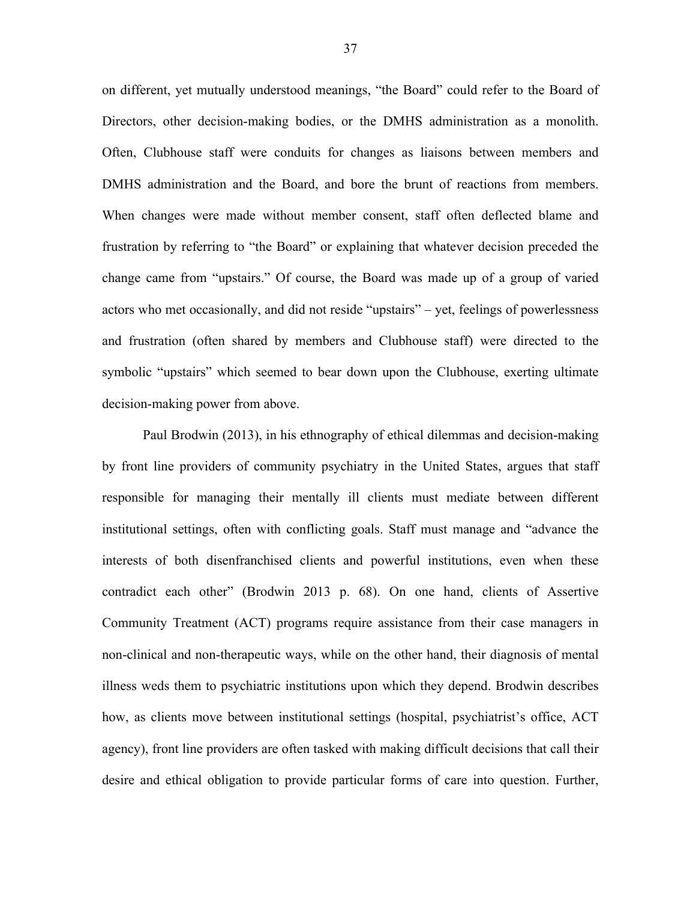on different, yet mutually understood meanings, "the Board" could refer to the Board of Directors, other decision-making bodies, or the DMHS administration as a monolith. Often, Clubhouse staff were conduits for changes as liaisons between members and DMHS administration and the Board, and bore the brunt of reactions from members. When changes were made without member consent, staff often deflected blame and frustration by referring to "the Board" or explaining that whatever decision preceded the change came from "upstairs." Of course, the Board was made up of a group of varied actors who met occasionally, and did not reside "upstairs" – yet, feelings of powerlessness and frustration (often shared by members and Clubhouse staff) were directed to the symbolic "upstairs" which seemed to bear down upon the Clubhouse, exerting ultimate decision-making power from above.

Paul Brodwin (2013), in his ethnography of ethical dilemmas and decision-making by front line providers of community psychiatry in the United States, argues that staff responsible for managing their mentally ill clients must mediate between different institutional settings, often with conflicting goals. Staff must manage and "advance the interests of both disenfranchised clients and powerful institutions, even when these contradict each other" (Brodwin 2013 p. 68). On one hand, clients of Assertive Community Treatment (ACT) programs require assistance from their case managers in non-clinical and non-therapeutic ways, while on the other hand, their diagnosis of mental illness weds them to psychiatric institutions upon which they depend. Brodwin describes how, as clients move between institutional settings (hospital, psychiatrist's office, ACT agency), front line providers are often tasked with making difficult decisions that call their desire and ethical obligation to provide particular forms of care into question. Further,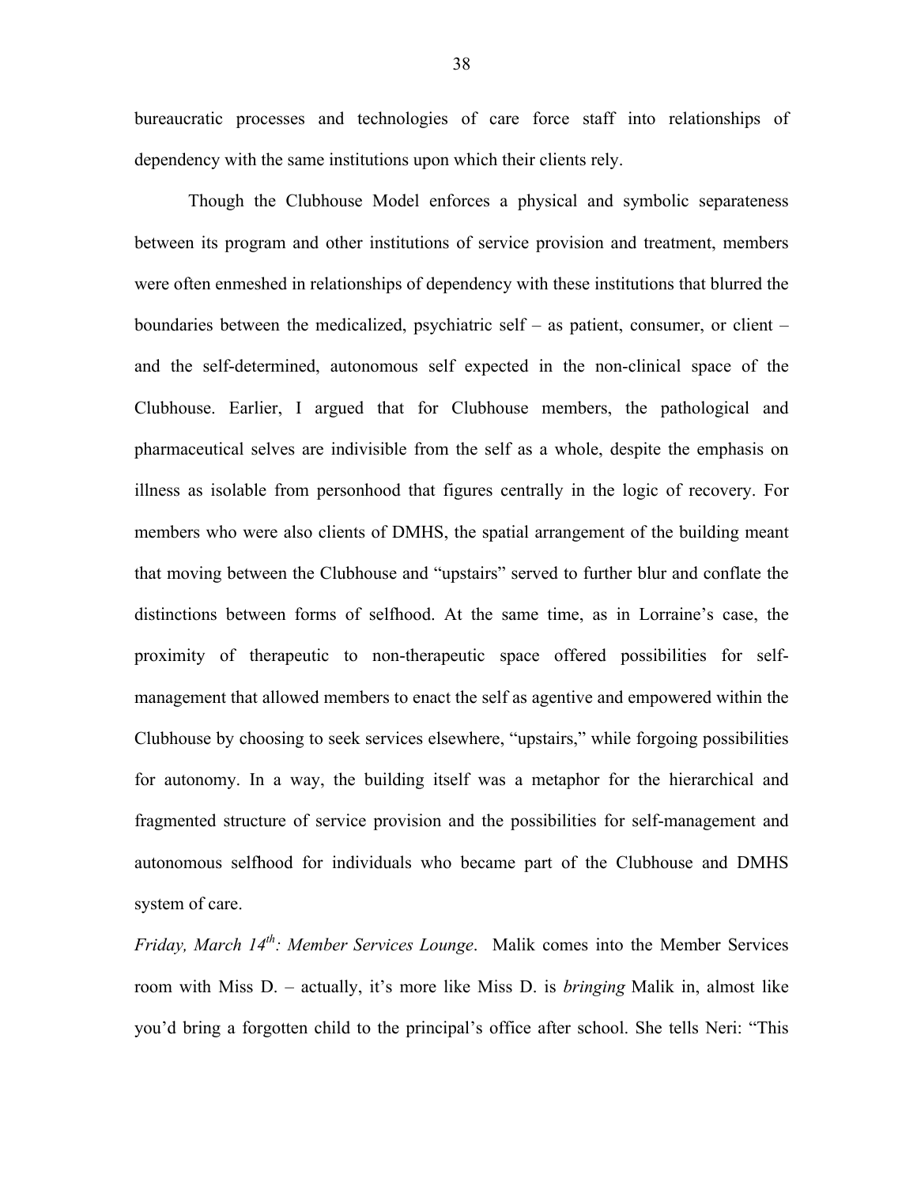bureaucratic processes and technologies of care force staff into relationships of dependency with the same institutions upon which their clients rely.

Though the Clubhouse Model enforces a physical and symbolic separateness between its program and other institutions of service provision and treatment, members were often enmeshed in relationships of dependency with these institutions that blurred the boundaries between the medicalized, psychiatric self – as patient, consumer, or client – and the self-determined, autonomous self expected in the non-clinical space of the Clubhouse. Earlier, I argued that for Clubhouse members, the pathological and pharmaceutical selves are indivisible from the self as a whole, despite the emphasis on illness as isolable from personhood that figures centrally in the logic of recovery. For members who were also clients of DMHS, the spatial arrangement of the building meant that moving between the Clubhouse and "upstairs" served to further blur and conflate the distinctions between forms of selfhood. At the same time, as in Lorraine's case, the proximity of therapeutic to non-therapeutic space offered possibilities for self-management that allowed members to enact the self as agentive and empowered within the Clubhouse by choosing to seek services elsewhere, "upstairs," while forgoing possibilities for autonomy. In a way, the building itself was a metaphor for the hierarchical and fragmented structure of service provision and the possibilities for self-management and autonomous selfhood for individuals who became part of the Clubhouse and DMHS system of care.

*Friday, March 14th: Member Services Lounge*. Malik comes into the Member Services room with Miss D. – actually, it's more like Miss D. is *bringing* Malik in, almost like you'd bring a forgotten child to the principal's office after school. She tells Neri: "This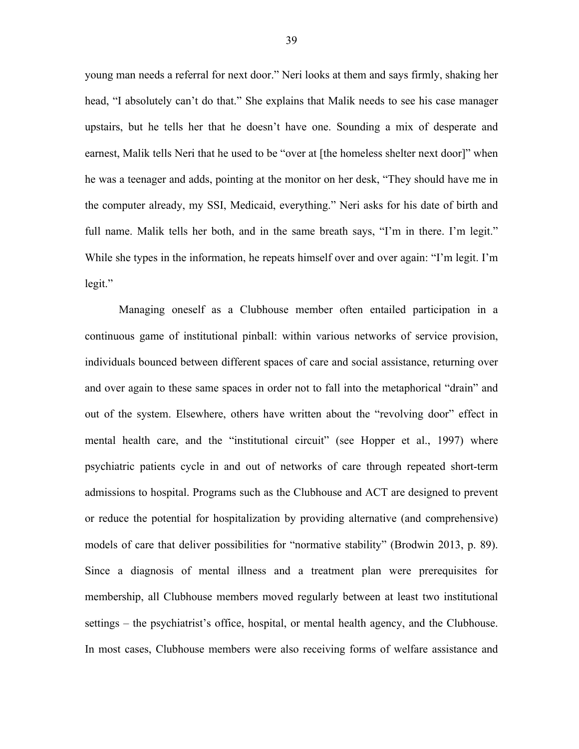young man needs a referral for next door." Neri looks at them and says firmly, shaking her head, "I absolutely can't do that." She explains that Malik needs to see his case manager upstairs, but he tells her that he doesn't have one. Sounding a mix of desperate and earnest, Malik tells Neri that he used to be "over at [the homeless shelter next door]" when he was a teenager and adds, pointing at the monitor on her desk, "They should have me in the computer already, my SSI, Medicaid, everything." Neri asks for his date of birth and full name. Malik tells her both, and in the same breath says, "I'm in there. I'm legit." While she types in the information, he repeats himself over and over again: "I'm legit. I'm legit."

Managing oneself as a Clubhouse member often entailed participation in a continuous game of institutional pinball: within various networks of service provision, individuals bounced between different spaces of care and social assistance, returning over and over again to these same spaces in order not to fall into the metaphorical "drain" and out of the system. Elsewhere, others have written about the "revolving door" effect in mental health care, and the "institutional circuit" (see Hopper et al., 1997) where psychiatric patients cycle in and out of networks of care through repeated short-term admissions to hospital. Programs such as the Clubhouse and ACT are designed to prevent or reduce the potential for hospitalization by providing alternative (and comprehensive) models of care that deliver possibilities for "normative stability" (Brodwin 2013, p. 89). Since a diagnosis of mental illness and a treatment plan were prerequisites for membership, all Clubhouse members moved regularly between at least two institutional settings – the psychiatrist's office, hospital, or mental health agency, and the Clubhouse. In most cases, Clubhouse members were also receiving forms of welfare assistance and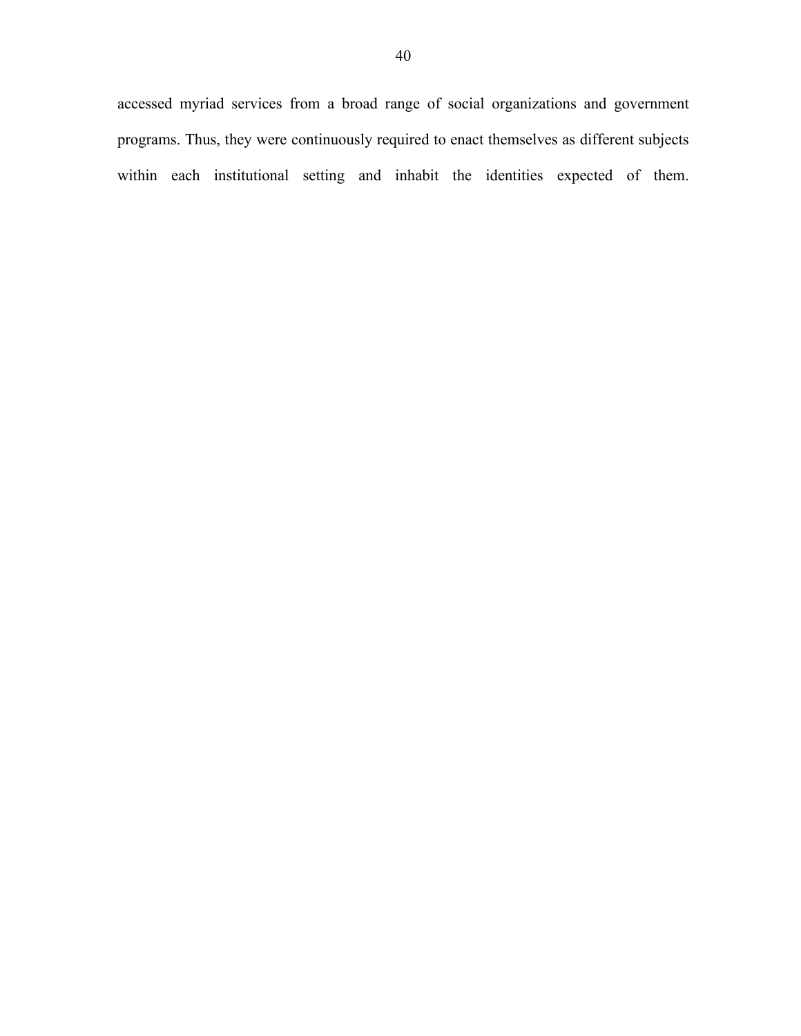accessed myriad services from a broad range of social organizations and government programs. Thus, they were continuously required to enact themselves as different subjects within each institutional setting and inhabit the identities expected of them.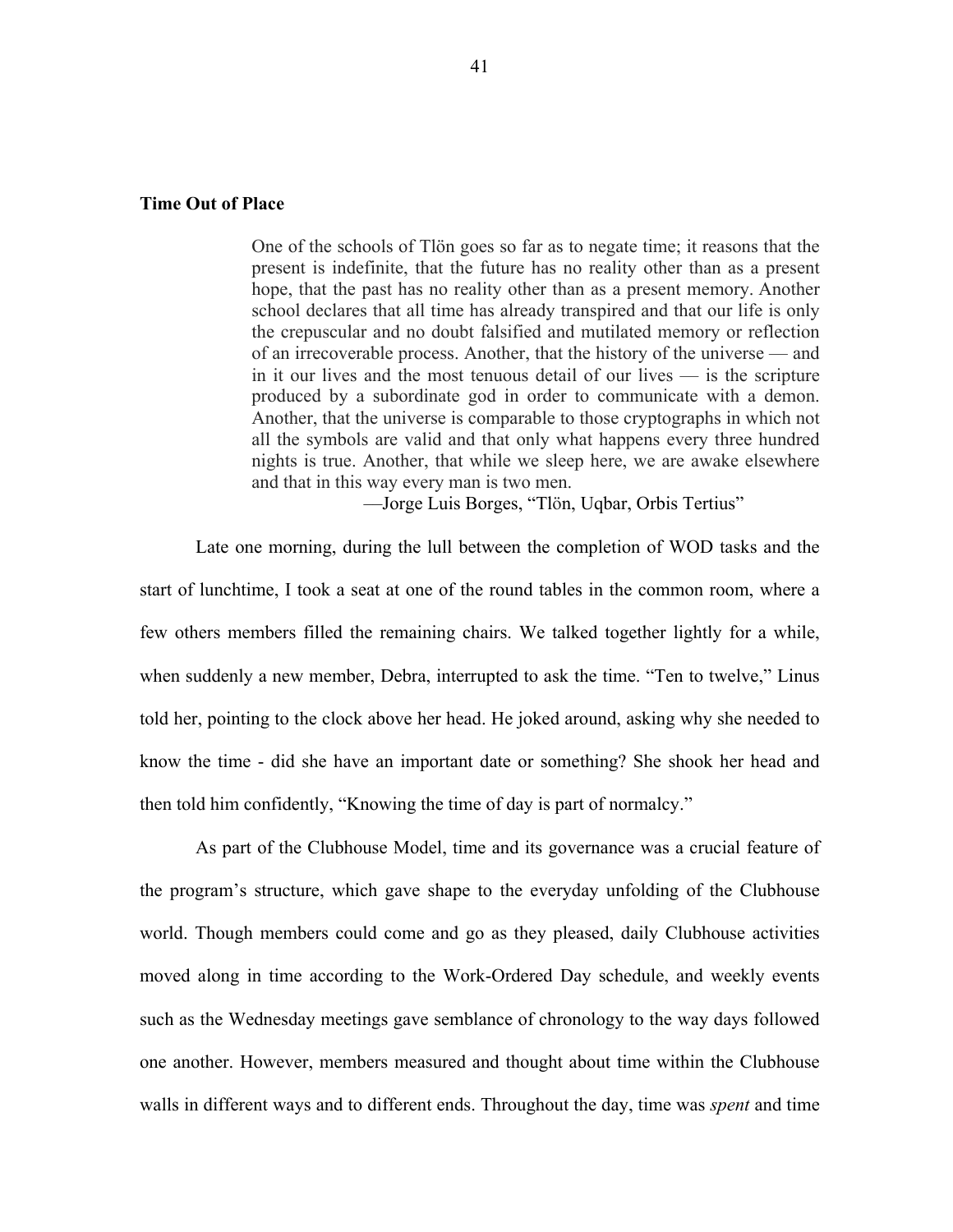### Time Out of Place

> One of the schools of Tlön goes so far as to negate time; it reasons that the present is indefinite, that the future has no reality other than as a present hope, that the past has no reality other than as a present memory. Another school declares that all time has already transpired and that our life is only the crepuscular and no doubt falsified and mutilated memory or reflection of an irrecoverable process. Another, that the history of the universe — and in it our lives and the most tenuous detail of our lives — is the scripture produced by a subordinate god in order to communicate with a demon. Another, that the universe is comparable to those cryptographs in which not all the symbols are valid and that only what happens every three hundred nights is true. Another, that while we sleep here, we are awake elsewhere and that in this way every man is two men.
>
> —Jorge Luis Borges, "Tlön, Uqbar, Orbis Tertius"

Late one morning, during the lull between the completion of WOD tasks and the start of lunchtime, I took a seat at one of the round tables in the common room, where a few others members filled the remaining chairs. We talked together lightly for a while, when suddenly a new member, Debra, interrupted to ask the time. "Ten to twelve," Linus told her, pointing to the clock above her head. He joked around, asking why she needed to know the time - did she have an important date or something? She shook her head and then told him confidently, "Knowing the time of day is part of normalcy."

As part of the Clubhouse Model, time and its governance was a crucial feature of the program's structure, which gave shape to the everyday unfolding of the Clubhouse world. Though members could come and go as they pleased, daily Clubhouse activities moved along in time according to the Work-Ordered Day schedule, and weekly events such as the Wednesday meetings gave semblance of chronology to the way days followed one another. However, members measured and thought about time within the Clubhouse walls in different ways and to different ends. Throughout the day, time was *spent* and time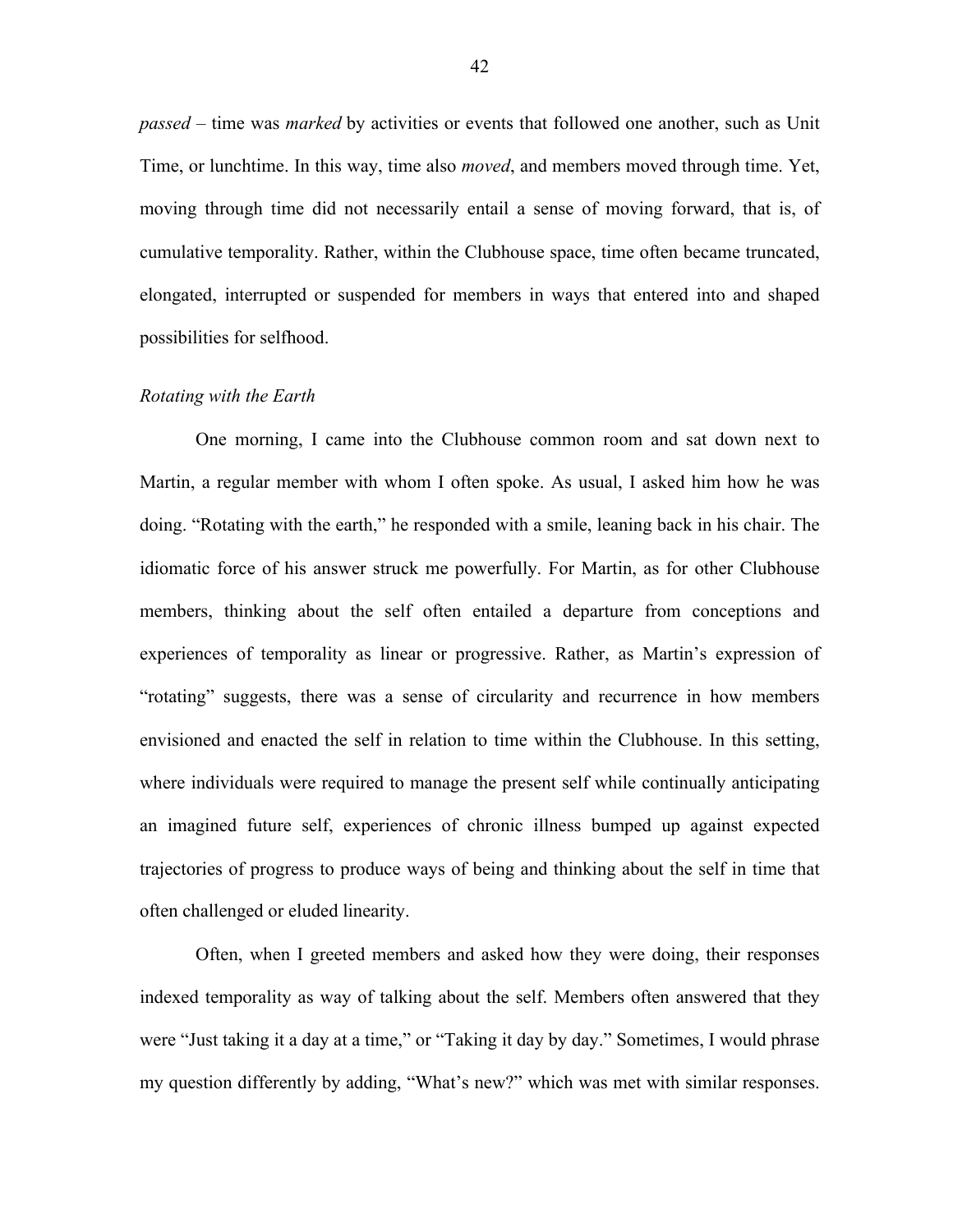*passed* – time was *marked* by activities or events that followed one another, such as Unit Time, or lunchtime. In this way, time also *moved*, and members moved through time. Yet, moving through time did not necessarily entail a sense of moving forward, that is, of cumulative temporality. Rather, within the Clubhouse space, time often became truncated, elongated, interrupted or suspended for members in ways that entered into and shaped possibilities for selfhood.

### *Rotating with the Earth*

One morning, I came into the Clubhouse common room and sat down next to Martin, a regular member with whom I often spoke. As usual, I asked him how he was doing. "Rotating with the earth," he responded with a smile, leaning back in his chair. The idiomatic force of his answer struck me powerfully. For Martin, as for other Clubhouse members, thinking about the self often entailed a departure from conceptions and experiences of temporality as linear or progressive. Rather, as Martin's expression of "rotating" suggests, there was a sense of circularity and recurrence in how members envisioned and enacted the self in relation to time within the Clubhouse. In this setting, where individuals were required to manage the present self while continually anticipating an imagined future self, experiences of chronic illness bumped up against expected trajectories of progress to produce ways of being and thinking about the self in time that often challenged or eluded linearity.

Often, when I greeted members and asked how they were doing, their responses indexed temporality as way of talking about the self. Members often answered that they were "Just taking it a day at a time," or "Taking it day by day." Sometimes, I would phrase my question differently by adding, "What's new?" which was met with similar responses.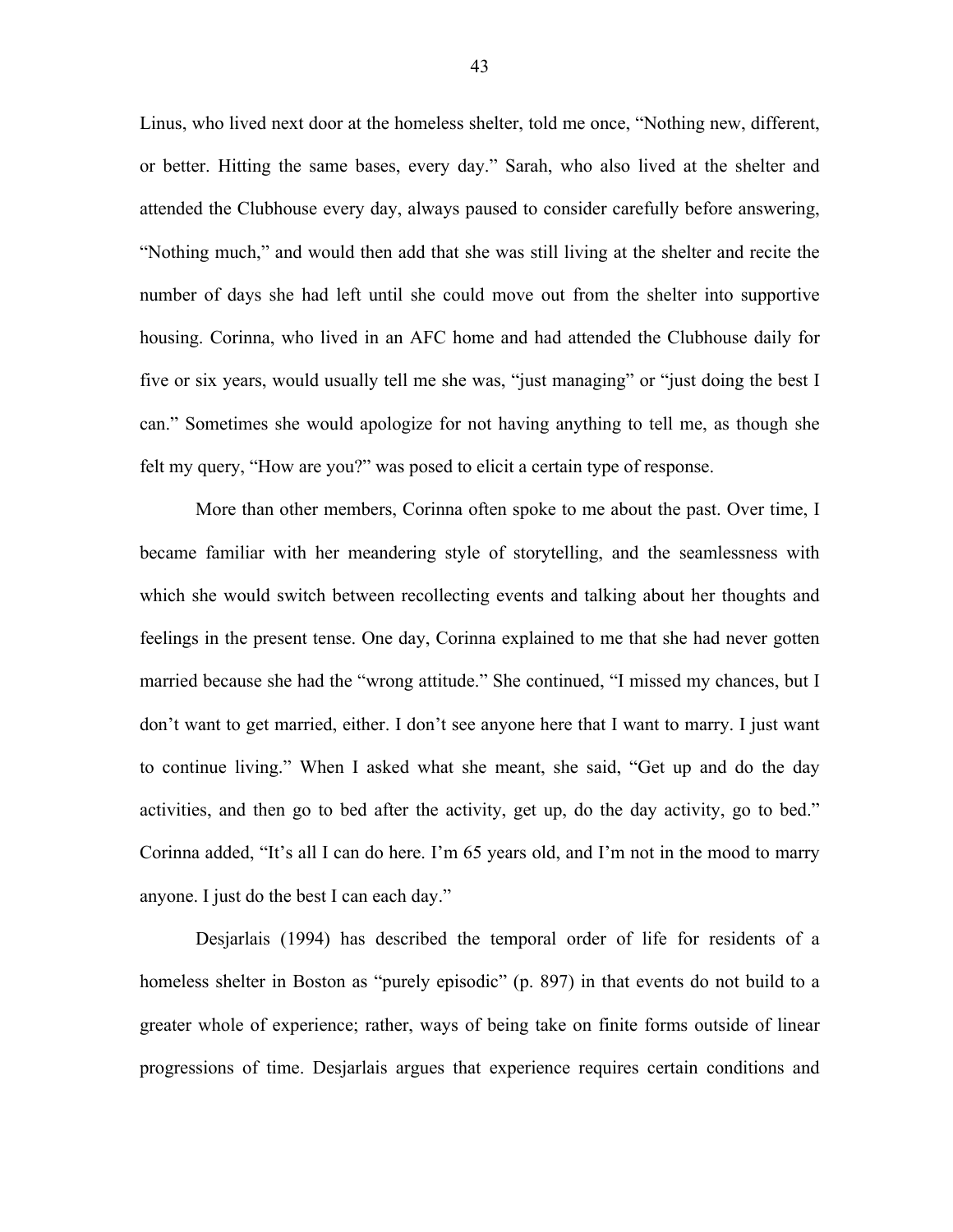Linus, who lived next door at the homeless shelter, told me once, "Nothing new, different, or better. Hitting the same bases, every day." Sarah, who also lived at the shelter and attended the Clubhouse every day, always paused to consider carefully before answering, "Nothing much," and would then add that she was still living at the shelter and recite the number of days she had left until she could move out from the shelter into supportive housing. Corinna, who lived in an AFC home and had attended the Clubhouse daily for five or six years, would usually tell me she was, "just managing" or "just doing the best I can." Sometimes she would apologize for not having anything to tell me, as though she felt my query, "How are you?" was posed to elicit a certain type of response.

More than other members, Corinna often spoke to me about the past. Over time, I became familiar with her meandering style of storytelling, and the seamlessness with which she would switch between recollecting events and talking about her thoughts and feelings in the present tense. One day, Corinna explained to me that she had never gotten married because she had the "wrong attitude." She continued, "I missed my chances, but I don't want to get married, either. I don't see anyone here that I want to marry. I just want to continue living." When I asked what she meant, she said, "Get up and do the day activities, and then go to bed after the activity, get up, do the day activity, go to bed." Corinna added, "It's all I can do here. I'm 65 years old, and I'm not in the mood to marry anyone. I just do the best I can each day."

Desjarlais (1994) has described the temporal order of life for residents of a homeless shelter in Boston as "purely episodic" (p. 897) in that events do not build to a greater whole of experience; rather, ways of being take on finite forms outside of linear progressions of time. Desjarlais argues that experience requires certain conditions and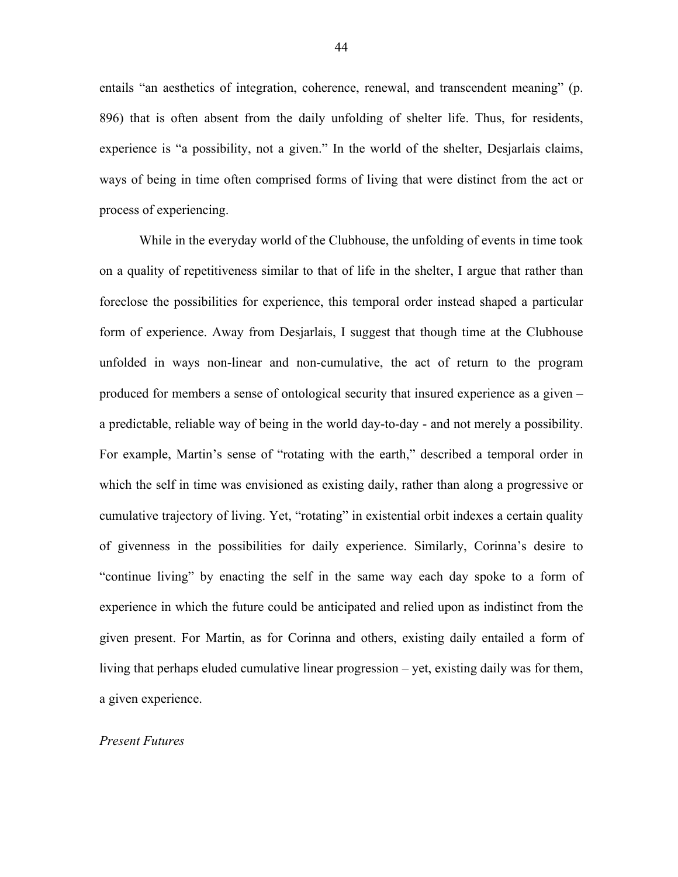entails "an aesthetics of integration, coherence, renewal, and transcendent meaning" (p. 896) that is often absent from the daily unfolding of shelter life. Thus, for residents, experience is "a possibility, not a given." In the world of the shelter, Desjarlais claims, ways of being in time often comprised forms of living that were distinct from the act or process of experiencing.

While in the everyday world of the Clubhouse, the unfolding of events in time took on a quality of repetitiveness similar to that of life in the shelter, I argue that rather than foreclose the possibilities for experience, this temporal order instead shaped a particular form of experience. Away from Desjarlais, I suggest that though time at the Clubhouse unfolded in ways non-linear and non-cumulative, the act of return to the program produced for members a sense of ontological security that insured experience as a given – a predictable, reliable way of being in the world day-to-day - and not merely a possibility. For example, Martin's sense of "rotating with the earth," described a temporal order in which the self in time was envisioned as existing daily, rather than along a progressive or cumulative trajectory of living. Yet, "rotating" in existential orbit indexes a certain quality of givenness in the possibilities for daily experience. Similarly, Corinna's desire to "continue living" by enacting the self in the same way each day spoke to a form of experience in which the future could be anticipated and relied upon as indistinct from the given present. For Martin, as for Corinna and others, existing daily entailed a form of living that perhaps eluded cumulative linear progression – yet, existing daily was for them, a given experience.

*Present Futures*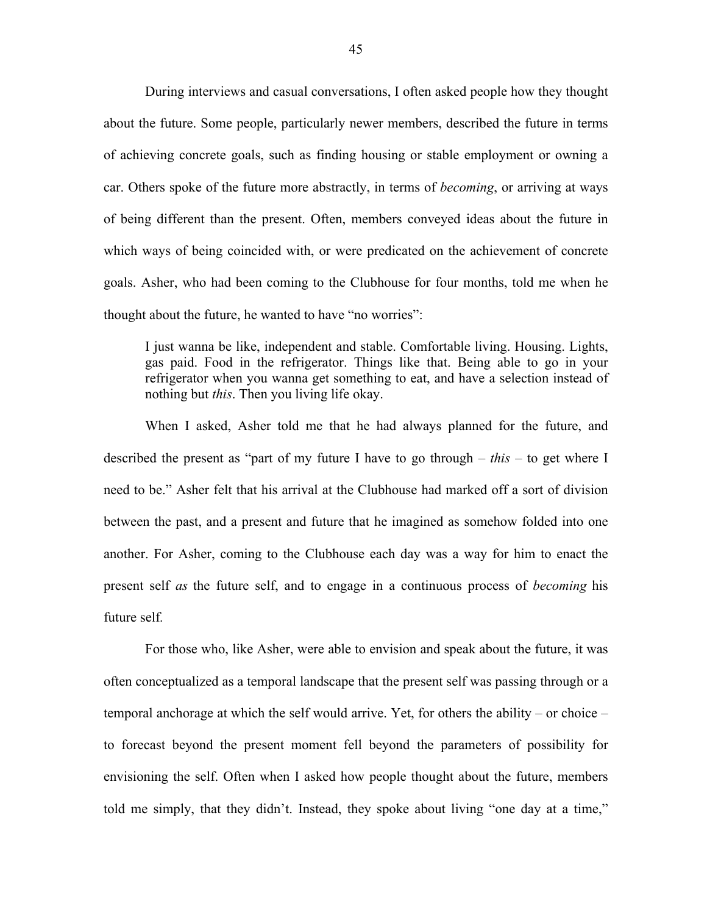During interviews and casual conversations, I often asked people how they thought about the future. Some people, particularly newer members, described the future in terms of achieving concrete goals, such as finding housing or stable employment or owning a car. Others spoke of the future more abstractly, in terms of *becoming*, or arriving at ways of being different than the present. Often, members conveyed ideas about the future in which ways of being coincided with, or were predicated on the achievement of concrete goals. Asher, who had been coming to the Clubhouse for four months, told me when he thought about the future, he wanted to have "no worries":

> I just wanna be like, independent and stable. Comfortable living. Housing. Lights, gas paid. Food in the refrigerator. Things like that. Being able to go in your refrigerator when you wanna get something to eat, and have a selection instead of nothing but *this*. Then you living life okay.

When I asked, Asher told me that he had always planned for the future, and described the present as "part of my future I have to go through – *this* – to get where I need to be." Asher felt that his arrival at the Clubhouse had marked off a sort of division between the past, and a present and future that he imagined as somehow folded into one another. For Asher, coming to the Clubhouse each day was a way for him to enact the present self *as* the future self, and to engage in a continuous process of *becoming* his future self.

For those who, like Asher, were able to envision and speak about the future, it was often conceptualized as a temporal landscape that the present self was passing through or a temporal anchorage at which the self would arrive. Yet, for others the ability – or choice – to forecast beyond the present moment fell beyond the parameters of possibility for envisioning the self. Often when I asked how people thought about the future, members told me simply, that they didn't. Instead, they spoke about living "one day at a time,"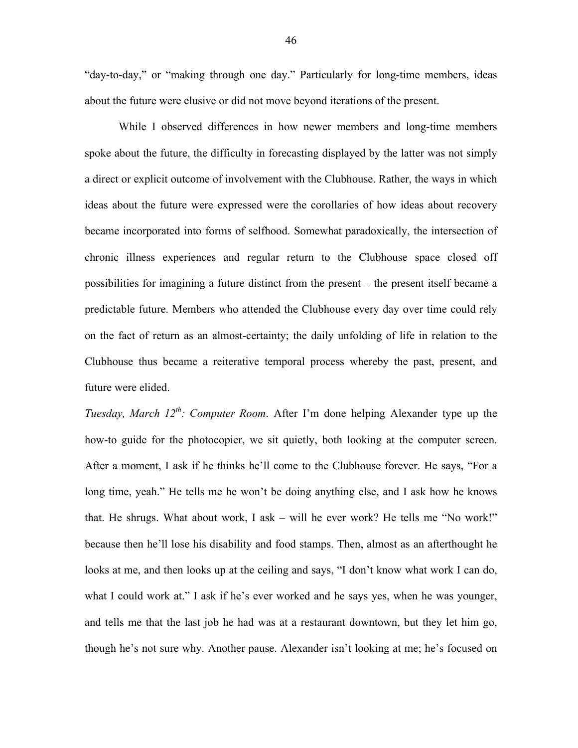"day-to-day," or "making through one day." Particularly for long-time members, ideas about the future were elusive or did not move beyond iterations of the present.

While I observed differences in how newer members and long-time members spoke about the future, the difficulty in forecasting displayed by the latter was not simply a direct or explicit outcome of involvement with the Clubhouse. Rather, the ways in which ideas about the future were expressed were the corollaries of how ideas about recovery became incorporated into forms of selfhood. Somewhat paradoxically, the intersection of chronic illness experiences and regular return to the Clubhouse space closed off possibilities for imagining a future distinct from the present – the present itself became a predictable future. Members who attended the Clubhouse every day over time could rely on the fact of return as an almost-certainty; the daily unfolding of life in relation to the Clubhouse thus became a reiterative temporal process whereby the past, present, and future were elided.

*Tuesday, March 12th: Computer Room*. After I'm done helping Alexander type up the how-to guide for the photocopier, we sit quietly, both looking at the computer screen. After a moment, I ask if he thinks he'll come to the Clubhouse forever. He says, "For a long time, yeah." He tells me he won't be doing anything else, and I ask how he knows that. He shrugs. What about work, I ask – will he ever work? He tells me "No work!" because then he'll lose his disability and food stamps. Then, almost as an afterthought he looks at me, and then looks up at the ceiling and says, "I don't know what work I can do, what I could work at." I ask if he's ever worked and he says yes, when he was younger, and tells me that the last job he had was at a restaurant downtown, but they let him go, though he's not sure why. Another pause. Alexander isn't looking at me; he's focused on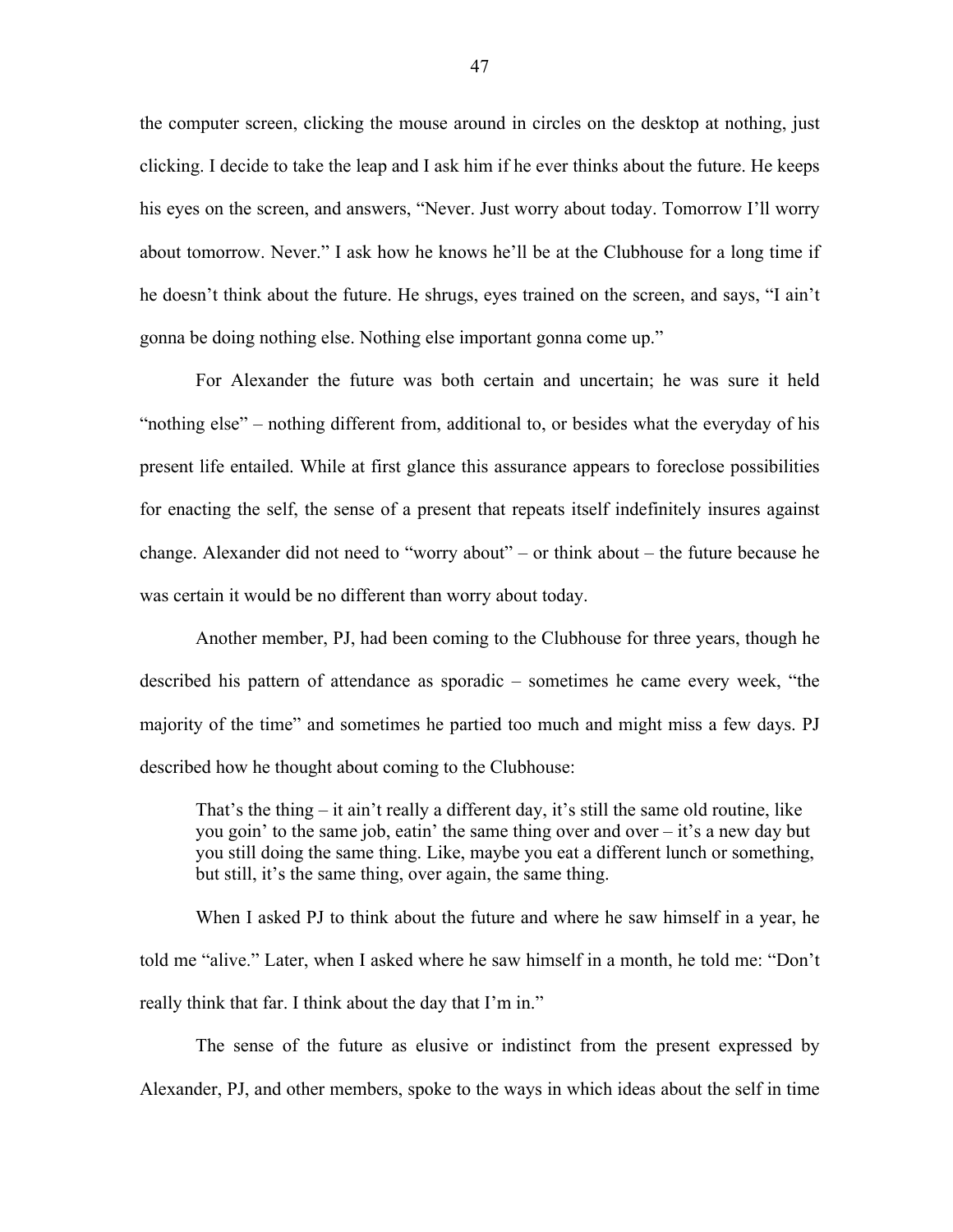the computer screen, clicking the mouse around in circles on the desktop at nothing, just clicking. I decide to take the leap and I ask him if he ever thinks about the future. He keeps his eyes on the screen, and answers, "Never. Just worry about today. Tomorrow I'll worry about tomorrow. Never." I ask how he knows he'll be at the Clubhouse for a long time if he doesn't think about the future. He shrugs, eyes trained on the screen, and says, "I ain't gonna be doing nothing else. Nothing else important gonna come up."

For Alexander the future was both certain and uncertain; he was sure it held "nothing else" – nothing different from, additional to, or besides what the everyday of his present life entailed. While at first glance this assurance appears to foreclose possibilities for enacting the self, the sense of a present that repeats itself indefinitely insures against change. Alexander did not need to "worry about" – or think about – the future because he was certain it would be no different than worry about today.

Another member, PJ, had been coming to the Clubhouse for three years, though he described his pattern of attendance as sporadic – sometimes he came every week, "the majority of the time" and sometimes he partied too much and might miss a few days. PJ described how he thought about coming to the Clubhouse:

> That's the thing – it ain't really a different day, it's still the same old routine, like you goin' to the same job, eatin' the same thing over and over – it's a new day but you still doing the same thing. Like, maybe you eat a different lunch or something, but still, it's the same thing, over again, the same thing.

When I asked PJ to think about the future and where he saw himself in a year, he told me "alive." Later, when I asked where he saw himself in a month, he told me: "Don't really think that far. I think about the day that I'm in."

The sense of the future as elusive or indistinct from the present expressed by Alexander, PJ, and other members, spoke to the ways in which ideas about the self in time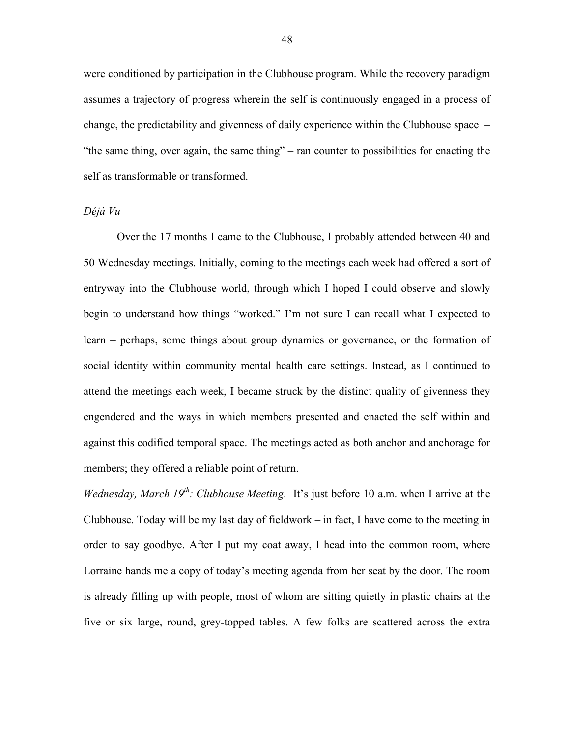were conditioned by participation in the Clubhouse program. While the recovery paradigm assumes a trajectory of progress wherein the self is continuously engaged in a process of change, the predictability and givenness of daily experience within the Clubhouse space – "the same thing, over again, the same thing" – ran counter to possibilities for enacting the self as transformable or transformed.

*Déjà Vu*

Over the 17 months I came to the Clubhouse, I probably attended between 40 and 50 Wednesday meetings. Initially, coming to the meetings each week had offered a sort of entryway into the Clubhouse world, through which I hoped I could observe and slowly begin to understand how things "worked." I'm not sure I can recall what I expected to learn – perhaps, some things about group dynamics or governance, or the formation of social identity within community mental health care settings. Instead, as I continued to attend the meetings each week, I became struck by the distinct quality of givenness they engendered and the ways in which members presented and enacted the self within and against this codified temporal space. The meetings acted as both anchor and anchorage for members; they offered a reliable point of return.

*Wednesday, March 19th: Clubhouse Meeting*. It's just before 10 a.m. when I arrive at the Clubhouse. Today will be my last day of fieldwork – in fact, I have come to the meeting in order to say goodbye. After I put my coat away, I head into the common room, where Lorraine hands me a copy of today's meeting agenda from her seat by the door. The room is already filling up with people, most of whom are sitting quietly in plastic chairs at the five or six large, round, grey-topped tables. A few folks are scattered across the extra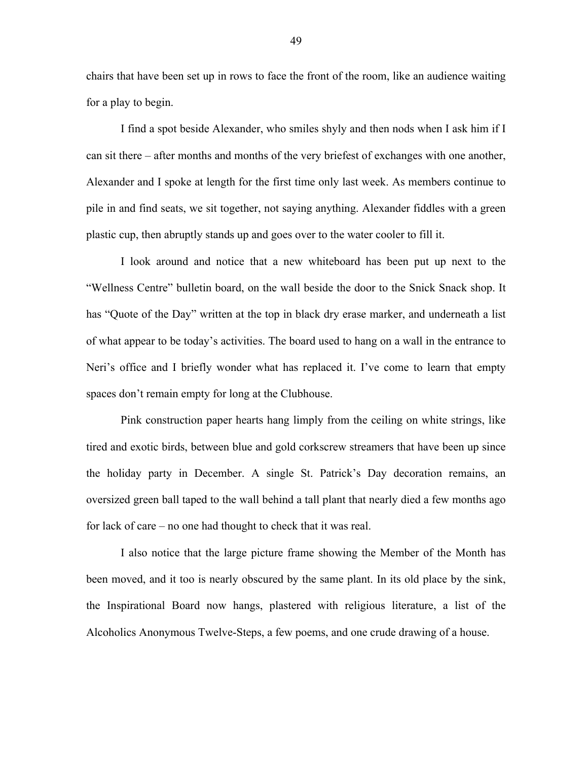chairs that have been set up in rows to face the front of the room, like an audience waiting for a play to begin.

I find a spot beside Alexander, who smiles shyly and then nods when I ask him if I can sit there – after months and months of the very briefest of exchanges with one another, Alexander and I spoke at length for the first time only last week. As members continue to pile in and find seats, we sit together, not saying anything. Alexander fiddles with a green plastic cup, then abruptly stands up and goes over to the water cooler to fill it.

I look around and notice that a new whiteboard has been put up next to the "Wellness Centre" bulletin board, on the wall beside the door to the Snick Snack shop. It has "Quote of the Day" written at the top in black dry erase marker, and underneath a list of what appear to be today's activities. The board used to hang on a wall in the entrance to Neri's office and I briefly wonder what has replaced it. I've come to learn that empty spaces don't remain empty for long at the Clubhouse.

Pink construction paper hearts hang limply from the ceiling on white strings, like tired and exotic birds, between blue and gold corkscrew streamers that have been up since the holiday party in December. A single St. Patrick's Day decoration remains, an oversized green ball taped to the wall behind a tall plant that nearly died a few months ago for lack of care – no one had thought to check that it was real.

I also notice that the large picture frame showing the Member of the Month has been moved, and it too is nearly obscured by the same plant. In its old place by the sink, the Inspirational Board now hangs, plastered with religious literature, a list of the Alcoholics Anonymous Twelve-Steps, a few poems, and one crude drawing of a house.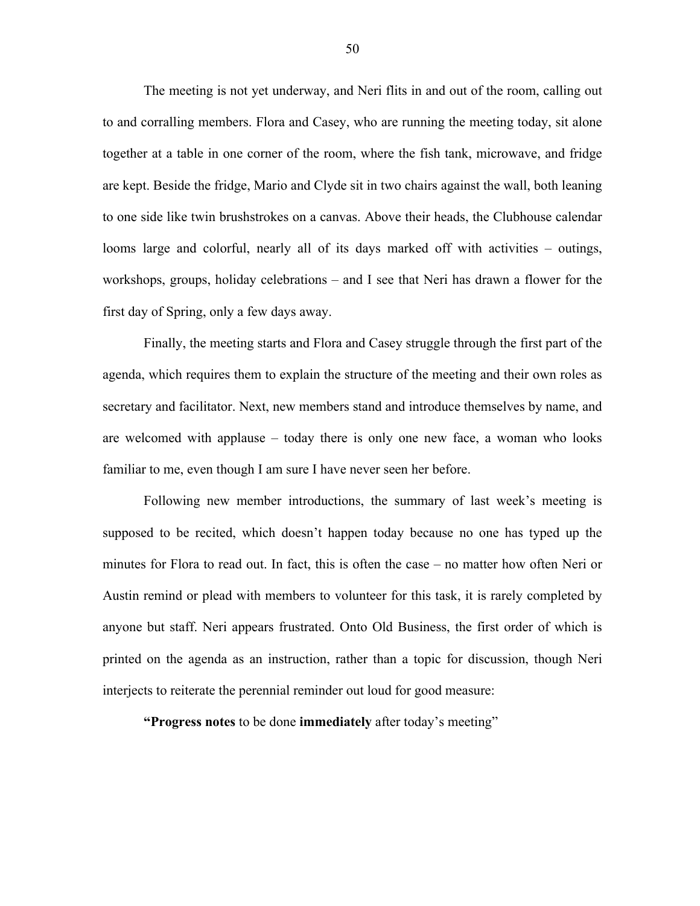The meeting is not yet underway, and Neri flits in and out of the room, calling out to and corralling members. Flora and Casey, who are running the meeting today, sit alone together at a table in one corner of the room, where the fish tank, microwave, and fridge are kept. Beside the fridge, Mario and Clyde sit in two chairs against the wall, both leaning to one side like twin brushstrokes on a canvas. Above their heads, the Clubhouse calendar looms large and colorful, nearly all of its days marked off with activities – outings, workshops, groups, holiday celebrations – and I see that Neri has drawn a flower for the first day of Spring, only a few days away.

Finally, the meeting starts and Flora and Casey struggle through the first part of the agenda, which requires them to explain the structure of the meeting and their own roles as secretary and facilitator. Next, new members stand and introduce themselves by name, and are welcomed with applause – today there is only one new face, a woman who looks familiar to me, even though I am sure I have never seen her before.

Following new member introductions, the summary of last week's meeting is supposed to be recited, which doesn't happen today because no one has typed up the minutes for Flora to read out. In fact, this is often the case – no matter how often Neri or Austin remind or plead with members to volunteer for this task, it is rarely completed by anyone but staff. Neri appears frustrated. Onto Old Business, the first order of which is printed on the agenda as an instruction, rather than a topic for discussion, though Neri interjects to reiterate the perennial reminder out loud for good measure:

**"Progress notes** to be done **immediately** after today's meeting"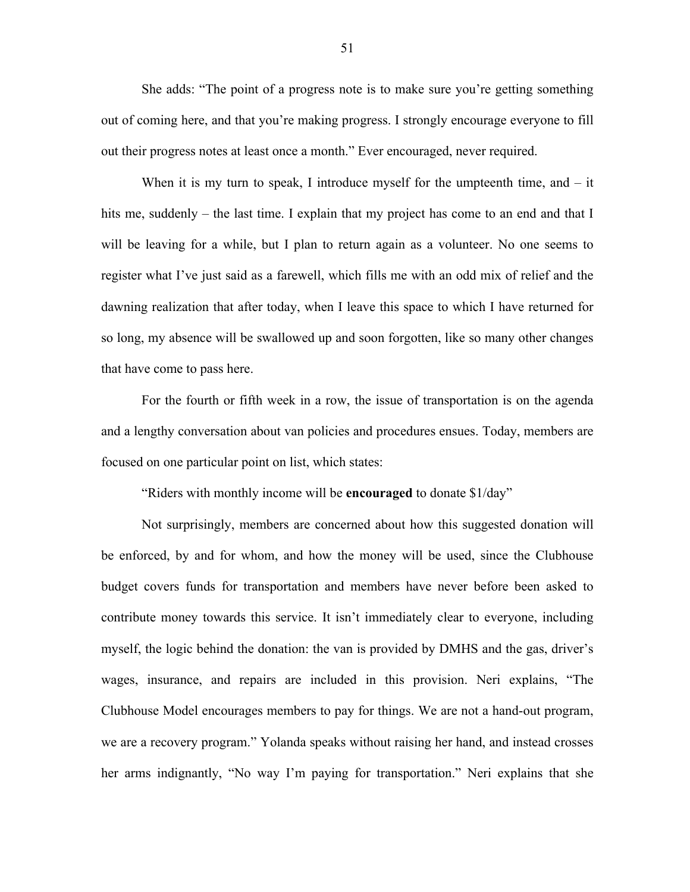She adds: "The point of a progress note is to make sure you're getting something out of coming here, and that you're making progress. I strongly encourage everyone to fill out their progress notes at least once a month." Ever encouraged, never required.

When it is my turn to speak, I introduce myself for the umpteenth time, and – it hits me, suddenly – the last time. I explain that my project has come to an end and that I will be leaving for a while, but I plan to return again as a volunteer. No one seems to register what I've just said as a farewell, which fills me with an odd mix of relief and the dawning realization that after today, when I leave this space to which I have returned for so long, my absence will be swallowed up and soon forgotten, like so many other changes that have come to pass here.

For the fourth or fifth week in a row, the issue of transportation is on the agenda and a lengthy conversation about van policies and procedures ensues. Today, members are focused on one particular point on list, which states:

"Riders with monthly income will be **encouraged** to donate $1/day"

Not surprisingly, members are concerned about how this suggested donation will be enforced, by and for whom, and how the money will be used, since the Clubhouse budget covers funds for transportation and members have never before been asked to contribute money towards this service. It isn't immediately clear to everyone, including myself, the logic behind the donation: the van is provided by DMHS and the gas, driver's wages, insurance, and repairs are included in this provision. Neri explains, "The Clubhouse Model encourages members to pay for things. We are not a hand-out program, we are a recovery program." Yolanda speaks without raising her hand, and instead crosses her arms indignantly, "No way I'm paying for transportation." Neri explains that she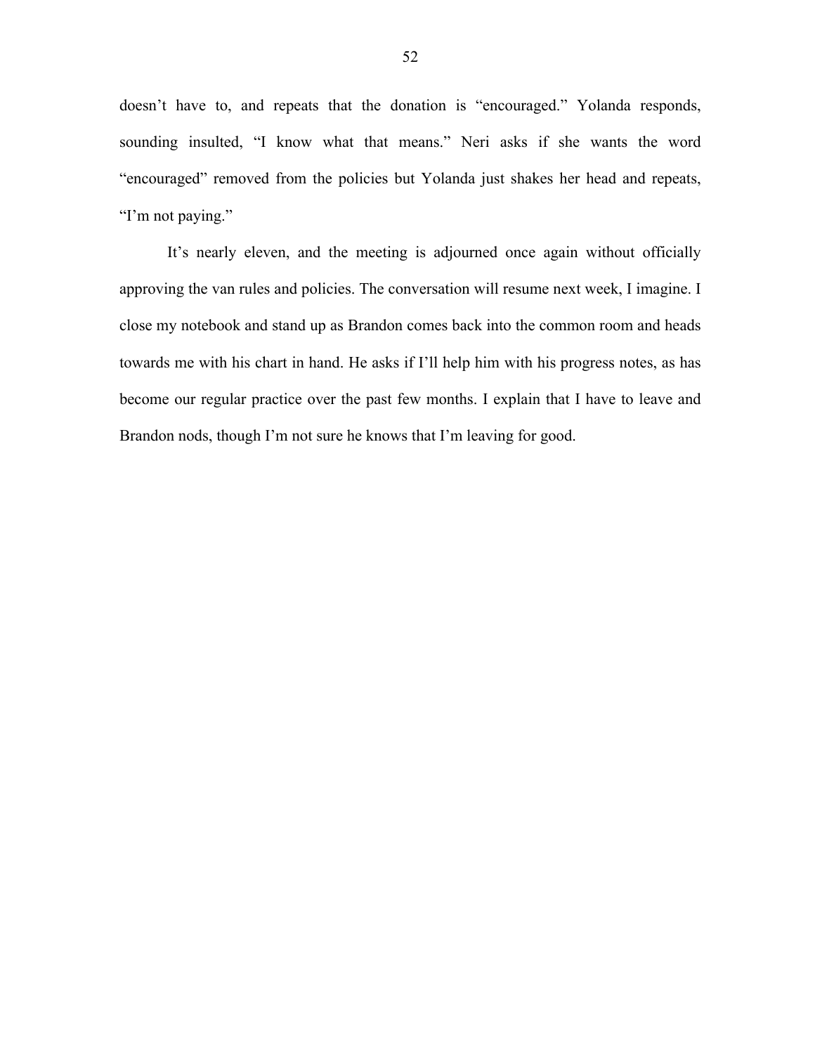doesn't have to, and repeats that the donation is "encouraged." Yolanda responds, sounding insulted, "I know what that means." Neri asks if she wants the word "encouraged" removed from the policies but Yolanda just shakes her head and repeats, "I'm not paying."

It's nearly eleven, and the meeting is adjourned once again without officially approving the van rules and policies. The conversation will resume next week, I imagine. I close my notebook and stand up as Brandon comes back into the common room and heads towards me with his chart in hand. He asks if I'll help him with his progress notes, as has become our regular practice over the past few months. I explain that I have to leave and Brandon nods, though I'm not sure he knows that I'm leaving for good.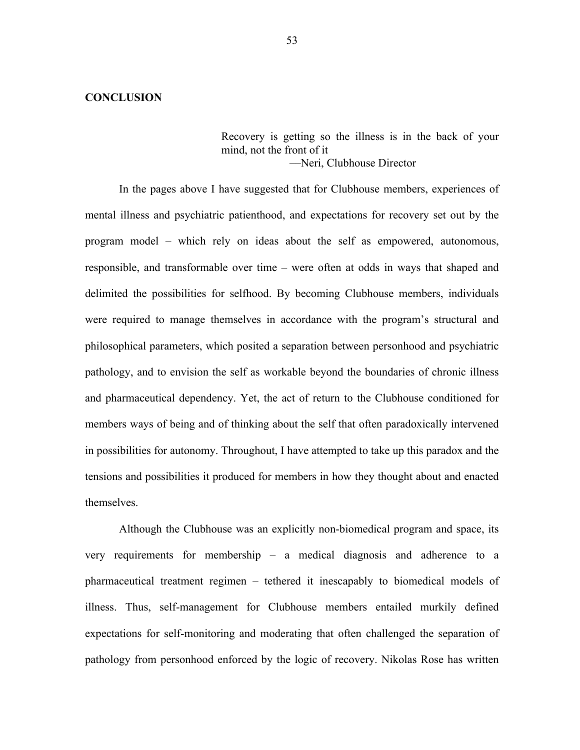## CONCLUSION

> Recovery is getting so the illness is in the back of your mind, not the front of it
>
> —Neri, Clubhouse Director

In the pages above I have suggested that for Clubhouse members, experiences of mental illness and psychiatric patienthood, and expectations for recovery set out by the program model – which rely on ideas about the self as empowered, autonomous, responsible, and transformable over time – were often at odds in ways that shaped and delimited the possibilities for selfhood. By becoming Clubhouse members, individuals were required to manage themselves in accordance with the program's structural and philosophical parameters, which posited a separation between personhood and psychiatric pathology, and to envision the self as workable beyond the boundaries of chronic illness and pharmaceutical dependency. Yet, the act of return to the Clubhouse conditioned for members ways of being and of thinking about the self that often paradoxically intervened in possibilities for autonomy. Throughout, I have attempted to take up this paradox and the tensions and possibilities it produced for members in how they thought about and enacted themselves.

Although the Clubhouse was an explicitly non-biomedical program and space, its very requirements for membership – a medical diagnosis and adherence to a pharmaceutical treatment regimen – tethered it inescapably to biomedical models of illness. Thus, self-management for Clubhouse members entailed murkily defined expectations for self-monitoring and moderating that often challenged the separation of pathology from personhood enforced by the logic of recovery. Nikolas Rose has written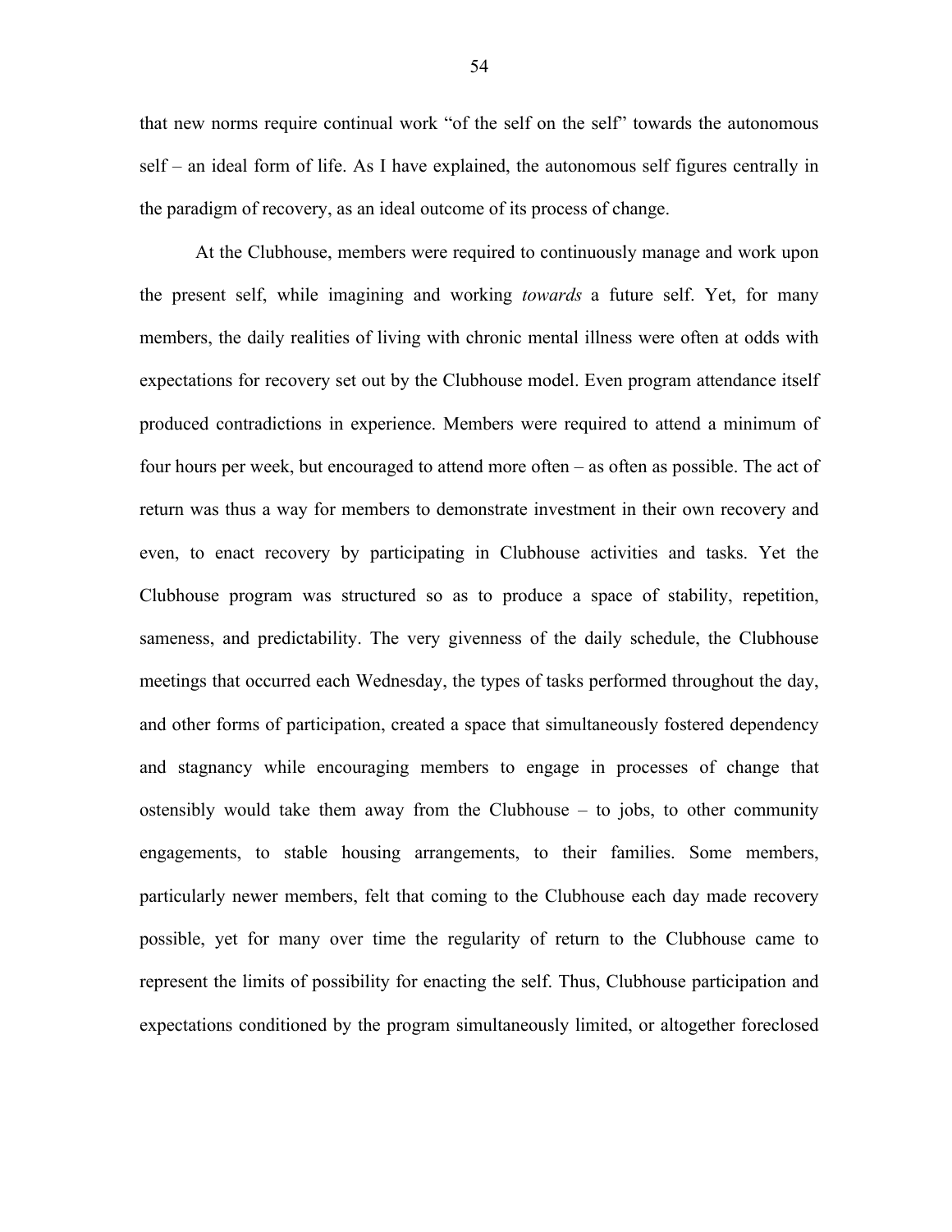that new norms require continual work "of the self on the self" towards the autonomous self – an ideal form of life. As I have explained, the autonomous self figures centrally in the paradigm of recovery, as an ideal outcome of its process of change.

At the Clubhouse, members were required to continuously manage and work upon the present self, while imagining and working *towards* a future self. Yet, for many members, the daily realities of living with chronic mental illness were often at odds with expectations for recovery set out by the Clubhouse model. Even program attendance itself produced contradictions in experience. Members were required to attend a minimum of four hours per week, but encouraged to attend more often – as often as possible. The act of return was thus a way for members to demonstrate investment in their own recovery and even, to enact recovery by participating in Clubhouse activities and tasks. Yet the Clubhouse program was structured so as to produce a space of stability, repetition, sameness, and predictability. The very givenness of the daily schedule, the Clubhouse meetings that occurred each Wednesday, the types of tasks performed throughout the day, and other forms of participation, created a space that simultaneously fostered dependency and stagnancy while encouraging members to engage in processes of change that ostensibly would take them away from the Clubhouse – to jobs, to other community engagements, to stable housing arrangements, to their families. Some members, particularly newer members, felt that coming to the Clubhouse each day made recovery possible, yet for many over time the regularity of return to the Clubhouse came to represent the limits of possibility for enacting the self. Thus, Clubhouse participation and expectations conditioned by the program simultaneously limited, or altogether foreclosed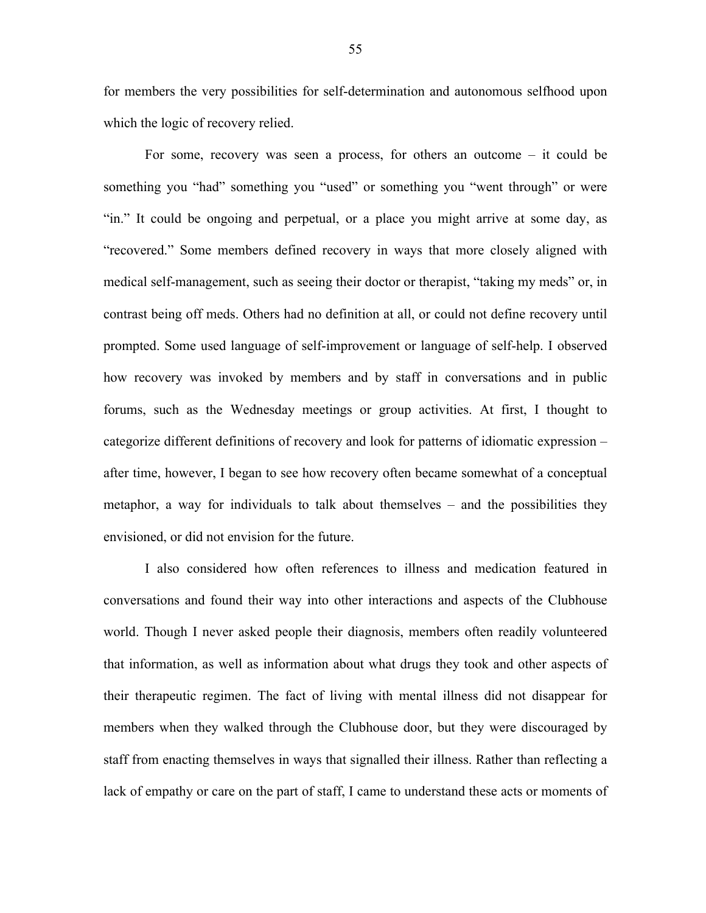for members the very possibilities for self-determination and autonomous selfhood upon which the logic of recovery relied.

For some, recovery was seen a process, for others an outcome – it could be something you "had" something you "used" or something you "went through" or were "in." It could be ongoing and perpetual, or a place you might arrive at some day, as "recovered." Some members defined recovery in ways that more closely aligned with medical self-management, such as seeing their doctor or therapist, "taking my meds" or, in contrast being off meds. Others had no definition at all, or could not define recovery until prompted. Some used language of self-improvement or language of self-help. I observed how recovery was invoked by members and by staff in conversations and in public forums, such as the Wednesday meetings or group activities. At first, I thought to categorize different definitions of recovery and look for patterns of idiomatic expression – after time, however, I began to see how recovery often became somewhat of a conceptual metaphor, a way for individuals to talk about themselves – and the possibilities they envisioned, or did not envision for the future.

I also considered how often references to illness and medication featured in conversations and found their way into other interactions and aspects of the Clubhouse world. Though I never asked people their diagnosis, members often readily volunteered that information, as well as information about what drugs they took and other aspects of their therapeutic regimen. The fact of living with mental illness did not disappear for members when they walked through the Clubhouse door, but they were discouraged by staff from enacting themselves in ways that signalled their illness. Rather than reflecting a lack of empathy or care on the part of staff, I came to understand these acts or moments of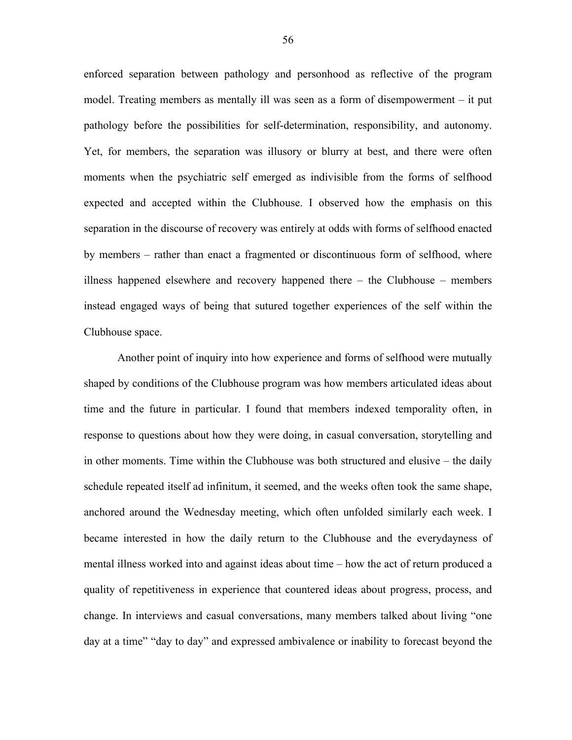enforced separation between pathology and personhood as reflective of the program model. Treating members as mentally ill was seen as a form of disempowerment – it put pathology before the possibilities for self-determination, responsibility, and autonomy. Yet, for members, the separation was illusory or blurry at best, and there were often moments when the psychiatric self emerged as indivisible from the forms of selfhood expected and accepted within the Clubhouse. I observed how the emphasis on this separation in the discourse of recovery was entirely at odds with forms of selfhood enacted by members – rather than enact a fragmented or discontinuous form of selfhood, where illness happened elsewhere and recovery happened there – the Clubhouse – members instead engaged ways of being that sutured together experiences of the self within the Clubhouse space.

Another point of inquiry into how experience and forms of selfhood were mutually shaped by conditions of the Clubhouse program was how members articulated ideas about time and the future in particular. I found that members indexed temporality often, in response to questions about how they were doing, in casual conversation, storytelling and in other moments. Time within the Clubhouse was both structured and elusive – the daily schedule repeated itself ad infinitum, it seemed, and the weeks often took the same shape, anchored around the Wednesday meeting, which often unfolded similarly each week. I became interested in how the daily return to the Clubhouse and the everydayness of mental illness worked into and against ideas about time – how the act of return produced a quality of repetitiveness in experience that countered ideas about progress, process, and change. In interviews and casual conversations, many members talked about living "one day at a time" "day to day" and expressed ambivalence or inability to forecast beyond the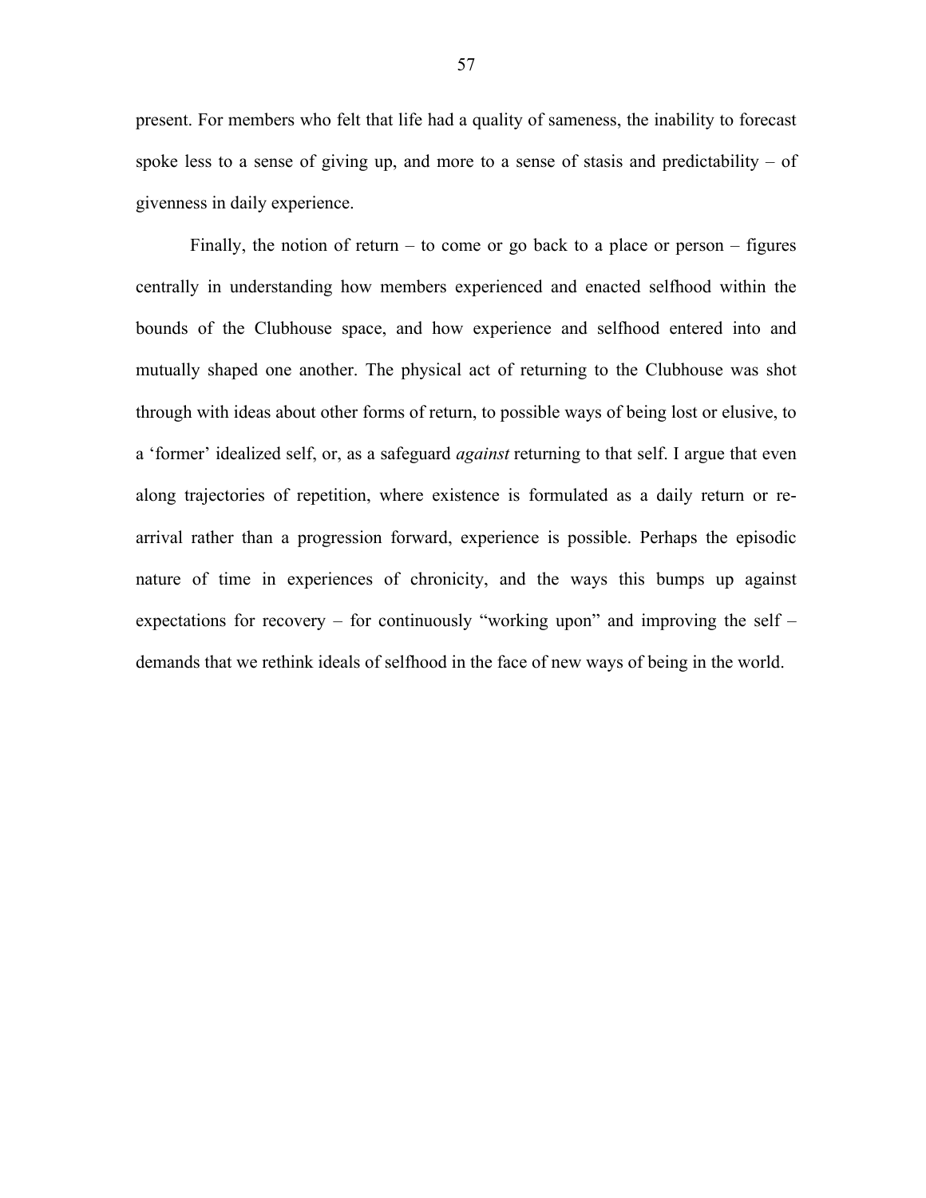present. For members who felt that life had a quality of sameness, the inability to forecast spoke less to a sense of giving up, and more to a sense of stasis and predictability – of givenness in daily experience.

Finally, the notion of return – to come or go back to a place or person – figures centrally in understanding how members experienced and enacted selfhood within the bounds of the Clubhouse space, and how experience and selfhood entered into and mutually shaped one another. The physical act of returning to the Clubhouse was shot through with ideas about other forms of return, to possible ways of being lost or elusive, to a 'former' idealized self, or, as a safeguard *against* returning to that self. I argue that even along trajectories of repetition, where existence is formulated as a daily return or re-arrival rather than a progression forward, experience is possible. Perhaps the episodic nature of time in experiences of chronicity, and the ways this bumps up against expectations for recovery – for continuously "working upon" and improving the self – demands that we rethink ideals of selfhood in the face of new ways of being in the world.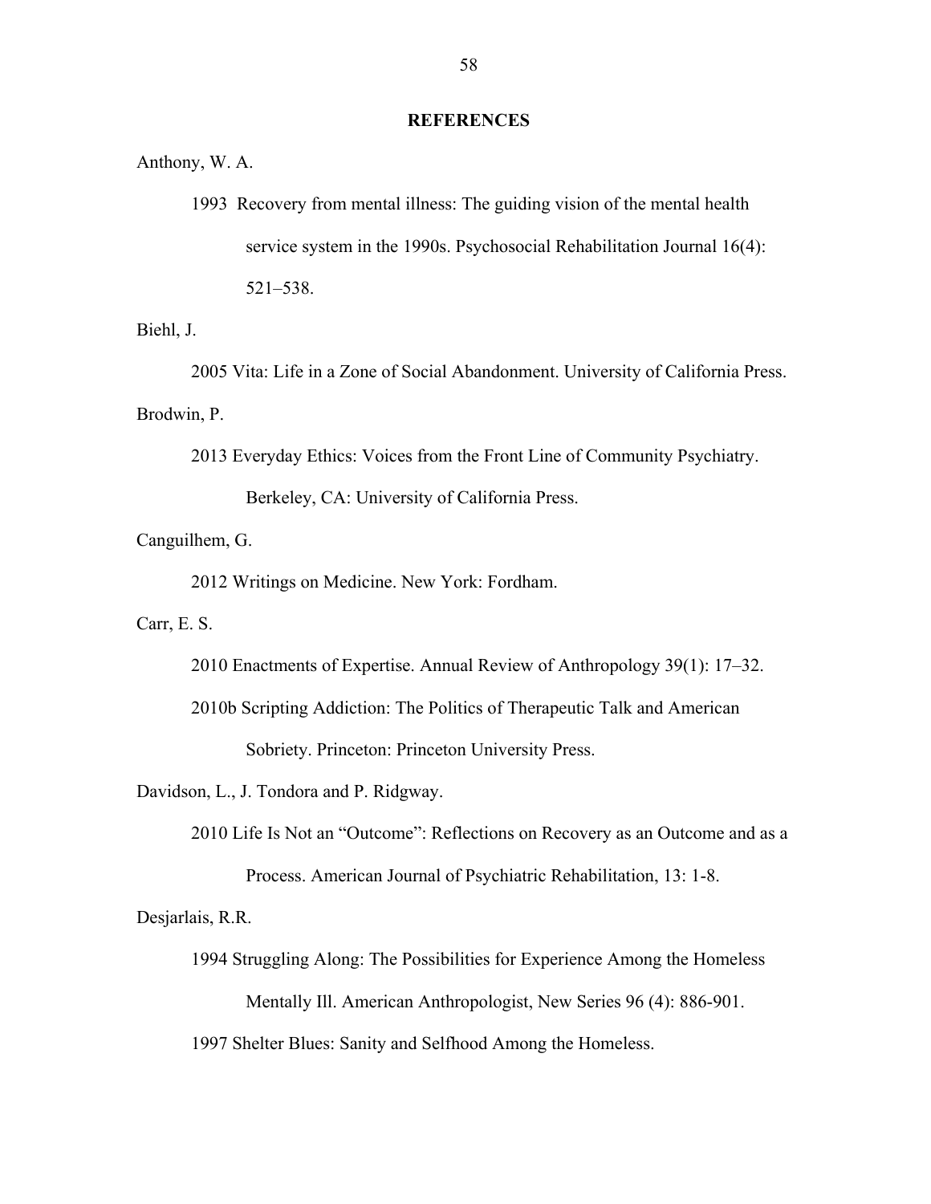## REFERENCES

Anthony, W. A.

1993 Recovery from mental illness: The guiding vision of the mental health service system in the 1990s. Psychosocial Rehabilitation Journal 16(4): 521–538.

Biehl, J.

2005 Vita: Life in a Zone of Social Abandonment. University of California Press.

Brodwin, P.

2013 Everyday Ethics: Voices from the Front Line of Community Psychiatry. Berkeley, CA: University of California Press.

Canguilhem, G.

2012 Writings on Medicine. New York: Fordham.

Carr, E. S.

2010 Enactments of Expertise. Annual Review of Anthropology 39(1): 17–32.

2010b Scripting Addiction: The Politics of Therapeutic Talk and American Sobriety. Princeton: Princeton University Press.

Davidson, L., J. Tondora and P. Ridgway.

2010 Life Is Not an "Outcome": Reflections on Recovery as an Outcome and as a Process. American Journal of Psychiatric Rehabilitation, 13: 1-8.

Desjarlais, R.R.

1994 Struggling Along: The Possibilities for Experience Among the Homeless Mentally Ill. American Anthropologist, New Series 96 (4): 886-901.

1997 Shelter Blues: Sanity and Selfhood Among the Homeless.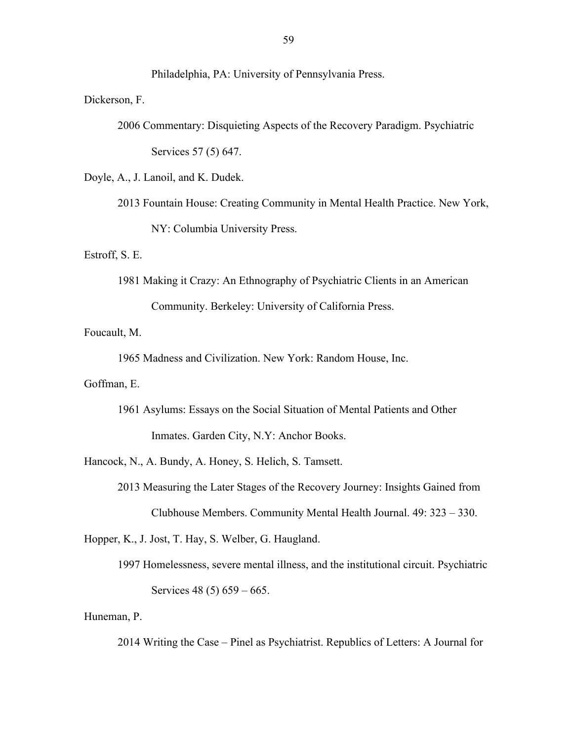Philadelphia, PA: University of Pennsylvania Press.

Dickerson, F.

2006 Commentary: Disquieting Aspects of the Recovery Paradigm. Psychiatric Services 57 (5) 647.

Doyle, A., J. Lanoil, and K. Dudek.

2013 Fountain House: Creating Community in Mental Health Practice. New York, NY: Columbia University Press.

Estroff, S. E.

1981 Making it Crazy: An Ethnography of Psychiatric Clients in an American Community. Berkeley: University of California Press.

Foucault, M.

1965 Madness and Civilization. New York: Random House, Inc.

Goffman, E.

1961 Asylums: Essays on the Social Situation of Mental Patients and Other Inmates. Garden City, N.Y: Anchor Books.

Hancock, N., A. Bundy, A. Honey, S. Helich, S. Tamsett.

2013 Measuring the Later Stages of the Recovery Journey: Insights Gained from Clubhouse Members. Community Mental Health Journal. 49: 323 – 330.

Hopper, K., J. Jost, T. Hay, S. Welber, G. Haugland.

1997 Homelessness, severe mental illness, and the institutional circuit. Psychiatric Services 48 (5) 659 – 665.

Huneman, P.

2014 Writing the Case – Pinel as Psychiatrist. Republics of Letters: A Journal for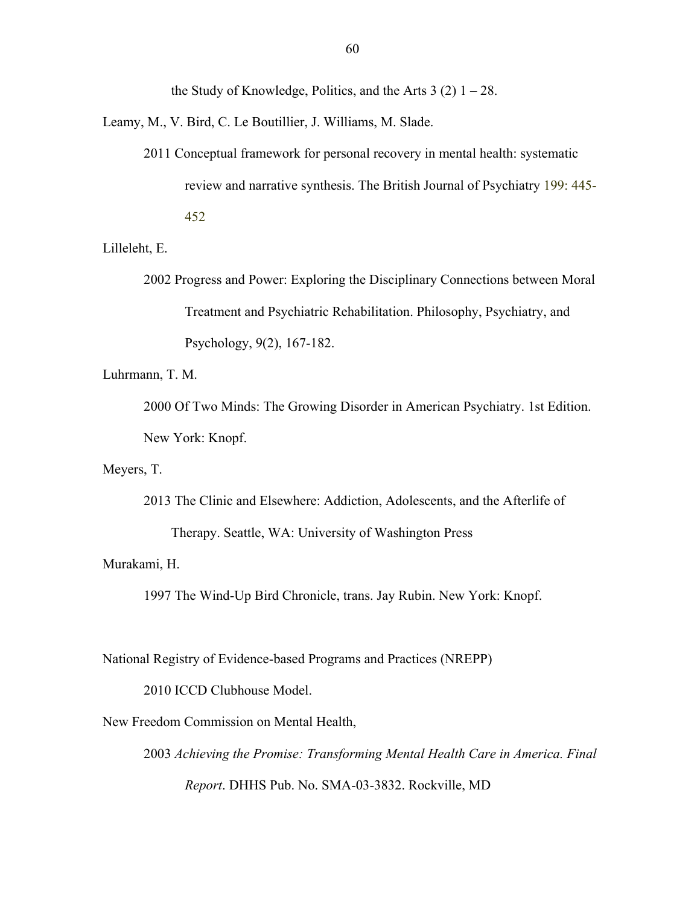the Study of Knowledge, Politics, and the Arts 3 (2) 1 – 28.

Leamy, M., V. Bird, C. Le Boutillier, J. Williams, M. Slade.

2011 Conceptual framework for personal recovery in mental health: systematic review and narrative synthesis. The British Journal of Psychiatry 199: 445-452

Lilleleht, E.

2002 Progress and Power: Exploring the Disciplinary Connections between Moral Treatment and Psychiatric Rehabilitation. Philosophy, Psychiatry, and Psychology, 9(2), 167-182.

Luhrmann, T. M.

2000 Of Two Minds: The Growing Disorder in American Psychiatry. 1st Edition. New York: Knopf.

Meyers, T.

2013 The Clinic and Elsewhere: Addiction, Adolescents, and the Afterlife of Therapy. Seattle, WA: University of Washington Press

Murakami, H.

1997 The Wind-Up Bird Chronicle, trans. Jay Rubin. New York: Knopf.

National Registry of Evidence-based Programs and Practices (NREPP)

2010 ICCD Clubhouse Model.

New Freedom Commission on Mental Health,

2003 *Achieving the Promise: Transforming Mental Health Care in America. Final Report*. DHHS Pub. No. SMA-03-3832. Rockville, MD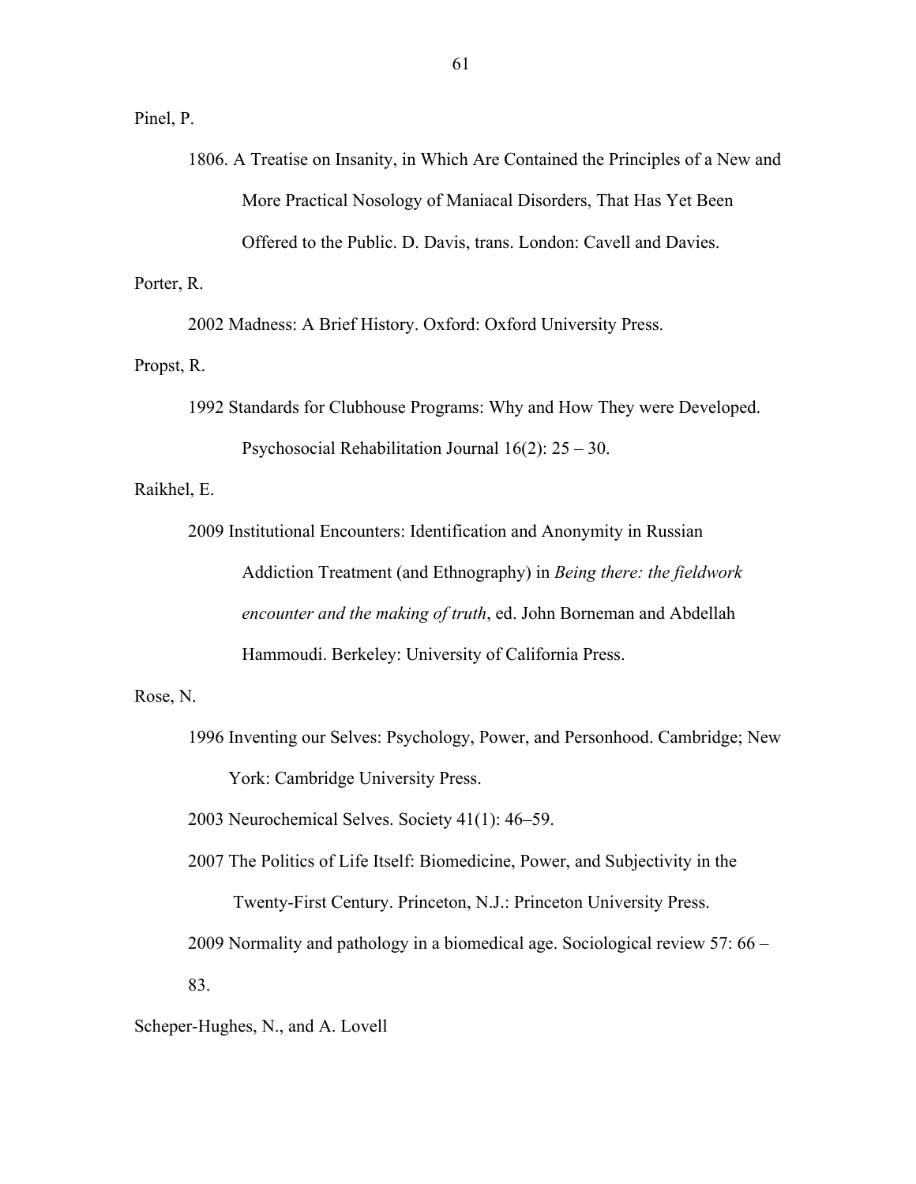Pinel, P.

1806. A Treatise on Insanity, in Which Are Contained the Principles of a New and More Practical Nosology of Maniacal Disorders, That Has Yet Been Offered to the Public. D. Davis, trans. London: Cavell and Davies.

Porter, R.

2002 Madness: A Brief History. Oxford: Oxford University Press.

Propst, R.

1992 Standards for Clubhouse Programs: Why and How They were Developed. Psychosocial Rehabilitation Journal 16(2): 25 – 30.

Raikhel, E.

2009 Institutional Encounters: Identification and Anonymity in Russian Addiction Treatment (and Ethnography) in *Being there: the fieldwork encounter and the making of truth*, ed. John Borneman and Abdellah Hammoudi. Berkeley: University of California Press.

Rose, N.

1996 Inventing our Selves: Psychology, Power, and Personhood. Cambridge; New York: Cambridge University Press.

2003 Neurochemical Selves. Society 41(1): 46–59.

2007 The Politics of Life Itself: Biomedicine, Power, and Subjectivity in the Twenty-First Century. Princeton, N.J.: Princeton University Press.

2009 Normality and pathology in a biomedical age. Sociological review 57: 66 – 83.

Scheper-Hughes, N., and A. Lovell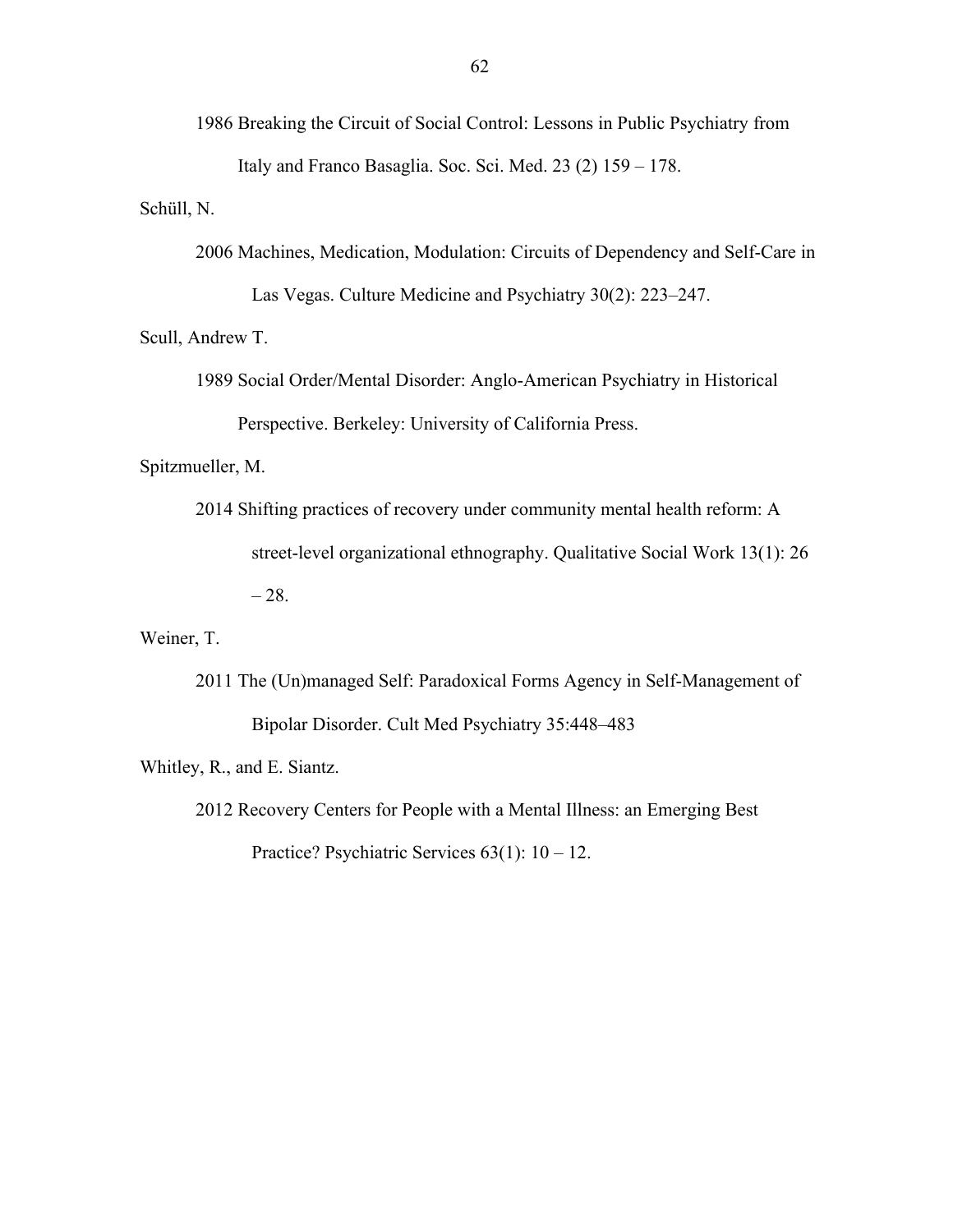1986 Breaking the Circuit of Social Control: Lessons in Public Psychiatry from Italy and Franco Basaglia. Soc. Sci. Med. 23 (2) 159 – 178.

Schüll, N.

2006 Machines, Medication, Modulation: Circuits of Dependency and Self-Care in Las Vegas. Culture Medicine and Psychiatry 30(2): 223–247.

Scull, Andrew T.

1989 Social Order/Mental Disorder: Anglo-American Psychiatry in Historical Perspective. Berkeley: University of California Press.

Spitzmueller, M.

2014 Shifting practices of recovery under community mental health reform: A street-level organizational ethnography. Qualitative Social Work 13(1): 26 – 28.

Weiner, T.

2011 The (Un)managed Self: Paradoxical Forms Agency in Self-Management of Bipolar Disorder. Cult Med Psychiatry 35:448–483

Whitley, R., and E. Siantz.

2012 Recovery Centers for People with a Mental Illness: an Emerging Best Practice? Psychiatric Services 63(1): 10 – 12.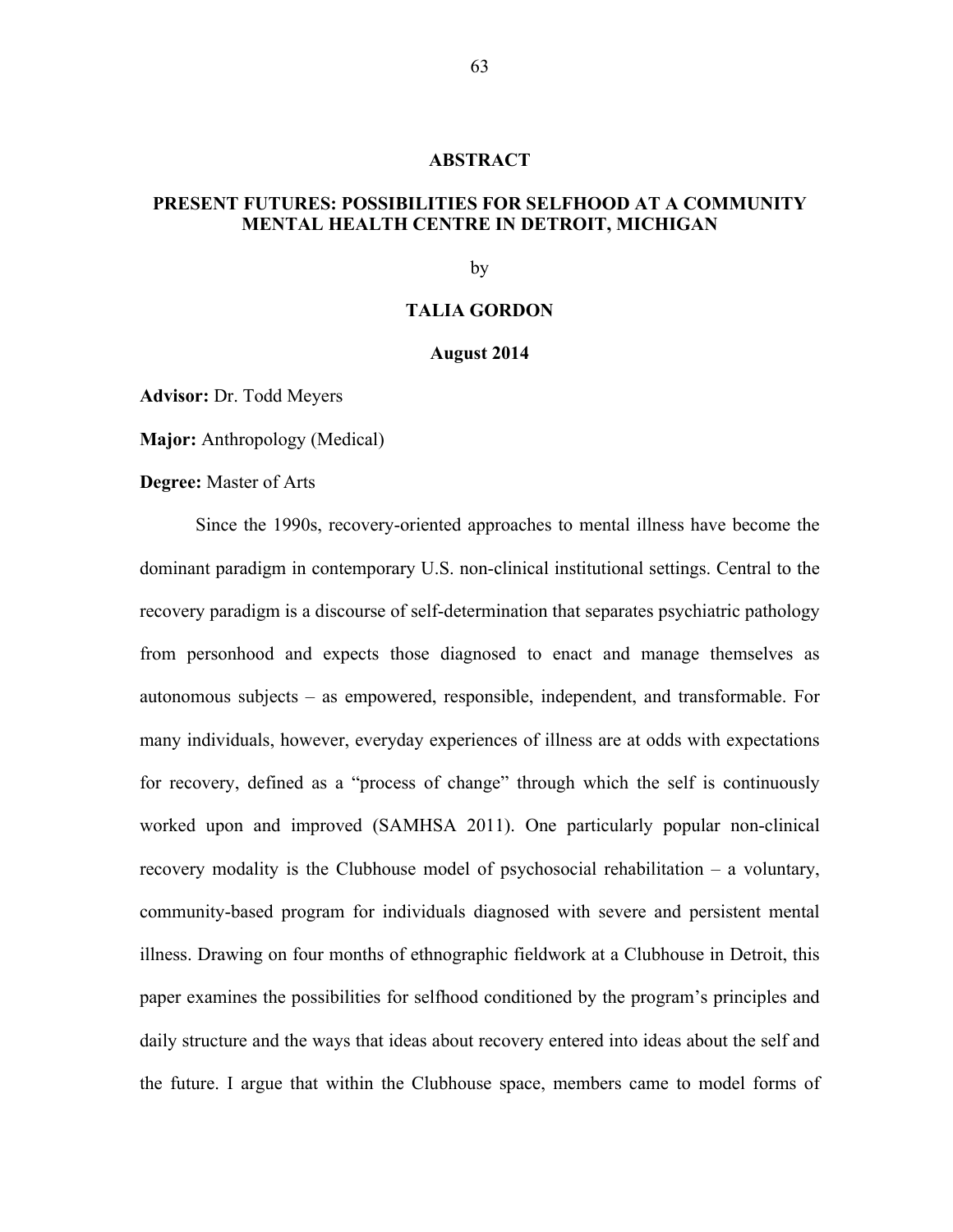## ABSTRACT

## PRESENT FUTURES: POSSIBILITIES FOR SELFHOOD AT A COMMUNITY MENTAL HEALTH CENTRE IN DETROIT, MICHIGAN

by

**TALIA GORDON**

**August 2014**

**Advisor:** Dr. Todd Meyers

**Major:** Anthropology (Medical)

**Degree:** Master of Arts

Since the 1990s, recovery-oriented approaches to mental illness have become the dominant paradigm in contemporary U.S. non-clinical institutional settings. Central to the recovery paradigm is a discourse of self-determination that separates psychiatric pathology from personhood and expects those diagnosed to enact and manage themselves as autonomous subjects – as empowered, responsible, independent, and transformable. For many individuals, however, everyday experiences of illness are at odds with expectations for recovery, defined as a "process of change" through which the self is continuously worked upon and improved (SAMHSA 2011). One particularly popular non-clinical recovery modality is the Clubhouse model of psychosocial rehabilitation – a voluntary, community-based program for individuals diagnosed with severe and persistent mental illness. Drawing on four months of ethnographic fieldwork at a Clubhouse in Detroit, this paper examines the possibilities for selfhood conditioned by the program's principles and daily structure and the ways that ideas about recovery entered into ideas about the self and the future. I argue that within the Clubhouse space, members came to model forms of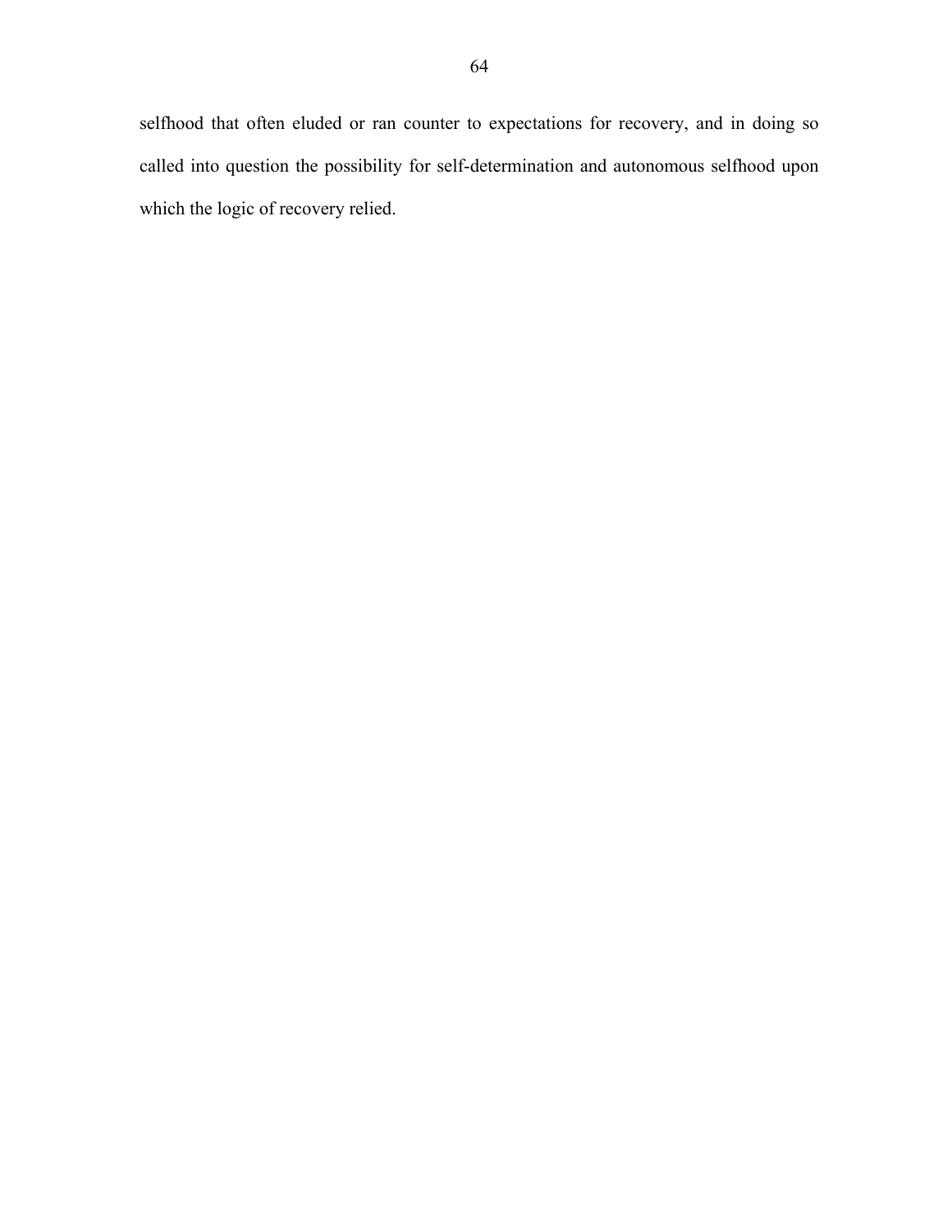selfhood that often eluded or ran counter to expectations for recovery, and in doing so called into question the possibility for self-determination and autonomous selfhood upon which the logic of recovery relied.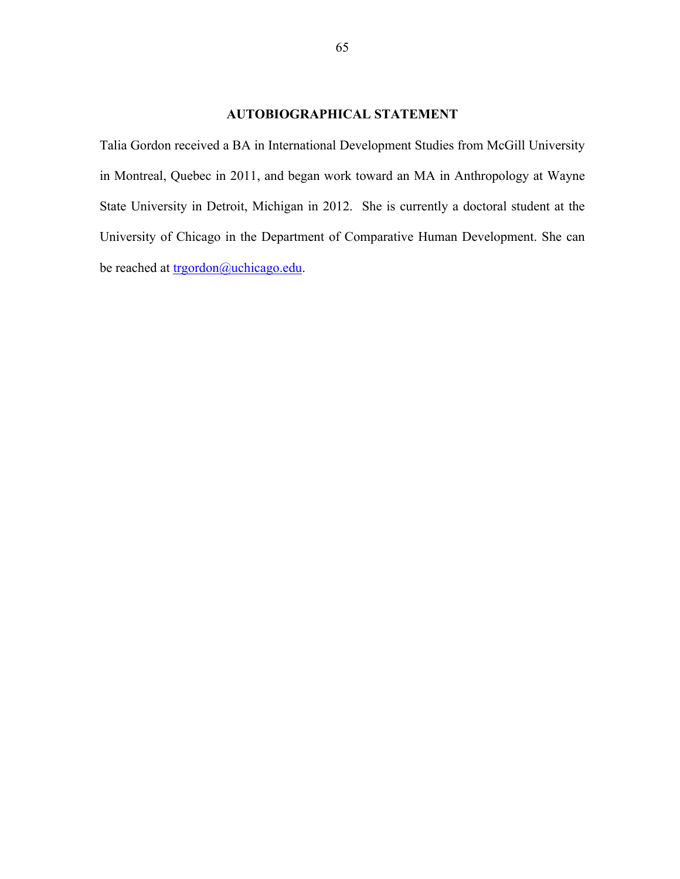## AUTOBIOGRAPHICAL STATEMENT

Talia Gordon received a BA in International Development Studies from McGill University in Montreal, Quebec in 2011, and began work toward an MA in Anthropology at Wayne State University in Detroit, Michigan in 2012. She is currently a doctoral student at the University of Chicago in the Department of Comparative Human Development. She can be reached at trgordon@uchicago.edu.